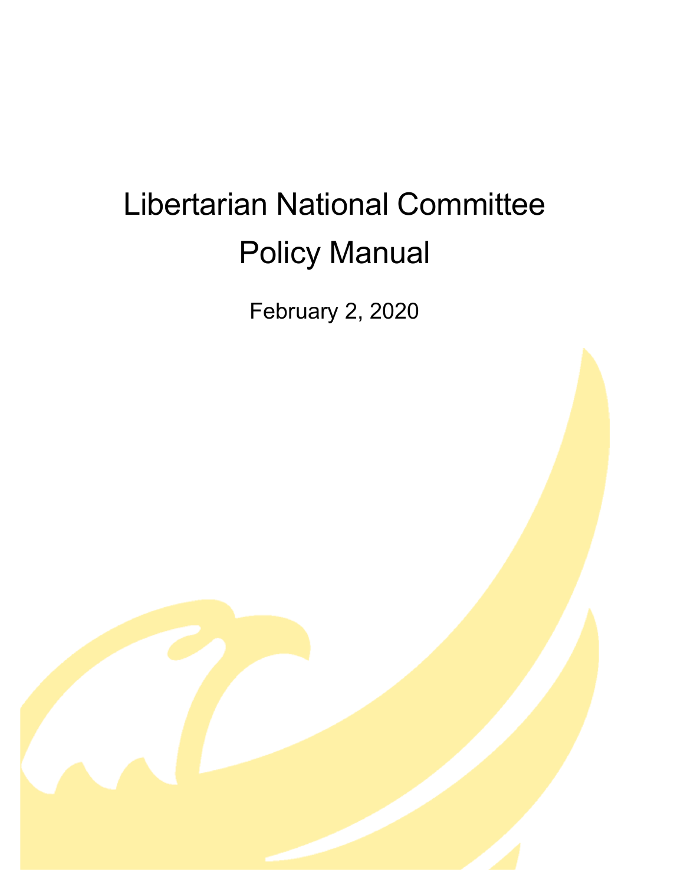# Libertarian National Committee Policy Manual

February 2, 2020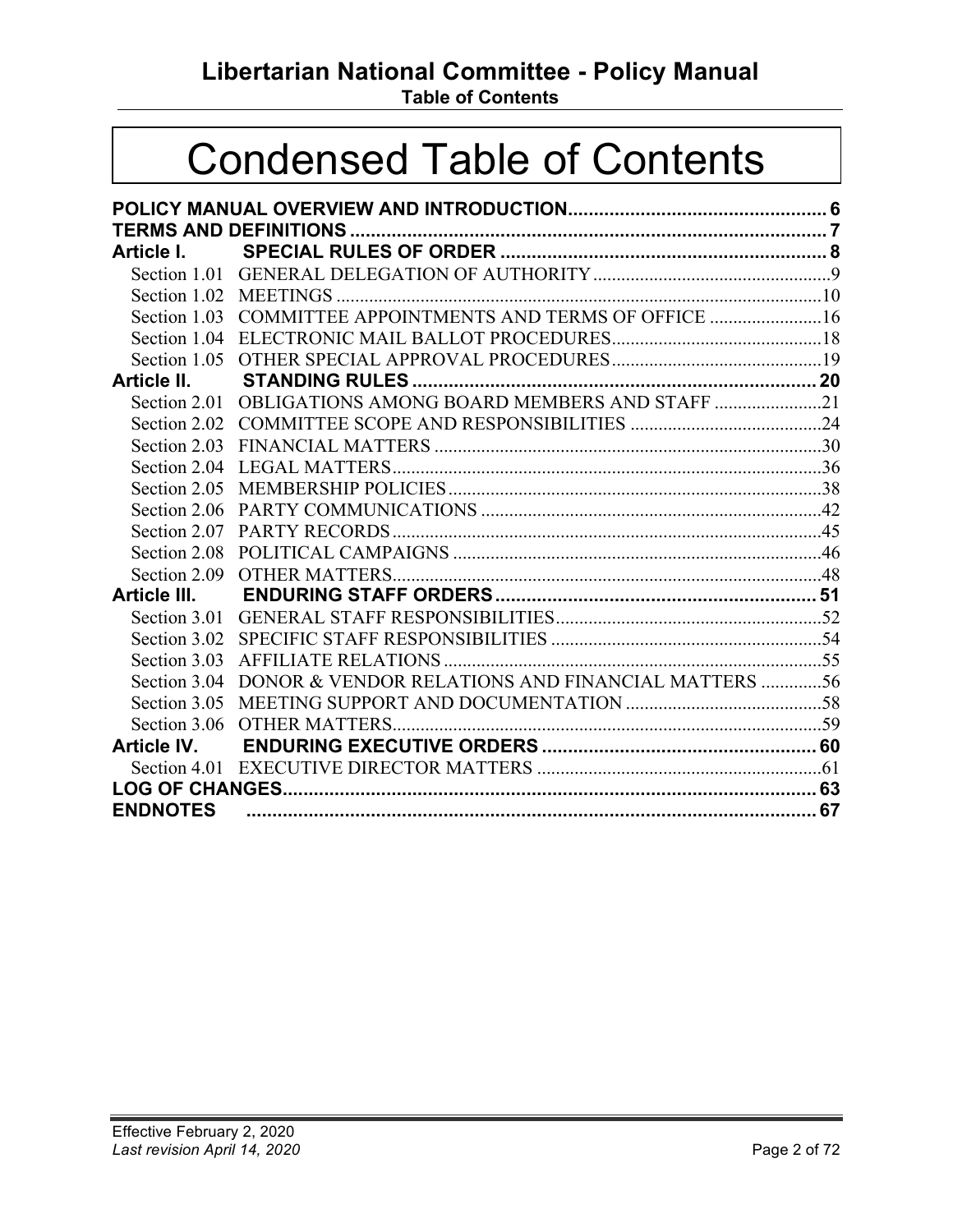# Condensed Table of Contents

**POLICY MANUAL OVERVIEW AND INTRODUCTION** .......... 6
**TERMS AND DEFINITIONS** .......... 7
**Article I. SPECIAL RULES OF ORDER** .......... 8
- Section 1.01 GENERAL DELEGATION OF AUTHORITY .......... 9
- Section 1.02 MEETINGS .......... 10
- Section 1.03 COMMITTEE APPOINTMENTS AND TERMS OF OFFICE .......... 16
- Section 1.04 ELECTRONIC MAIL BALLOT PROCEDURES .......... 18
- Section 1.05 OTHER SPECIAL APPROVAL PROCEDURES .......... 19

**Article II. STANDING RULES** .......... 20
- Section 2.01 OBLIGATIONS AMONG BOARD MEMBERS AND STAFF .......... 21
- Section 2.02 COMMITTEE SCOPE AND RESPONSIBILITIES .......... 24
- Section 2.03 FINANCIAL MATTERS .......... 30
- Section 2.04 LEGAL MATTERS .......... 36
- Section 2.05 MEMBERSHIP POLICIES .......... 38
- Section 2.06 PARTY COMMUNICATIONS .......... 42
- Section 2.07 PARTY RECORDS .......... 45
- Section 2.08 POLITICAL CAMPAIGNS .......... 46
- Section 2.09 OTHER MATTERS .......... 48

**Article III. ENDURING STAFF ORDERS** .......... 51
- Section 3.01 GENERAL STAFF RESPONSIBILITIES .......... 52
- Section 3.02 SPECIFIC STAFF RESPONSIBILITIES .......... 54
- Section 3.03 AFFILIATE RELATIONS .......... 55
- Section 3.04 DONOR & VENDOR RELATIONS AND FINANCIAL MATTERS .......... 56
- Section 3.05 MEETING SUPPORT AND DOCUMENTATION .......... 58
- Section 3.06 OTHER MATTERS .......... 59

**Article IV. ENDURING EXECUTIVE ORDERS** .......... 60
- Section 4.01 EXECUTIVE DIRECTOR MATTERS .......... 61

**LOG OF CHANGES** .......... 63
**ENDNOTES** .......... 67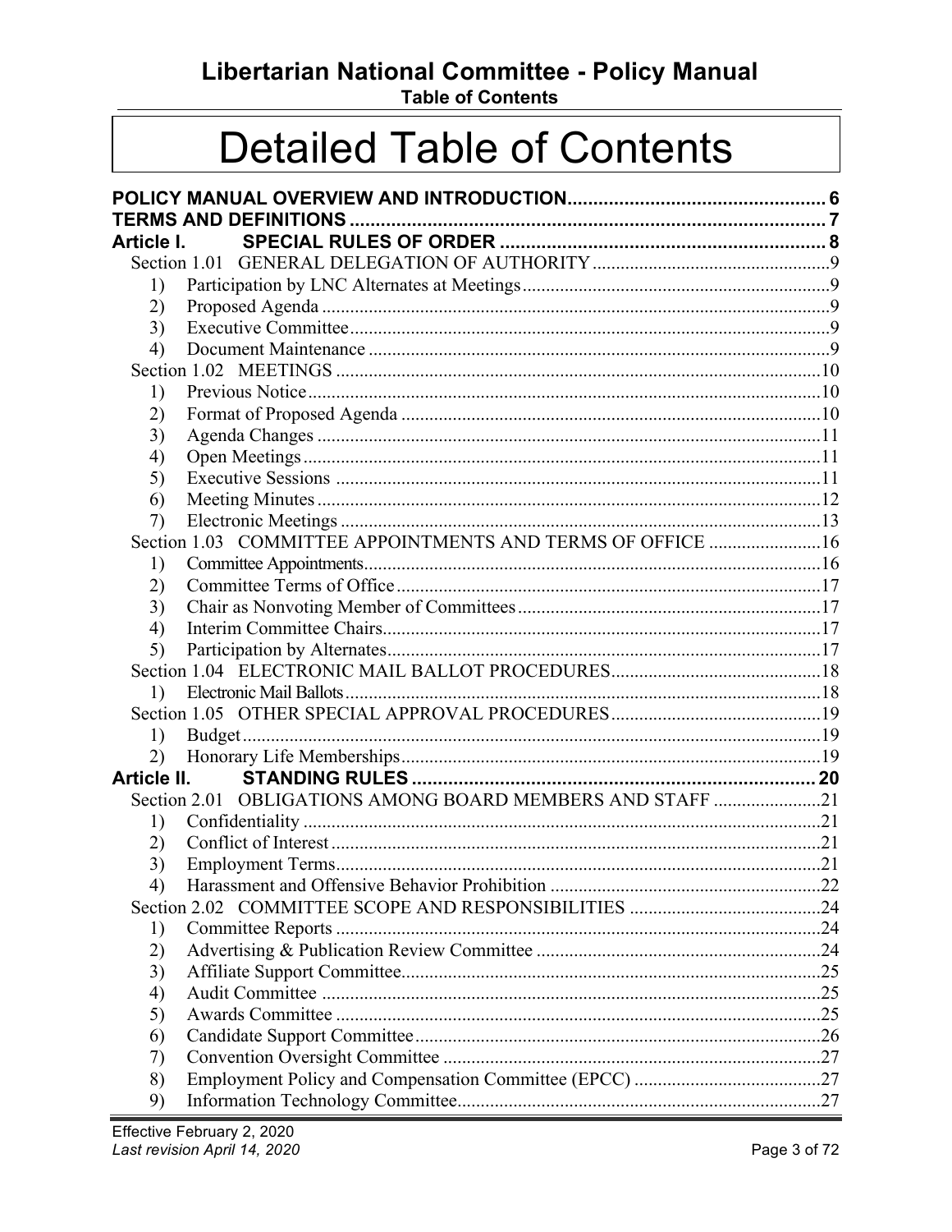# Detailed Table of Contents

**POLICY MANUAL OVERVIEW AND INTRODUCTION** .......... 6
**TERMS AND DEFINITIONS** .......... 7
**Article I. SPECIAL RULES OF ORDER** .......... 8
- Section 1.01 GENERAL DELEGATION OF AUTHORITY .......... 9
  1) Participation by LNC Alternates at Meetings .......... 9
  2) Proposed Agenda .......... 9
  3) Executive Committee .......... 9
  4) Document Maintenance .......... 9
- Section 1.02 MEETINGS .......... 10
  1) Previous Notice .......... 10
  2) Format of Proposed Agenda .......... 10
  3) Agenda Changes .......... 11
  4) Open Meetings .......... 11
  5) Executive Sessions .......... 11
  6) Meeting Minutes .......... 12
  7) Electronic Meetings .......... 13
- Section 1.03 COMMITTEE APPOINTMENTS AND TERMS OF OFFICE .......... 16
  1) Committee Appointments .......... 16
  2) Committee Terms of Office .......... 17
  3) Chair as Nonvoting Member of Committees .......... 17
  4) Interim Committee Chairs .......... 17
  5) Participation by Alternates .......... 17
- Section 1.04 ELECTRONIC MAIL BALLOT PROCEDURES .......... 18
  1) Electronic Mail Ballots .......... 18
- Section 1.05 OTHER SPECIAL APPROVAL PROCEDURES .......... 19
  1) Budget .......... 19
  2) Honorary Life Memberships .......... 19

**Article II. STANDING RULES** .......... 20
- Section 2.01 OBLIGATIONS AMONG BOARD MEMBERS AND STAFF .......... 21
  1) Confidentiality .......... 21
  2) Conflict of Interest .......... 21
  3) Employment Terms .......... 21
  4) Harassment and Offensive Behavior Prohibition .......... 22
- Section 2.02 COMMITTEE SCOPE AND RESPONSIBILITIES .......... 24
  1) Committee Reports .......... 24
  2) Advertising & Publication Review Committee .......... 24
  3) Affiliate Support Committee .......... 25
  4) Audit Committee .......... 25
  5) Awards Committee .......... 25
  6) Candidate Support Committee .......... 26
  7) Convention Oversight Committee .......... 27
  8) Employment Policy and Compensation Committee (EPCC) .......... 27
  9) Information Technology Committee .......... 27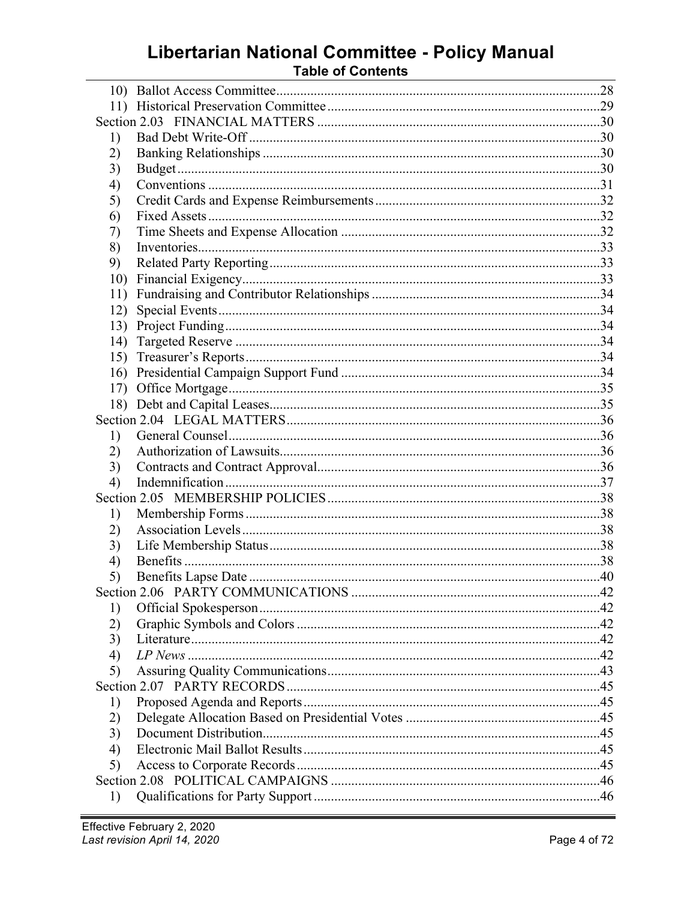# Libertarian National Committee - Policy Manual

## Table of Contents

10) Ballot Access Committee .....28
11) Historical Preservation Committee .....29

Section 2.03 FINANCIAL MATTERS .....30

1) Bad Debt Write-Off .....30
2) Banking Relationships .....30
3) Budget .....30
4) Conventions .....31
5) Credit Cards and Expense Reimbursements .....32
6) Fixed Assets .....32
7) Time Sheets and Expense Allocation .....32
8) Inventories .....33
9) Related Party Reporting .....33
10) Financial Exigency .....33
11) Fundraising and Contributor Relationships .....34
12) Special Events .....34
13) Project Funding .....34
14) Targeted Reserve .....34
15) Treasurer's Reports .....34
16) Presidential Campaign Support Fund .....34
17) Office Mortgage .....35
18) Debt and Capital Leases .....35

Section 2.04 LEGAL MATTERS .....36

1) General Counsel .....36
2) Authorization of Lawsuits .....36
3) Contracts and Contract Approval .....36
4) Indemnification .....37

Section 2.05 MEMBERSHIP POLICIES .....38

1) Membership Forms .....38
2) Association Levels .....38
3) Life Membership Status .....38
4) Benefits .....38
5) Benefits Lapse Date .....40

Section 2.06 PARTY COMMUNICATIONS .....42

1) Official Spokesperson .....42
2) Graphic Symbols and Colors .....42
3) Literature .....42
4) *LP News* .....42
5) Assuring Quality Communications .....43

Section 2.07 PARTY RECORDS .....45

1) Proposed Agenda and Reports .....45
2) Delegate Allocation Based on Presidential Votes .....45
3) Document Distribution .....45
4) Electronic Mail Ballot Results .....45
5) Access to Corporate Records .....45

Section 2.08 POLITICAL CAMPAIGNS .....46

1) Qualifications for Party Support .....46

Effective February 2, 2020
*Last revision April 14, 2020*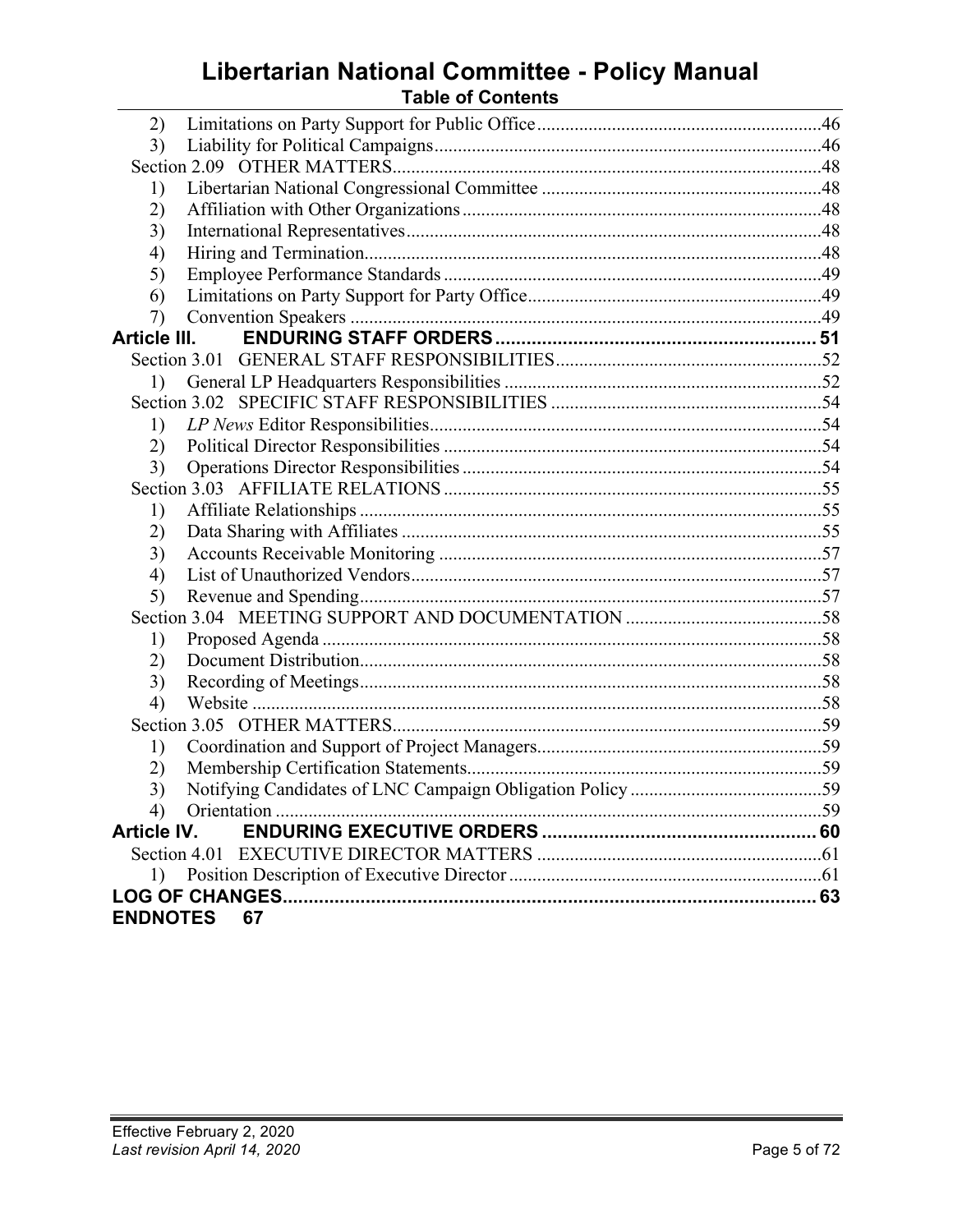2) Limitations on Party Support for Public Office....46
3) Liability for Political Campaigns....46

Section 2.09 OTHER MATTERS....48

1) Libertarian National Congressional Committee....48
2) Affiliation with Other Organizations....48
3) International Representatives....48
4) Hiring and Termination....48
5) Employee Performance Standards....49
6) Limitations on Party Support for Party Office....49
7) Convention Speakers....49

**Article III. ENDURING STAFF ORDERS....51**

Section 3.01 GENERAL STAFF RESPONSIBILITIES....52

1) General LP Headquarters Responsibilities....52

Section 3.02 SPECIFIC STAFF RESPONSIBILITIES....54

1) *LP News* Editor Responsibilities....54
2) Political Director Responsibilities....54
3) Operations Director Responsibilities....54

Section 3.03 AFFILIATE RELATIONS....55

1) Affiliate Relationships....55
2) Data Sharing with Affiliates....55
3) Accounts Receivable Monitoring....57
4) List of Unauthorized Vendors....57
5) Revenue and Spending....57

Section 3.04 MEETING SUPPORT AND DOCUMENTATION....58

1) Proposed Agenda....58
2) Document Distribution....58
3) Recording of Meetings....58
4) Website....58

Section 3.05 OTHER MATTERS....59

1) Coordination and Support of Project Managers....59
2) Membership Certification Statements....59
3) Notifying Candidates of LNC Campaign Obligation Policy....59
4) Orientation....59

**Article IV. ENDURING EXECUTIVE ORDERS....60**

Section 4.01 EXECUTIVE DIRECTOR MATTERS....61

1) Position Description of Executive Director....61

**LOG OF CHANGES....63**

**ENDNOTES 67**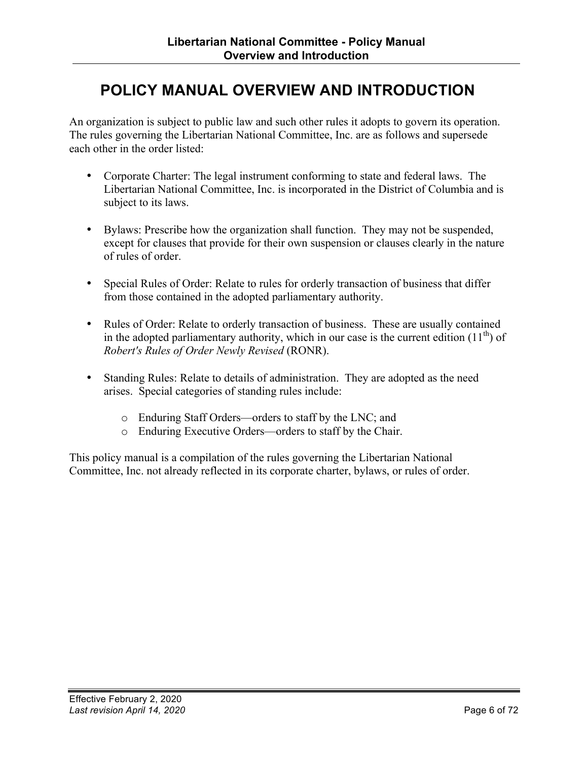# POLICY MANUAL OVERVIEW AND INTRODUCTION

An organization is subject to public law and such other rules it adopts to govern its operation. The rules governing the Libertarian National Committee, Inc. are as follows and supersede each other in the order listed:

- Corporate Charter: The legal instrument conforming to state and federal laws. The Libertarian National Committee, Inc. is incorporated in the District of Columbia and is subject to its laws.
- Bylaws: Prescribe how the organization shall function. They may not be suspended, except for clauses that provide for their own suspension or clauses clearly in the nature of rules of order.
- Special Rules of Order: Relate to rules for orderly transaction of business that differ from those contained in the adopted parliamentary authority.
- Rules of Order: Relate to orderly transaction of business. These are usually contained in the adopted parliamentary authority, which in our case is the current edition (11th) of *Robert's Rules of Order Newly Revised* (RONR).
- Standing Rules: Relate to details of administration. They are adopted as the need arises. Special categories of standing rules include:
  - Enduring Staff Orders—orders to staff by the LNC; and
  - Enduring Executive Orders—orders to staff by the Chair.

This policy manual is a compilation of the rules governing the Libertarian National Committee, Inc. not already reflected in its corporate charter, bylaws, or rules of order.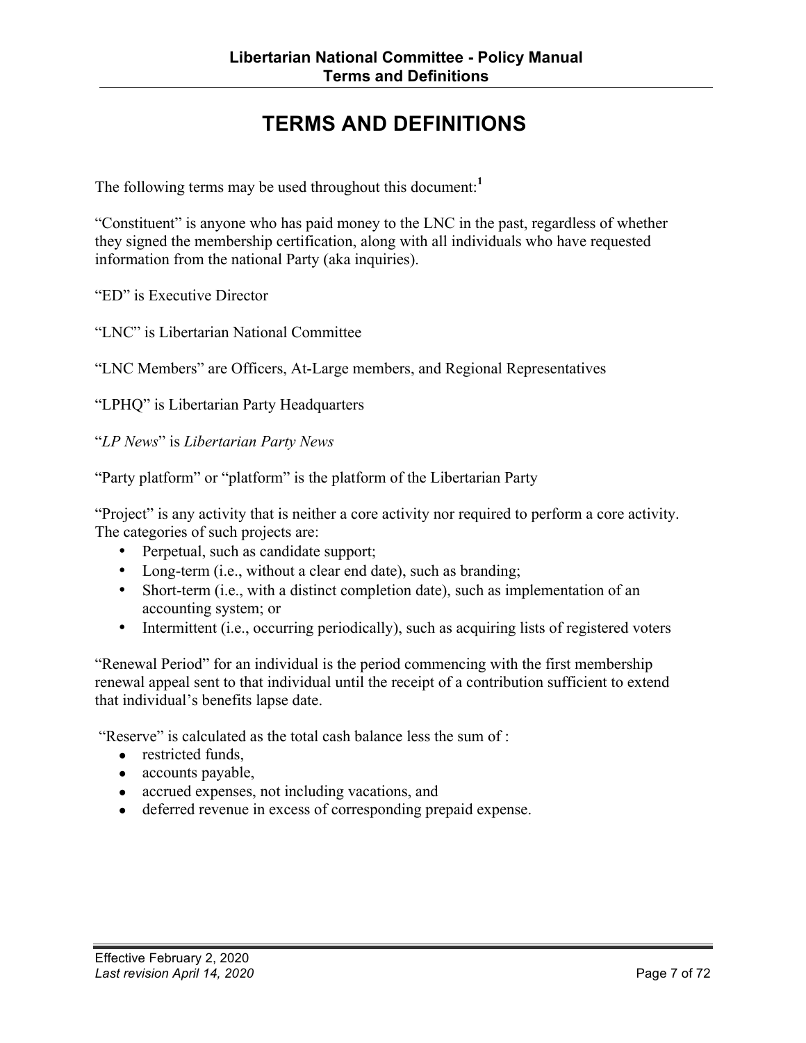# TERMS AND DEFINITIONS

The following terms may be used throughout this document:[1]

"Constituent" is anyone who has paid money to the LNC in the past, regardless of whether they signed the membership certification, along with all individuals who have requested information from the national Party (aka inquiries).

"ED" is Executive Director

"LNC" is Libertarian National Committee

"LNC Members" are Officers, At-Large members, and Regional Representatives

"LPHQ" is Libertarian Party Headquarters

"*LP News*" is *Libertarian Party News*

"Party platform" or "platform" is the platform of the Libertarian Party

"Project" is any activity that is neither a core activity nor required to perform a core activity. The categories of such projects are:

- Perpetual, such as candidate support;
- Long-term (i.e., without a clear end date), such as branding;
- Short-term (i.e., with a distinct completion date), such as implementation of an accounting system; or
- Intermittent (i.e., occurring periodically), such as acquiring lists of registered voters

"Renewal Period" for an individual is the period commencing with the first membership renewal appeal sent to that individual until the receipt of a contribution sufficient to extend that individual's benefits lapse date.

"Reserve" is calculated as the total cash balance less the sum of :

- restricted funds,
- accounts payable,
- accrued expenses, not including vacations, and
- deferred revenue in excess of corresponding prepaid expense.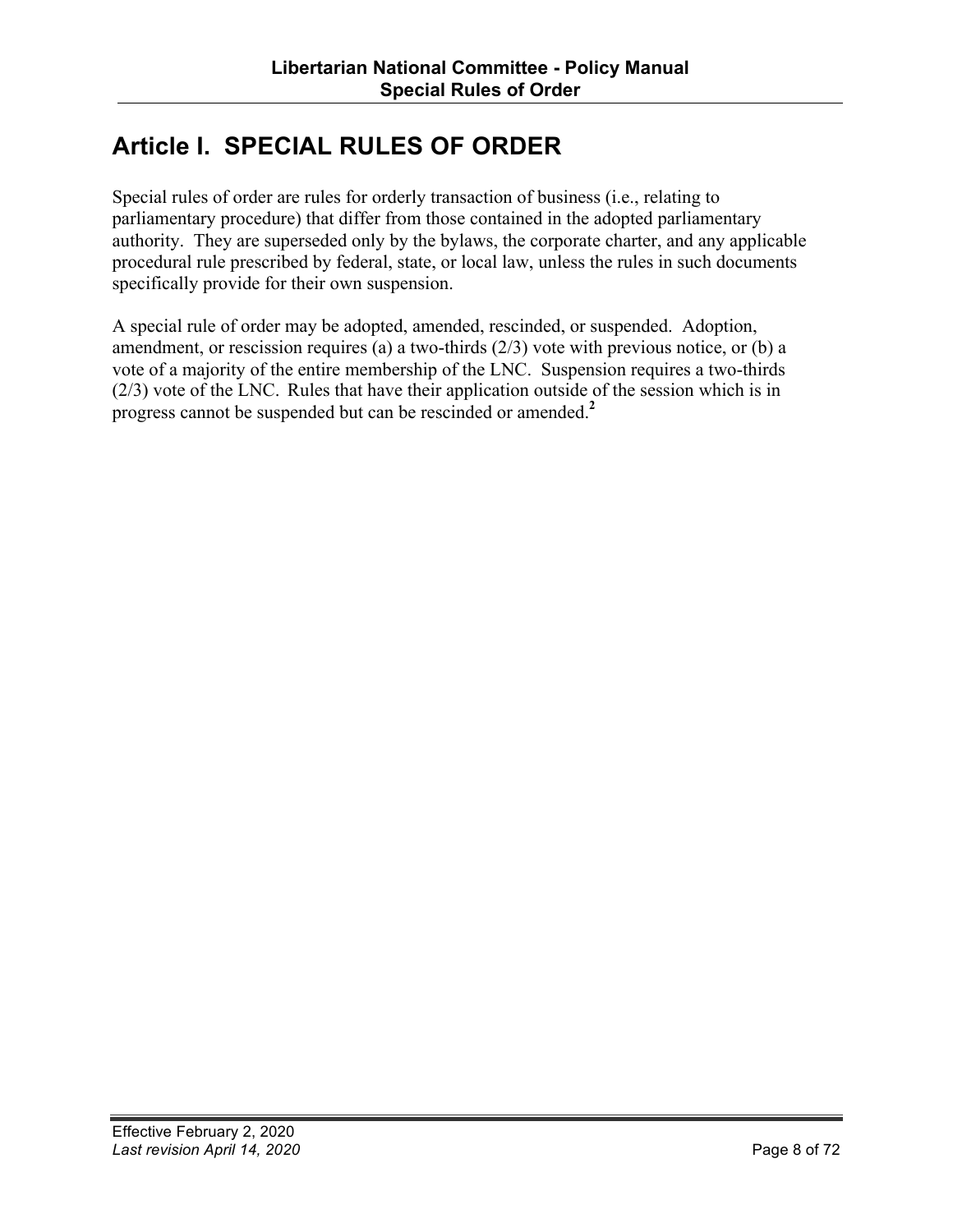# Article I. SPECIAL RULES OF ORDER

Special rules of order are rules for orderly transaction of business (i.e., relating to parliamentary procedure) that differ from those contained in the adopted parliamentary authority. They are superseded only by the bylaws, the corporate charter, and any applicable procedural rule prescribed by federal, state, or local law, unless the rules in such documents specifically provide for their own suspension.

A special rule of order may be adopted, amended, rescinded, or suspended. Adoption, amendment, or rescission requires (a) a two-thirds (2/3) vote with previous notice, or (b) a vote of a majority of the entire membership of the LNC. Suspension requires a two-thirds (2/3) vote of the LNC. Rules that have their application outside of the session which is in progress cannot be suspended but can be rescinded or amended.[2]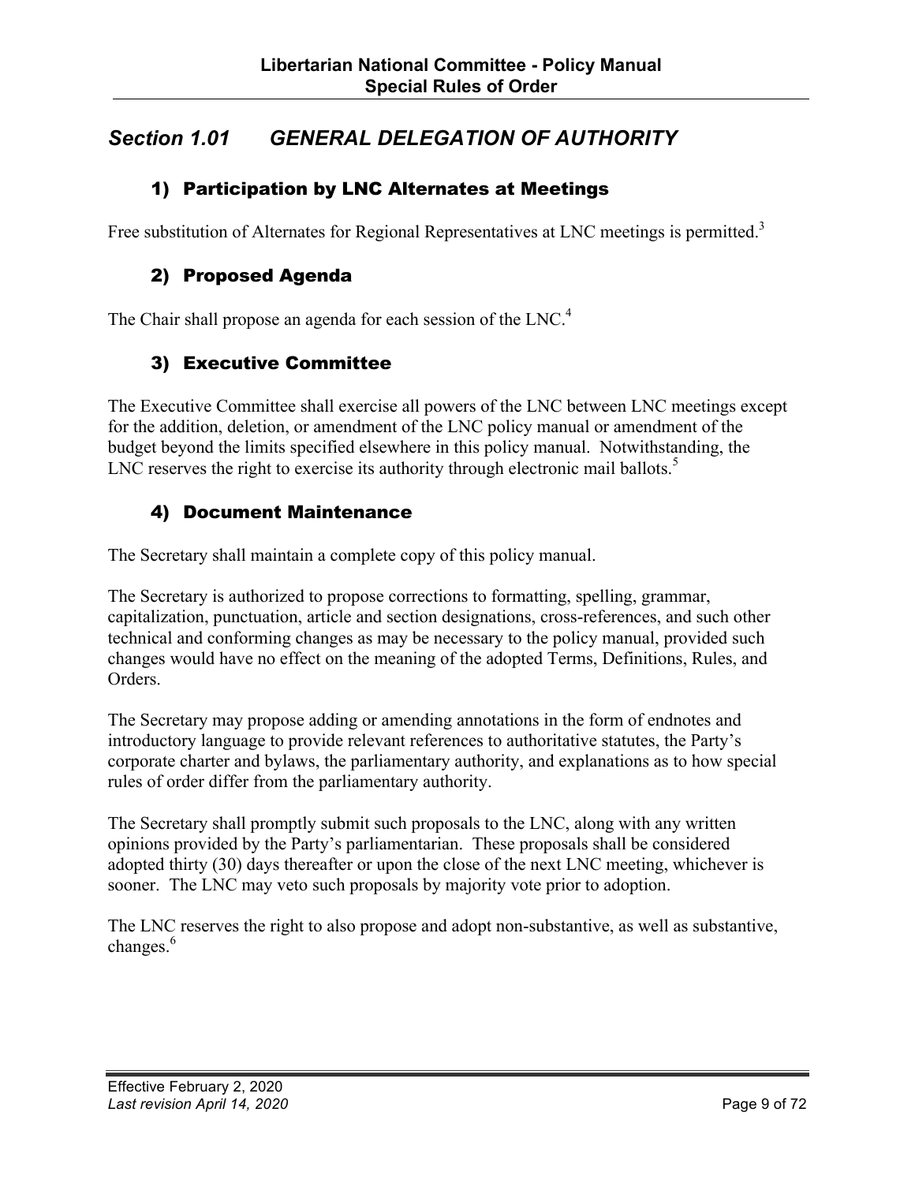## *Section 1.01 GENERAL DELEGATION OF AUTHORITY*

### 1) Participation by LNC Alternates at Meetings

Free substitution of Alternates for Regional Representatives at LNC meetings is permitted.[3]

### 2) Proposed Agenda

The Chair shall propose an agenda for each session of the LNC.[4]

### 3) Executive Committee

The Executive Committee shall exercise all powers of the LNC between LNC meetings except for the addition, deletion, or amendment of the LNC policy manual or amendment of the budget beyond the limits specified elsewhere in this policy manual. Notwithstanding, the LNC reserves the right to exercise its authority through electronic mail ballots.[5]

### 4) Document Maintenance

The Secretary shall maintain a complete copy of this policy manual.

The Secretary is authorized to propose corrections to formatting, spelling, grammar, capitalization, punctuation, article and section designations, cross-references, and such other technical and conforming changes as may be necessary to the policy manual, provided such changes would have no effect on the meaning of the adopted Terms, Definitions, Rules, and Orders.

The Secretary may propose adding or amending annotations in the form of endnotes and introductory language to provide relevant references to authoritative statutes, the Party's corporate charter and bylaws, the parliamentary authority, and explanations as to how special rules of order differ from the parliamentary authority.

The Secretary shall promptly submit such proposals to the LNC, along with any written opinions provided by the Party's parliamentarian. These proposals shall be considered adopted thirty (30) days thereafter or upon the close of the next LNC meeting, whichever is sooner. The LNC may veto such proposals by majority vote prior to adoption.

The LNC reserves the right to also propose and adopt non-substantive, as well as substantive, changes.[6]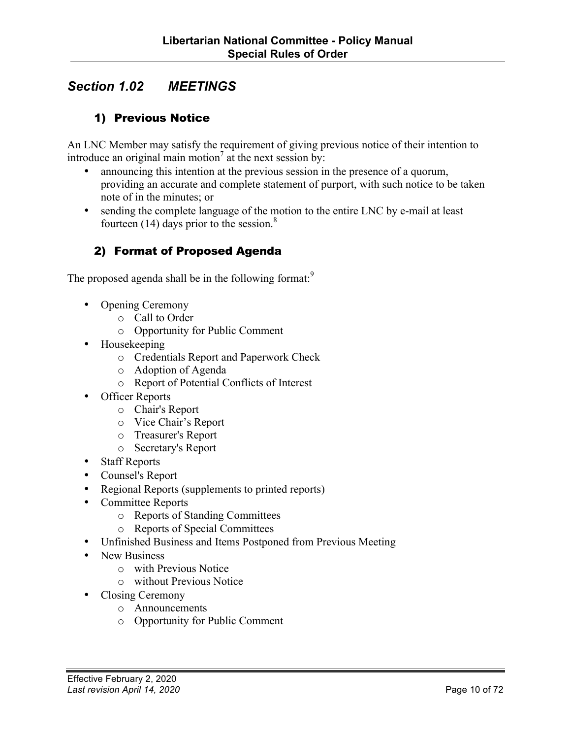## *Section 1.02 MEETINGS*

### 1) Previous Notice

An LNC Member may satisfy the requirement of giving previous notice of their intention to introduce an original main motion[7] at the next session by:

- announcing this intention at the previous session in the presence of a quorum, providing an accurate and complete statement of purport, with such notice to be taken note of in the minutes; or
- sending the complete language of the motion to the entire LNC by e-mail at least fourteen (14) days prior to the session.[8]

### 2) Format of Proposed Agenda

The proposed agenda shall be in the following format:[9]

- Opening Ceremony
  - Call to Order
  - Opportunity for Public Comment
- Housekeeping
  - Credentials Report and Paperwork Check
  - Adoption of Agenda
  - Report of Potential Conflicts of Interest
- Officer Reports
  - Chair's Report
  - Vice Chair's Report
  - Treasurer's Report
  - Secretary's Report
- Staff Reports
- Counsel's Report
- Regional Reports (supplements to printed reports)
- Committee Reports
  - Reports of Standing Committees
  - Reports of Special Committees
- Unfinished Business and Items Postponed from Previous Meeting
- New Business
  - with Previous Notice
  - without Previous Notice
- Closing Ceremony
  - Announcements
  - Opportunity for Public Comment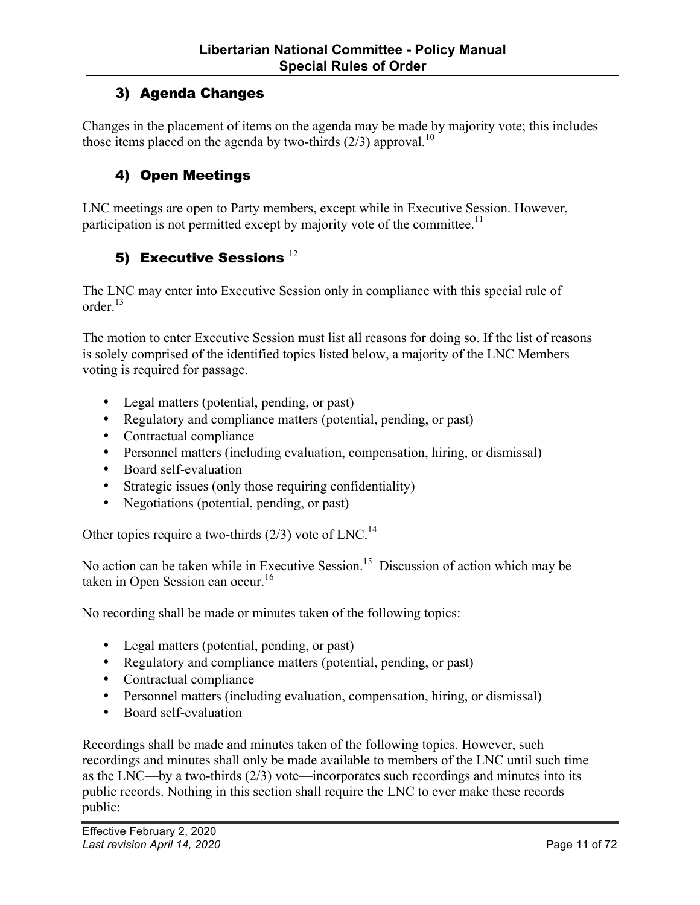### 3) Agenda Changes

Changes in the placement of items on the agenda may be made by majority vote; this includes those items placed on the agenda by two-thirds (2/3) approval.[10]

### 4) Open Meetings

LNC meetings are open to Party members, except while in Executive Session. However, participation is not permitted except by majority vote of the committee.[11]

### 5) Executive Sessions [12]

The LNC may enter into Executive Session only in compliance with this special rule of order.[13]

The motion to enter Executive Session must list all reasons for doing so. If the list of reasons is solely comprised of the identified topics listed below, a majority of the LNC Members voting is required for passage.

- Legal matters (potential, pending, or past)
- Regulatory and compliance matters (potential, pending, or past)
- Contractual compliance
- Personnel matters (including evaluation, compensation, hiring, or dismissal)
- Board self-evaluation
- Strategic issues (only those requiring confidentiality)
- Negotiations (potential, pending, or past)

Other topics require a two-thirds (2/3) vote of LNC.[14]

No action can be taken while in Executive Session.[15] Discussion of action which may be taken in Open Session can occur.[16]

No recording shall be made or minutes taken of the following topics:

- Legal matters (potential, pending, or past)
- Regulatory and compliance matters (potential, pending, or past)
- Contractual compliance
- Personnel matters (including evaluation, compensation, hiring, or dismissal)
- Board self-evaluation

Recordings shall be made and minutes taken of the following topics. However, such recordings and minutes shall only be made available to members of the LNC until such time as the LNC—by a two-thirds (2/3) vote—incorporates such recordings and minutes into its public records. Nothing in this section shall require the LNC to ever make these records public: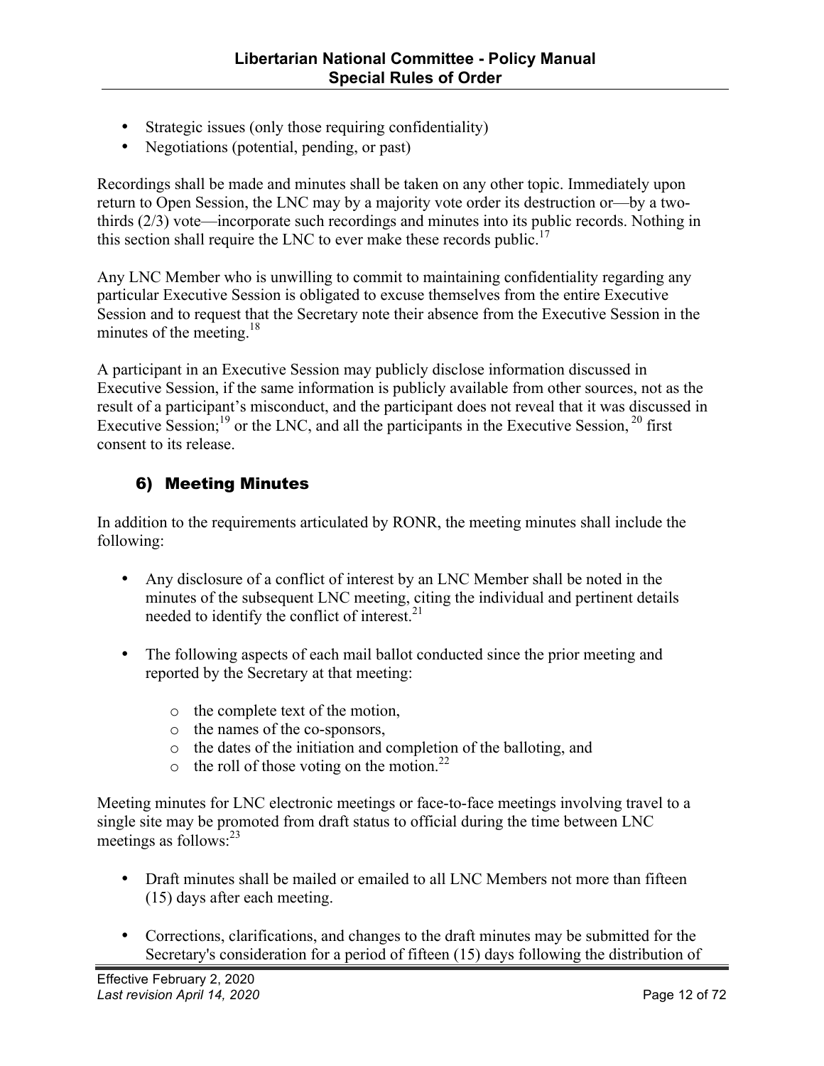- Strategic issues (only those requiring confidentiality)
- Negotiations (potential, pending, or past)

Recordings shall be made and minutes shall be taken on any other topic. Immediately upon return to Open Session, the LNC may by a majority vote order its destruction or—by a two-thirds (2/3) vote—incorporate such recordings and minutes into its public records. Nothing in this section shall require the LNC to ever make these records public.[17]

Any LNC Member who is unwilling to commit to maintaining confidentiality regarding any particular Executive Session is obligated to excuse themselves from the entire Executive Session and to request that the Secretary note their absence from the Executive Session in the minutes of the meeting.[18]

A participant in an Executive Session may publicly disclose information discussed in Executive Session, if the same information is publicly available from other sources, not as the result of a participant's misconduct, and the participant does not reveal that it was discussed in Executive Session;[19] or the LNC, and all the participants in the Executive Session, [20] first consent to its release.

## 6) Meeting Minutes

In addition to the requirements articulated by RONR, the meeting minutes shall include the following:

- Any disclosure of a conflict of interest by an LNC Member shall be noted in the minutes of the subsequent LNC meeting, citing the individual and pertinent details needed to identify the conflict of interest.[21]

- The following aspects of each mail ballot conducted since the prior meeting and reported by the Secretary at that meeting:

    - the complete text of the motion,
    - the names of the co-sponsors,
    - the dates of the initiation and completion of the balloting, and
    - the roll of those voting on the motion.[22]

Meeting minutes for LNC electronic meetings or face-to-face meetings involving travel to a single site may be promoted from draft status to official during the time between LNC meetings as follows:[23]

- Draft minutes shall be mailed or emailed to all LNC Members not more than fifteen (15) days after each meeting.

- Corrections, clarifications, and changes to the draft minutes may be submitted for the Secretary's consideration for a period of fifteen (15) days following the distribution of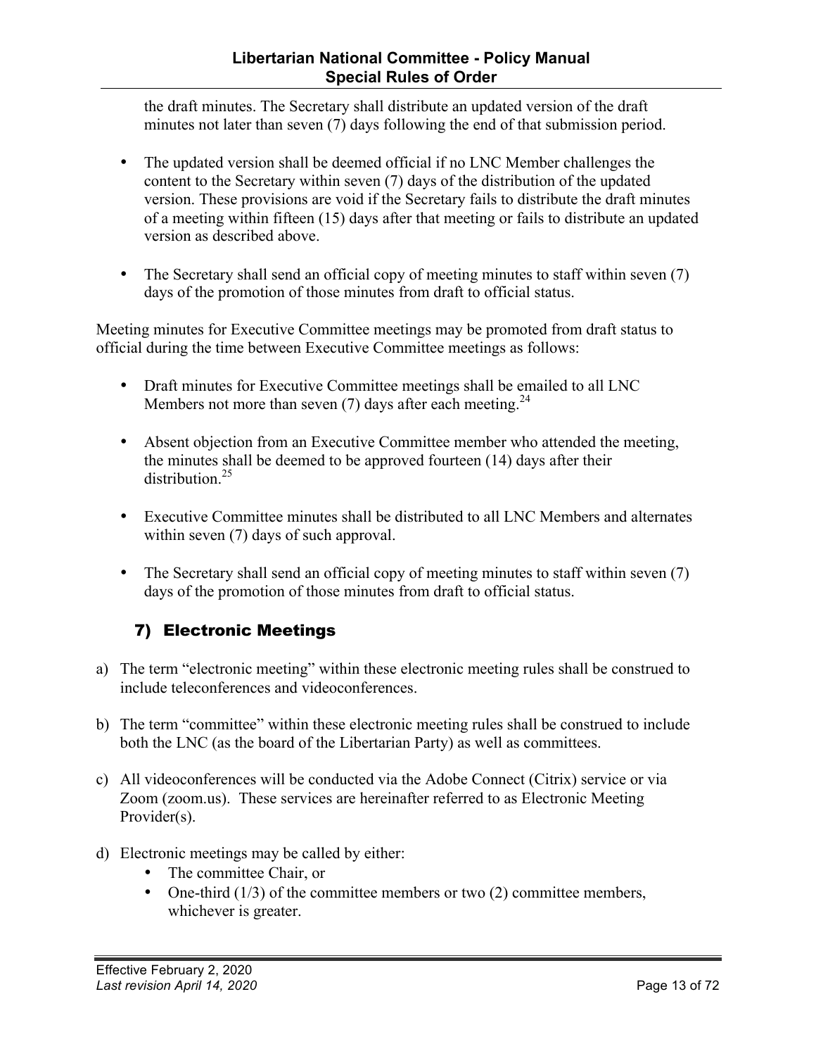the draft minutes. The Secretary shall distribute an updated version of the draft minutes not later than seven (7) days following the end of that submission period.

- The updated version shall be deemed official if no LNC Member challenges the content to the Secretary within seven (7) days of the distribution of the updated version. These provisions are void if the Secretary fails to distribute the draft minutes of a meeting within fifteen (15) days after that meeting or fails to distribute an updated version as described above.
- The Secretary shall send an official copy of meeting minutes to staff within seven (7) days of the promotion of those minutes from draft to official status.

Meeting minutes for Executive Committee meetings may be promoted from draft status to official during the time between Executive Committee meetings as follows:

- Draft minutes for Executive Committee meetings shall be emailed to all LNC Members not more than seven (7) days after each meeting.[24]
- Absent objection from an Executive Committee member who attended the meeting, the minutes shall be deemed to be approved fourteen (14) days after their distribution.[25]
- Executive Committee minutes shall be distributed to all LNC Members and alternates within seven (7) days of such approval.
- The Secretary shall send an official copy of meeting minutes to staff within seven (7) days of the promotion of those minutes from draft to official status.

## 7) Electronic Meetings

a) The term "electronic meeting" within these electronic meeting rules shall be construed to include teleconferences and videoconferences.

b) The term "committee" within these electronic meeting rules shall be construed to include both the LNC (as the board of the Libertarian Party) as well as committees.

c) All videoconferences will be conducted via the Adobe Connect (Citrix) service or via Zoom (zoom.us). These services are hereinafter referred to as Electronic Meeting Provider(s).

d) Electronic meetings may be called by either:
   - The committee Chair, or
   - One-third (1/3) of the committee members or two (2) committee members, whichever is greater.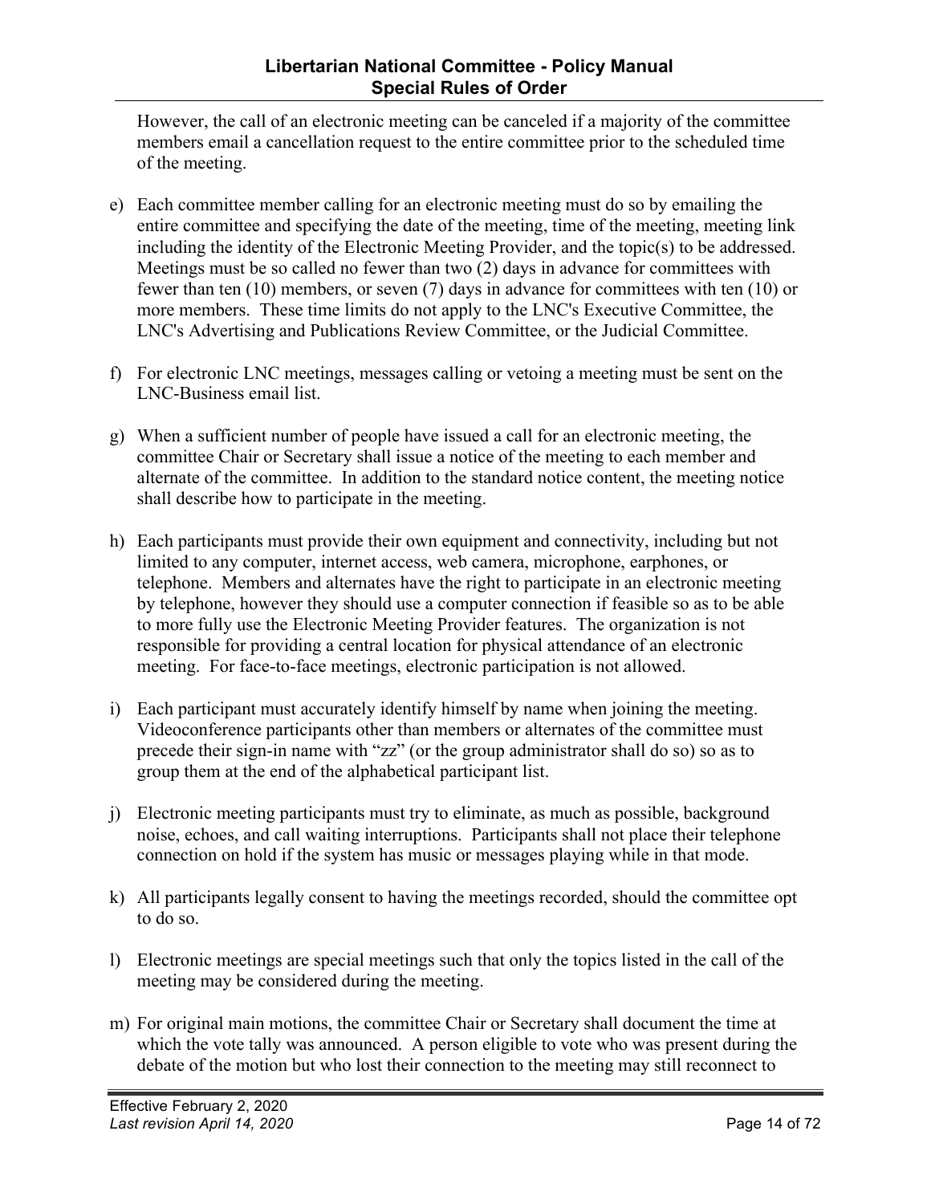However, the call of an electronic meeting can be canceled if a majority of the committee members email a cancellation request to the entire committee prior to the scheduled time of the meeting.

e) Each committee member calling for an electronic meeting must do so by emailing the entire committee and specifying the date of the meeting, time of the meeting, meeting link including the identity of the Electronic Meeting Provider, and the topic(s) to be addressed. Meetings must be so called no fewer than two (2) days in advance for committees with fewer than ten (10) members, or seven (7) days in advance for committees with ten (10) or more members. These time limits do not apply to the LNC's Executive Committee, the LNC's Advertising and Publications Review Committee, or the Judicial Committee.

f) For electronic LNC meetings, messages calling or vetoing a meeting must be sent on the LNC-Business email list.

g) When a sufficient number of people have issued a call for an electronic meeting, the committee Chair or Secretary shall issue a notice of the meeting to each member and alternate of the committee. In addition to the standard notice content, the meeting notice shall describe how to participate in the meeting.

h) Each participants must provide their own equipment and connectivity, including but not limited to any computer, internet access, web camera, microphone, earphones, or telephone. Members and alternates have the right to participate in an electronic meeting by telephone, however they should use a computer connection if feasible so as to be able to more fully use the Electronic Meeting Provider features. The organization is not responsible for providing a central location for physical attendance of an electronic meeting. For face-to-face meetings, electronic participation is not allowed.

i) Each participant must accurately identify himself by name when joining the meeting. Videoconference participants other than members or alternates of the committee must precede their sign-in name with "zz" (or the group administrator shall do so) so as to group them at the end of the alphabetical participant list.

j) Electronic meeting participants must try to eliminate, as much as possible, background noise, echoes, and call waiting interruptions. Participants shall not place their telephone connection on hold if the system has music or messages playing while in that mode.

k) All participants legally consent to having the meetings recorded, should the committee opt to do so.

l) Electronic meetings are special meetings such that only the topics listed in the call of the meeting may be considered during the meeting.

m) For original main motions, the committee Chair or Secretary shall document the time at which the vote tally was announced. A person eligible to vote who was present during the debate of the motion but who lost their connection to the meeting may still reconnect to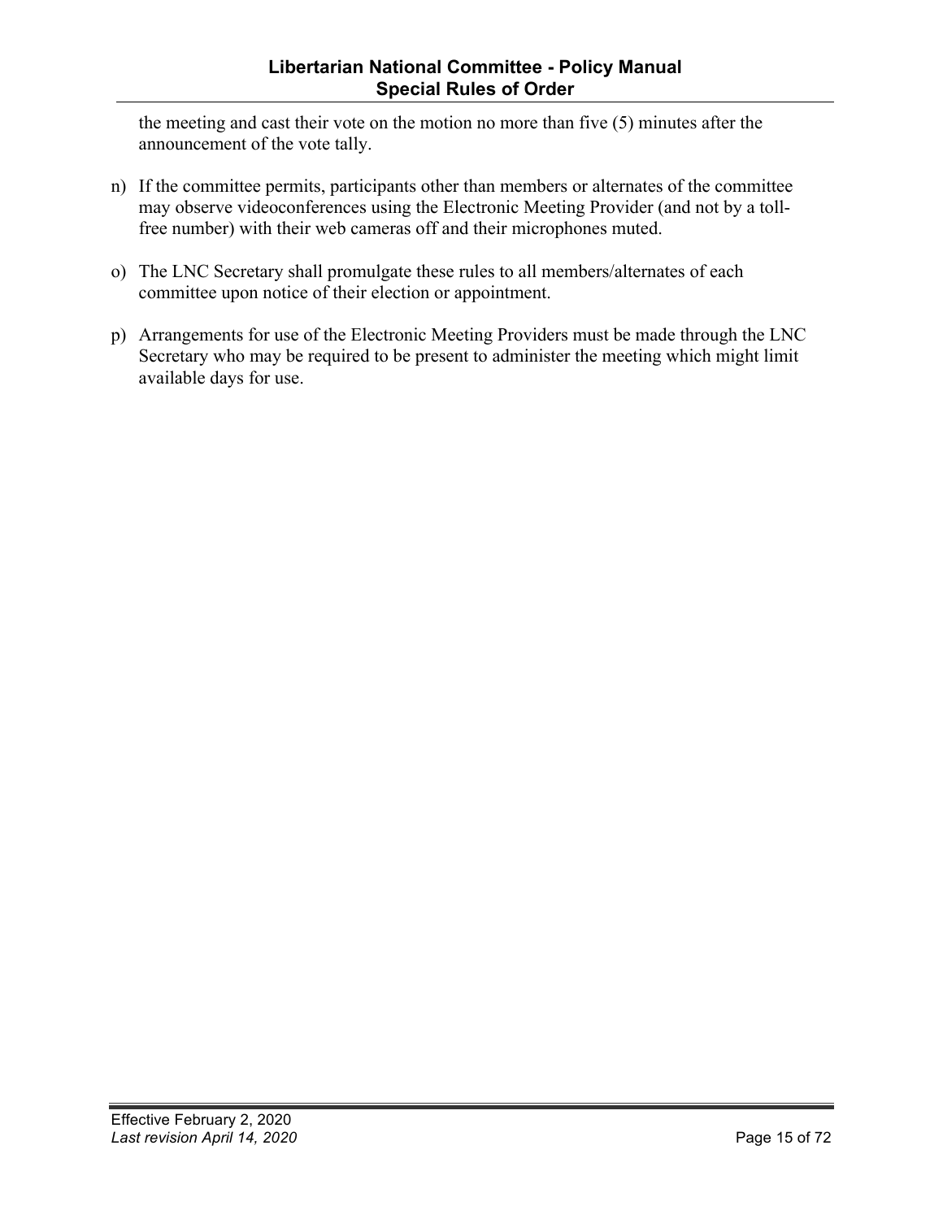the meeting and cast their vote on the motion no more than five (5) minutes after the announcement of the vote tally.

n) If the committee permits, participants other than members or alternates of the committee may observe videoconferences using the Electronic Meeting Provider (and not by a toll-free number) with their web cameras off and their microphones muted.

o) The LNC Secretary shall promulgate these rules to all members/alternates of each committee upon notice of their election or appointment.

p) Arrangements for use of the Electronic Meeting Providers must be made through the LNC Secretary who may be required to be present to administer the meeting which might limit available days for use.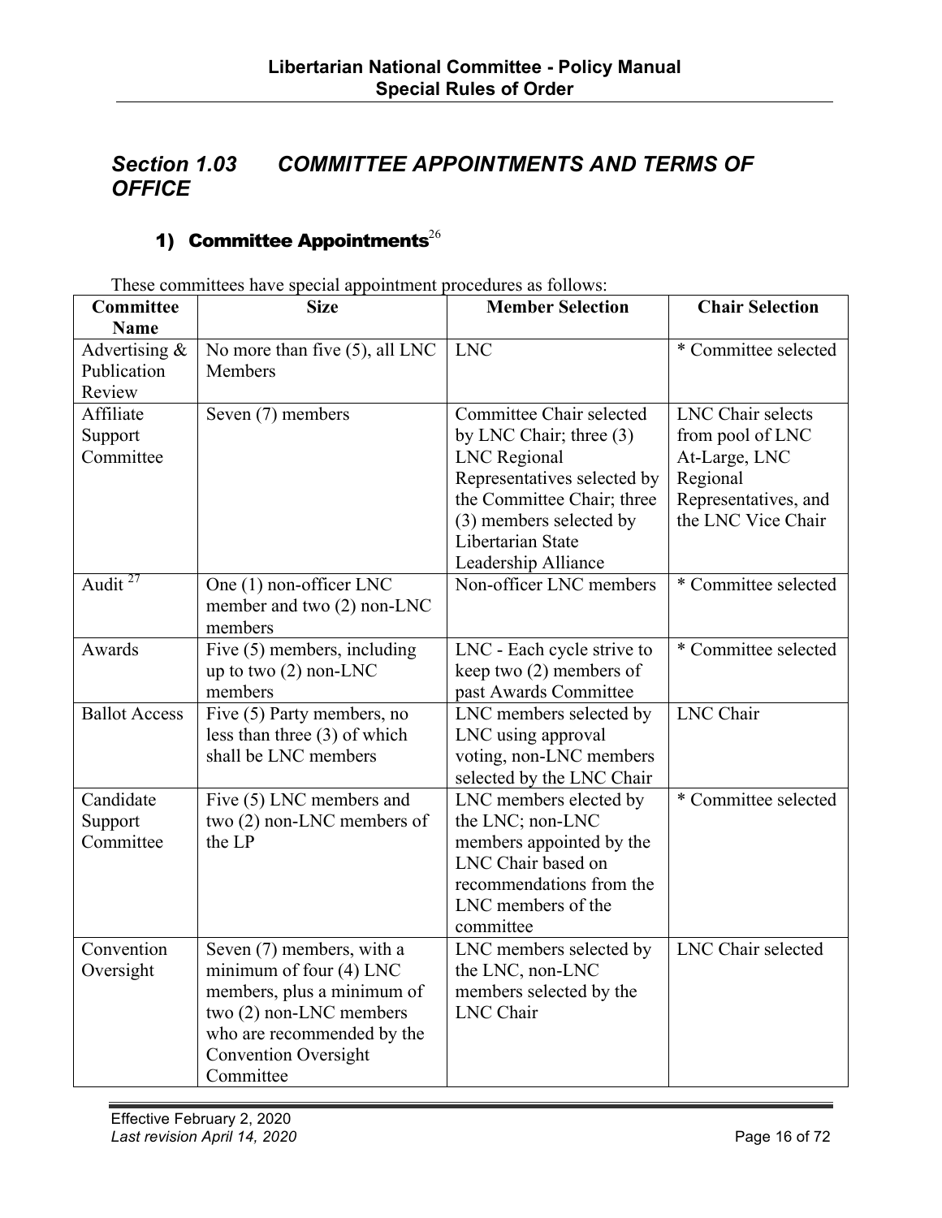## Section 1.03 COMMITTEE APPOINTMENTS AND TERMS OF OFFICE

### 1) Committee Appointments[26]

These committees have special appointment procedures as follows:

| Committee Name | Size | Member Selection | Chair Selection |
|---|---|---|---|
| Advertising & Publication Review | No more than five (5), all LNC Members | LNC | * Committee selected |
| Affiliate Support Committee | Seven (7) members | Committee Chair selected by LNC Chair; three (3) LNC Regional Representatives selected by the Committee Chair; three (3) members selected by Libertarian State Leadership Alliance | LNC Chair selects from pool of LNC At-Large, LNC Regional Representatives, and the LNC Vice Chair |
| Audit [27] | One (1) non-officer LNC member and two (2) non-LNC members | Non-officer LNC members | * Committee selected |
| Awards | Five (5) members, including up to two (2) non-LNC members | LNC - Each cycle strive to keep two (2) members of past Awards Committee | * Committee selected |
| Ballot Access | Five (5) Party members, no less than three (3) of which shall be LNC members | LNC members selected by LNC using approval voting, non-LNC members selected by the LNC Chair | LNC Chair |
| Candidate Support Committee | Five (5) LNC members and two (2) non-LNC members of the LP | LNC members elected by the LNC; non-LNC members appointed by the LNC Chair based on recommendations from the LNC members of the committee | * Committee selected |
| Convention Oversight | Seven (7) members, with a minimum of four (4) LNC members, plus a minimum of two (2) non-LNC members who are recommended by the Convention Oversight Committee | LNC members selected by the LNC, non-LNC members selected by the LNC Chair | LNC Chair selected |

Effective February 2, 2020
*Last revision April 14, 2020*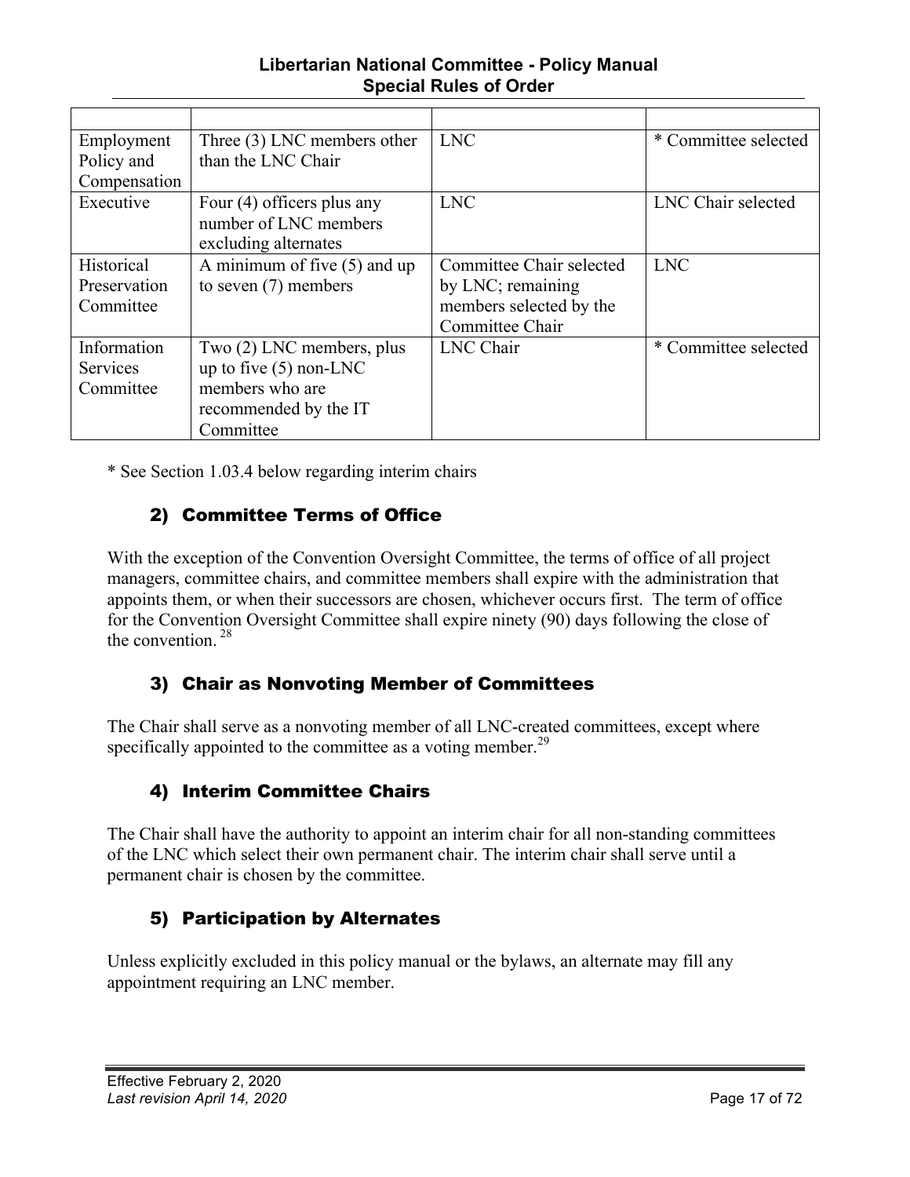| | | | |
|---|---|---|---|
| Employment Policy and Compensation | Three (3) LNC members other than the LNC Chair | LNC | * Committee selected |
| Executive | Four (4) officers plus any number of LNC members excluding alternates | LNC | LNC Chair selected |
| Historical Preservation Committee | A minimum of five (5) and up to seven (7) members | Committee Chair selected by LNC; remaining members selected by the Committee Chair | LNC |
| Information Services Committee | Two (2) LNC members, plus up to five (5) non-LNC members who are recommended by the IT Committee | LNC Chair | * Committee selected |

* See Section 1.03.4 below regarding interim chairs

### 2) Committee Terms of Office

With the exception of the Convention Oversight Committee, the terms of office of all project managers, committee chairs, and committee members shall expire with the administration that appoints them, or when their successors are chosen, whichever occurs first. The term of office for the Convention Oversight Committee shall expire ninety (90) days following the close of the convention. [28]

### 3) Chair as Nonvoting Member of Committees

The Chair shall serve as a nonvoting member of all LNC-created committees, except where specifically appointed to the committee as a voting member.[29]

### 4) Interim Committee Chairs

The Chair shall have the authority to appoint an interim chair for all non-standing committees of the LNC which select their own permanent chair. The interim chair shall serve until a permanent chair is chosen by the committee.

### 5) Participation by Alternates

Unless explicitly excluded in this policy manual or the bylaws, an alternate may fill any appointment requiring an LNC member.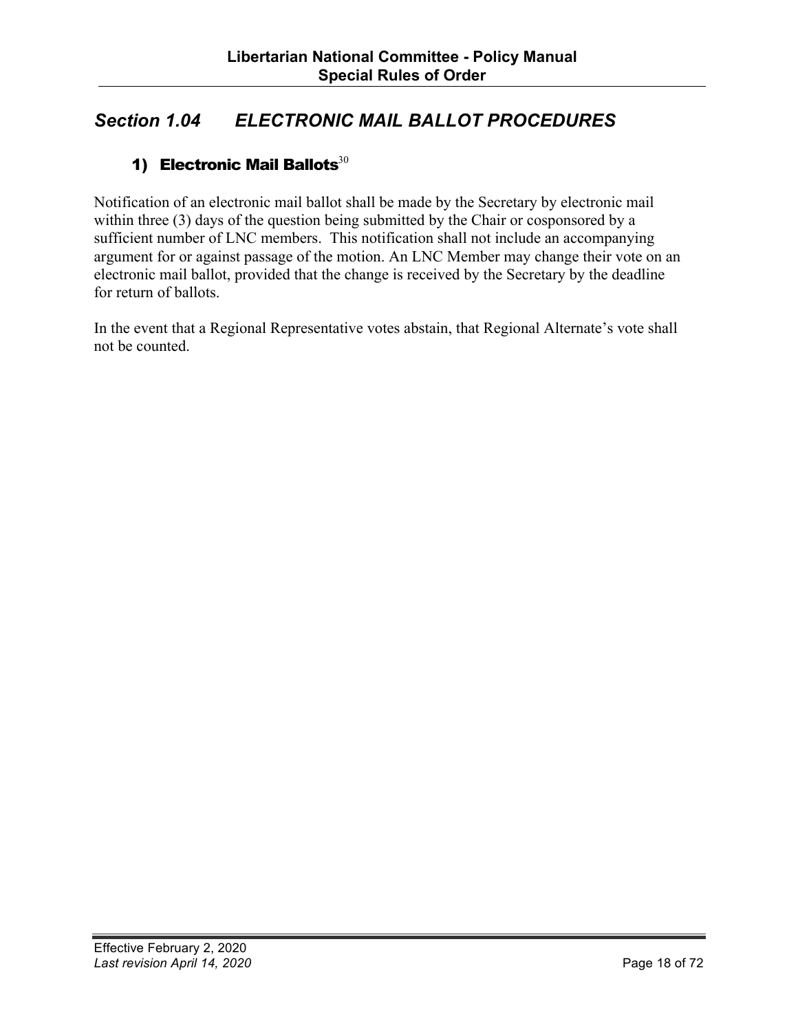## *Section 1.04 ELECTRONIC MAIL BALLOT PROCEDURES*

### 1) Electronic Mail Ballots[30]

Notification of an electronic mail ballot shall be made by the Secretary by electronic mail within three (3) days of the question being submitted by the Chair or cosponsored by a sufficient number of LNC members. This notification shall not include an accompanying argument for or against passage of the motion. An LNC Member may change their vote on an electronic mail ballot, provided that the change is received by the Secretary by the deadline for return of ballots.

In the event that a Regional Representative votes abstain, that Regional Alternate's vote shall not be counted.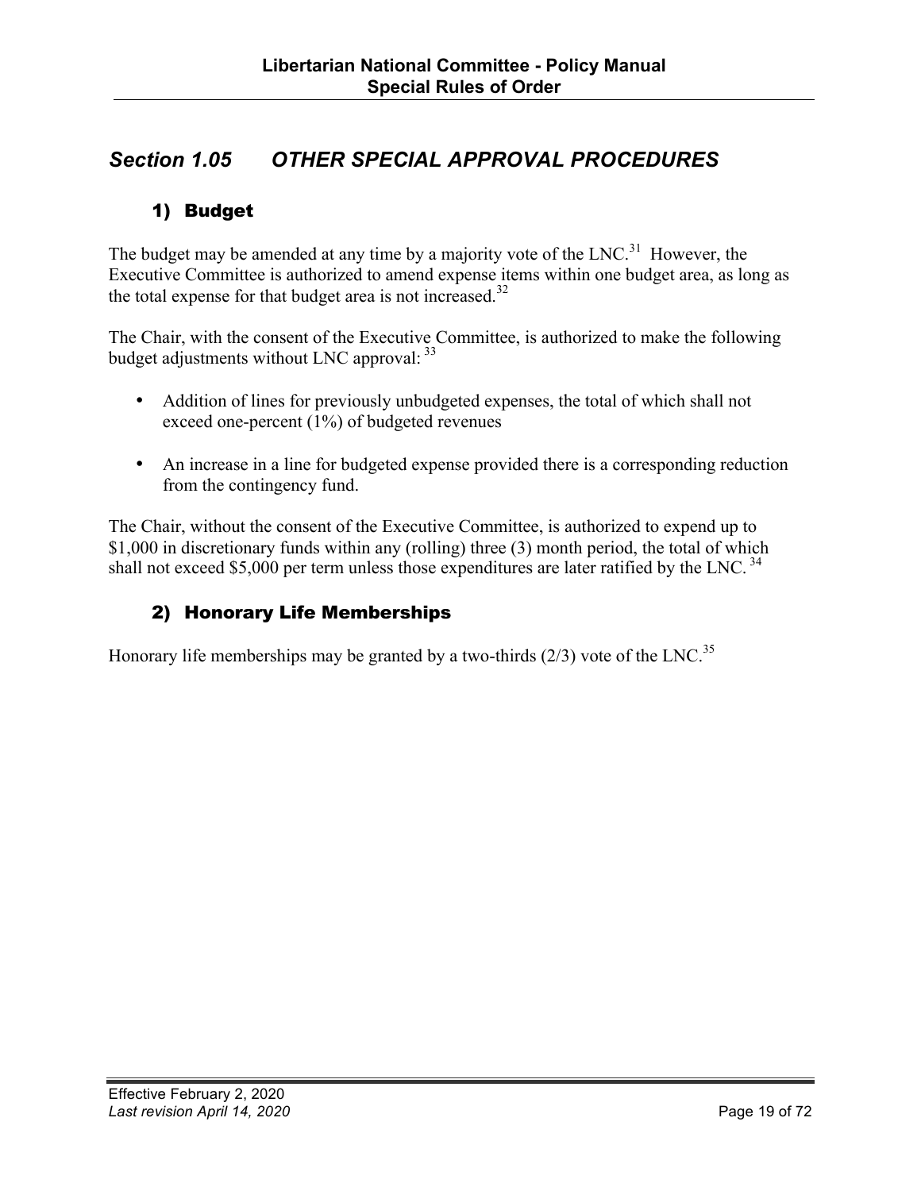## Section 1.05 OTHER SPECIAL APPROVAL PROCEDURES

### 1) Budget

The budget may be amended at any time by a majority vote of the LNC.[31] However, the Executive Committee is authorized to amend expense items within one budget area, as long as the total expense for that budget area is not increased.[32]

The Chair, with the consent of the Executive Committee, is authorized to make the following budget adjustments without LNC approval: [33]

- Addition of lines for previously unbudgeted expenses, the total of which shall not exceed one-percent (1%) of budgeted revenues
- An increase in a line for budgeted expense provided there is a corresponding reduction from the contingency fund.

The Chair, without the consent of the Executive Committee, is authorized to expend up to $1,000 in discretionary funds within any (rolling) three (3) month period, the total of which shall not exceed $5,000 per term unless those expenditures are later ratified by the LNC. [34]

### 2) Honorary Life Memberships

Honorary life memberships may be granted by a two-thirds (2/3) vote of the LNC.[35]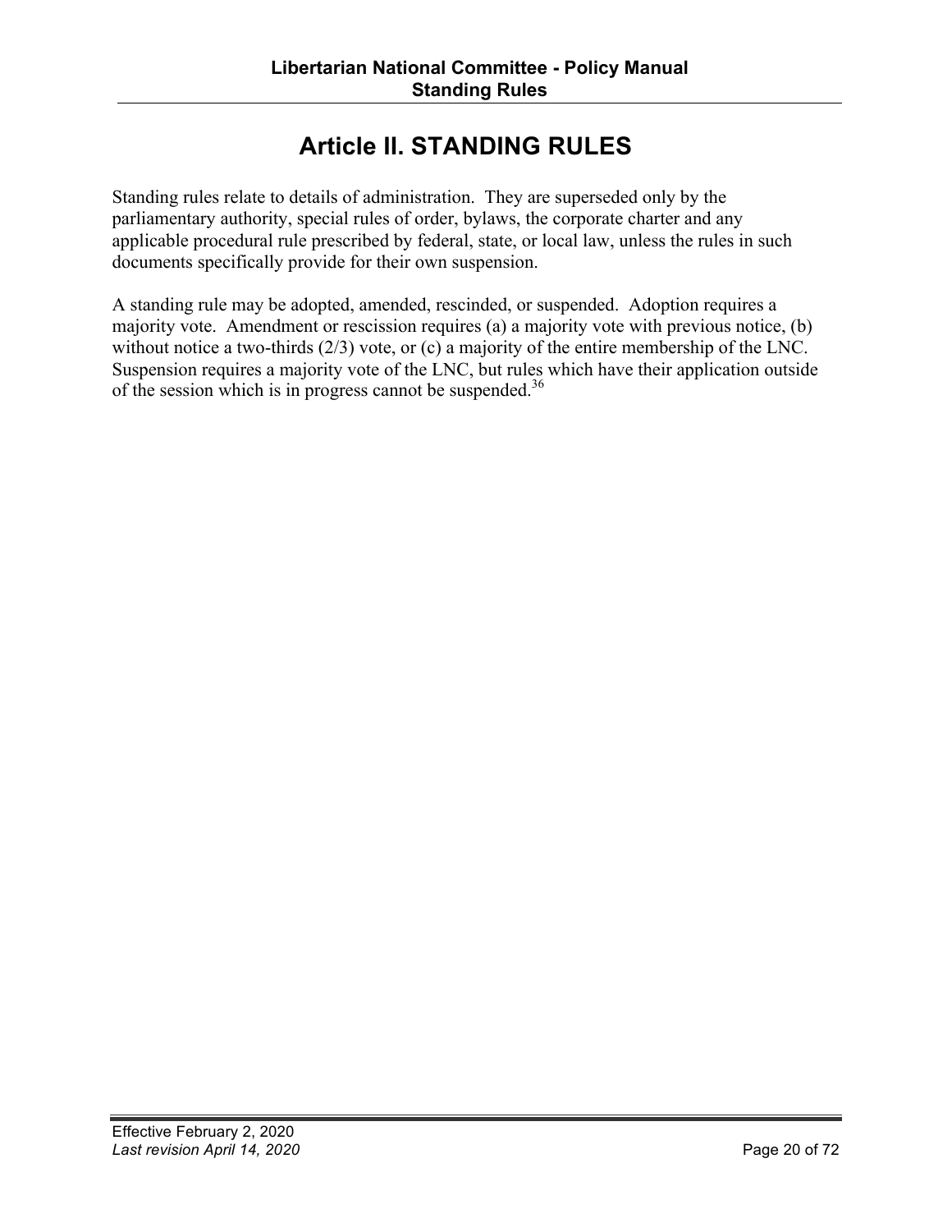# Article II. STANDING RULES

Standing rules relate to details of administration. They are superseded only by the parliamentary authority, special rules of order, bylaws, the corporate charter and any applicable procedural rule prescribed by federal, state, or local law, unless the rules in such documents specifically provide for their own suspension.

A standing rule may be adopted, amended, rescinded, or suspended. Adoption requires a majority vote. Amendment or rescission requires (a) a majority vote with previous notice, (b) without notice a two-thirds (2/3) vote, or (c) a majority of the entire membership of the LNC. Suspension requires a majority vote of the LNC, but rules which have their application outside of the session which is in progress cannot be suspended.[36]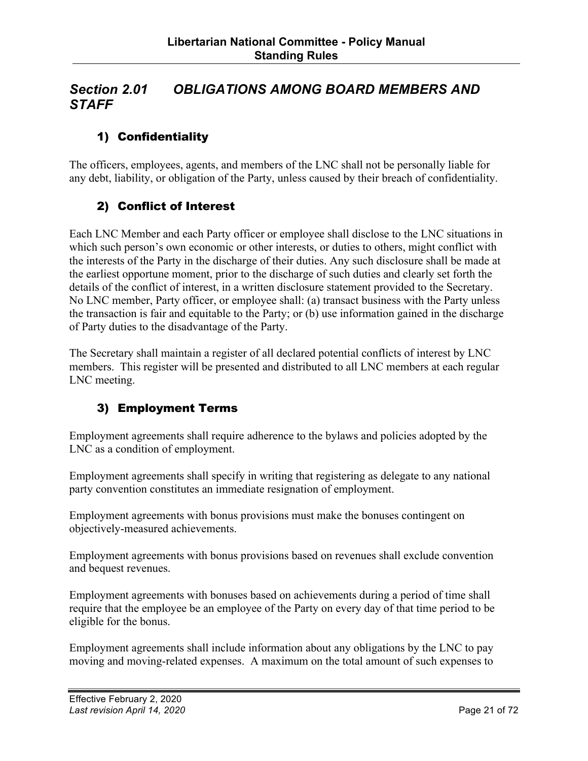## *Section 2.01 OBLIGATIONS AMONG BOARD MEMBERS AND STAFF*

### 1) Confidentiality

The officers, employees, agents, and members of the LNC shall not be personally liable for any debt, liability, or obligation of the Party, unless caused by their breach of confidentiality.

### 2) Conflict of Interest

Each LNC Member and each Party officer or employee shall disclose to the LNC situations in which such person's own economic or other interests, or duties to others, might conflict with the interests of the Party in the discharge of their duties. Any such disclosure shall be made at the earliest opportune moment, prior to the discharge of such duties and clearly set forth the details of the conflict of interest, in a written disclosure statement provided to the Secretary. No LNC member, Party officer, or employee shall: (a) transact business with the Party unless the transaction is fair and equitable to the Party; or (b) use information gained in the discharge of Party duties to the disadvantage of the Party.

The Secretary shall maintain a register of all declared potential conflicts of interest by LNC members. This register will be presented and distributed to all LNC members at each regular LNC meeting.

### 3) Employment Terms

Employment agreements shall require adherence to the bylaws and policies adopted by the LNC as a condition of employment.

Employment agreements shall specify in writing that registering as delegate to any national party convention constitutes an immediate resignation of employment.

Employment agreements with bonus provisions must make the bonuses contingent on objectively-measured achievements.

Employment agreements with bonus provisions based on revenues shall exclude convention and bequest revenues.

Employment agreements with bonuses based on achievements during a period of time shall require that the employee be an employee of the Party on every day of that time period to be eligible for the bonus.

Employment agreements shall include information about any obligations by the LNC to pay moving and moving-related expenses. A maximum on the total amount of such expenses to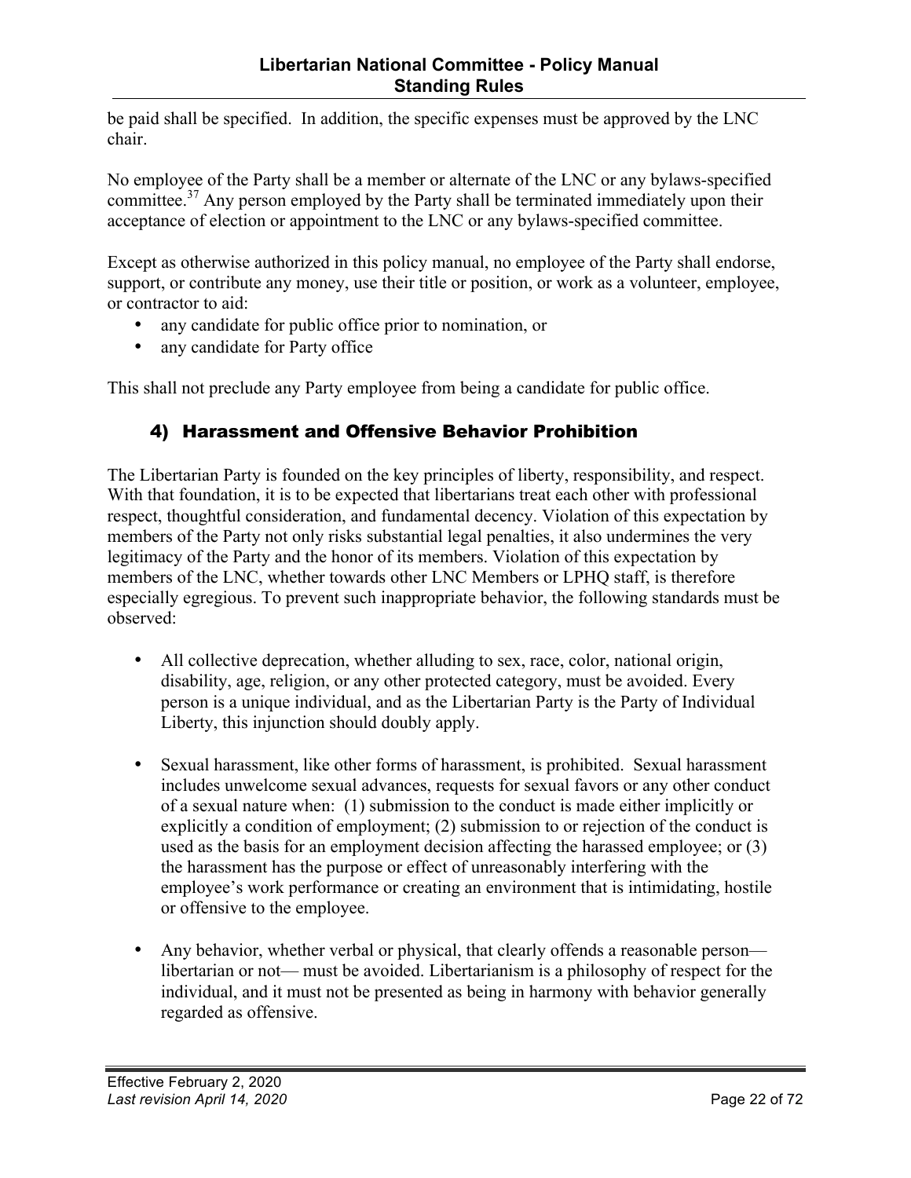be paid shall be specified. In addition, the specific expenses must be approved by the LNC chair.

No employee of the Party shall be a member or alternate of the LNC or any bylaws-specified committee.[37] Any person employed by the Party shall be terminated immediately upon their acceptance of election or appointment to the LNC or any bylaws-specified committee.

Except as otherwise authorized in this policy manual, no employee of the Party shall endorse, support, or contribute any money, use their title or position, or work as a volunteer, employee, or contractor to aid:

- any candidate for public office prior to nomination, or
- any candidate for Party office

This shall not preclude any Party employee from being a candidate for public office.

### 4) Harassment and Offensive Behavior Prohibition

The Libertarian Party is founded on the key principles of liberty, responsibility, and respect. With that foundation, it is to be expected that libertarians treat each other with professional respect, thoughtful consideration, and fundamental decency. Violation of this expectation by members of the Party not only risks substantial legal penalties, it also undermines the very legitimacy of the Party and the honor of its members. Violation of this expectation by members of the LNC, whether towards other LNC Members or LPHQ staff, is therefore especially egregious. To prevent such inappropriate behavior, the following standards must be observed:

- All collective deprecation, whether alluding to sex, race, color, national origin, disability, age, religion, or any other protected category, must be avoided. Every person is a unique individual, and as the Libertarian Party is the Party of Individual Liberty, this injunction should doubly apply.

- Sexual harassment, like other forms of harassment, is prohibited. Sexual harassment includes unwelcome sexual advances, requests for sexual favors or any other conduct of a sexual nature when: (1) submission to the conduct is made either implicitly or explicitly a condition of employment; (2) submission to or rejection of the conduct is used as the basis for an employment decision affecting the harassed employee; or (3) the harassment has the purpose or effect of unreasonably interfering with the employee's work performance or creating an environment that is intimidating, hostile or offensive to the employee.

- Any behavior, whether verbal or physical, that clearly offends a reasonable person— libertarian or not— must be avoided. Libertarianism is a philosophy of respect for the individual, and it must not be presented as being in harmony with behavior generally regarded as offensive.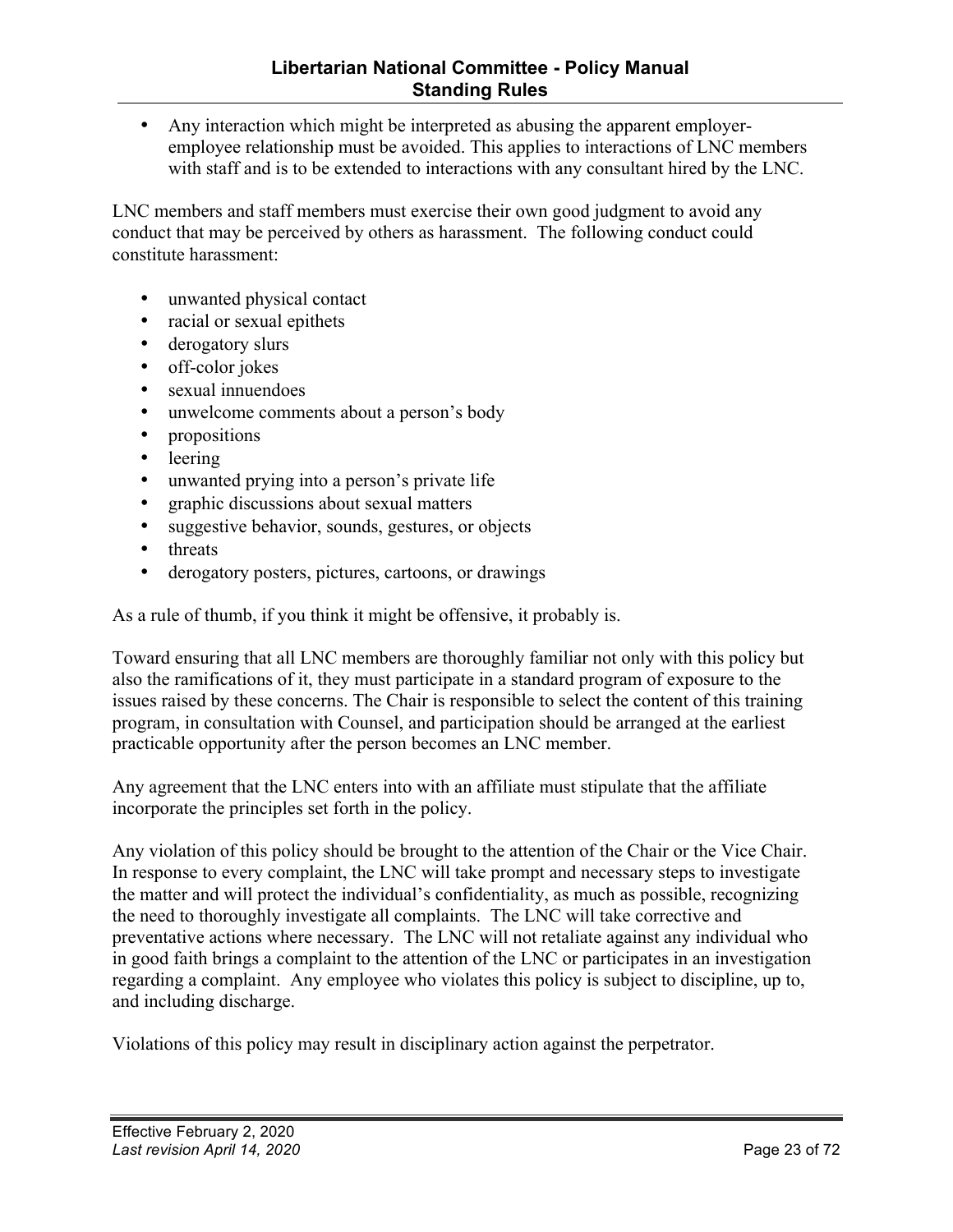- Any interaction which might be interpreted as abusing the apparent employer-employee relationship must be avoided. This applies to interactions of LNC members with staff and is to be extended to interactions with any consultant hired by the LNC.

LNC members and staff members must exercise their own good judgment to avoid any conduct that may be perceived by others as harassment. The following conduct could constitute harassment:

- unwanted physical contact
- racial or sexual epithets
- derogatory slurs
- off-color jokes
- sexual innuendoes
- unwelcome comments about a person's body
- propositions
- leering
- unwanted prying into a person's private life
- graphic discussions about sexual matters
- suggestive behavior, sounds, gestures, or objects
- threats
- derogatory posters, pictures, cartoons, or drawings

As a rule of thumb, if you think it might be offensive, it probably is.

Toward ensuring that all LNC members are thoroughly familiar not only with this policy but also the ramifications of it, they must participate in a standard program of exposure to the issues raised by these concerns. The Chair is responsible to select the content of this training program, in consultation with Counsel, and participation should be arranged at the earliest practicable opportunity after the person becomes an LNC member.

Any agreement that the LNC enters into with an affiliate must stipulate that the affiliate incorporate the principles set forth in the policy.

Any violation of this policy should be brought to the attention of the Chair or the Vice Chair. In response to every complaint, the LNC will take prompt and necessary steps to investigate the matter and will protect the individual's confidentiality, as much as possible, recognizing the need to thoroughly investigate all complaints. The LNC will take corrective and preventative actions where necessary. The LNC will not retaliate against any individual who in good faith brings a complaint to the attention of the LNC or participates in an investigation regarding a complaint. Any employee who violates this policy is subject to discipline, up to, and including discharge.

Violations of this policy may result in disciplinary action against the perpetrator.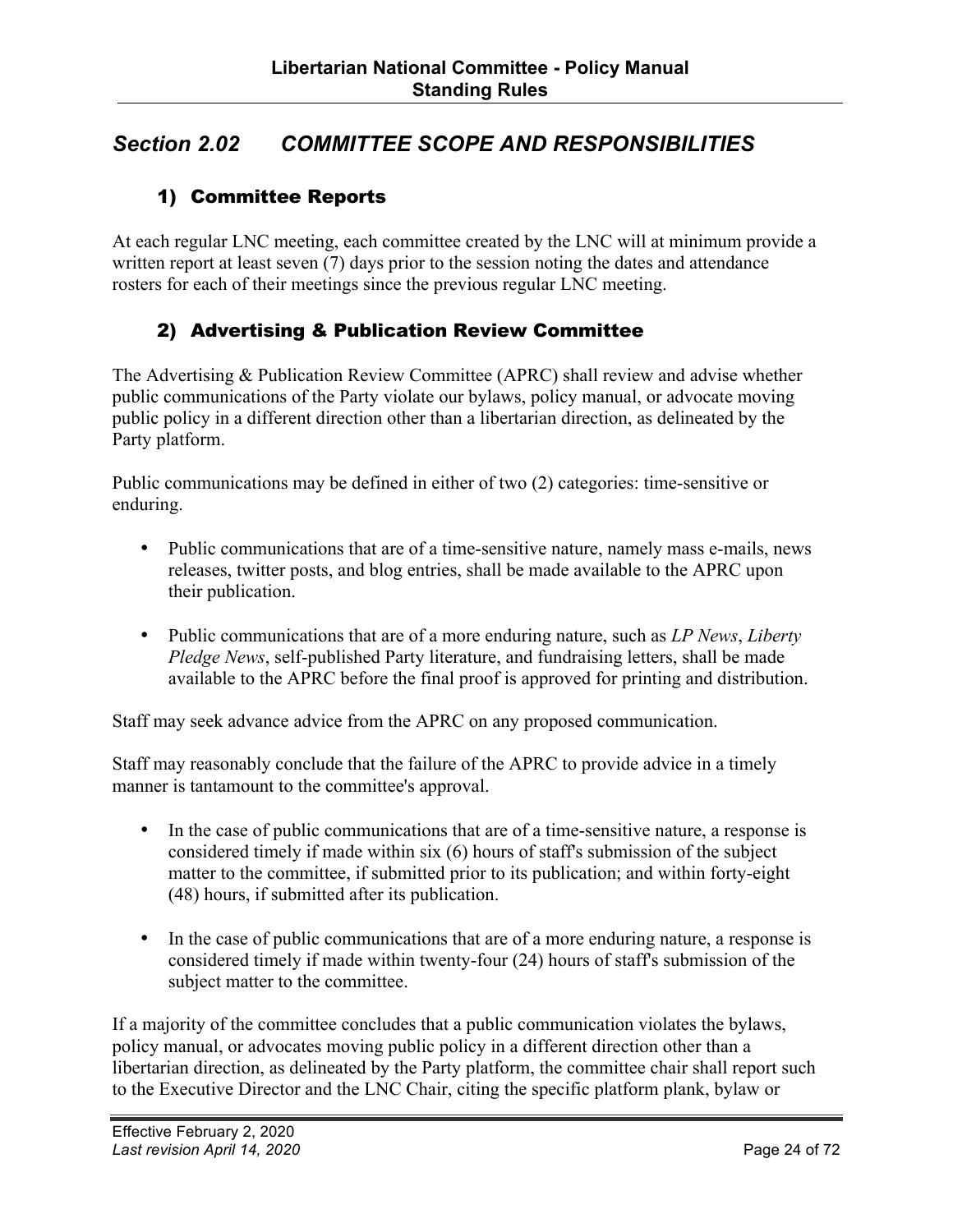## Section 2.02 COMMITTEE SCOPE AND RESPONSIBILITIES

### 1) Committee Reports

At each regular LNC meeting, each committee created by the LNC will at minimum provide a written report at least seven (7) days prior to the session noting the dates and attendance rosters for each of their meetings since the previous regular LNC meeting.

### 2) Advertising & Publication Review Committee

The Advertising & Publication Review Committee (APRC) shall review and advise whether public communications of the Party violate our bylaws, policy manual, or advocate moving public policy in a different direction other than a libertarian direction, as delineated by the Party platform.

Public communications may be defined in either of two (2) categories: time-sensitive or enduring.

- Public communications that are of a time-sensitive nature, namely mass e-mails, news releases, twitter posts, and blog entries, shall be made available to the APRC upon their publication.
- Public communications that are of a more enduring nature, such as *LP News*, *Liberty Pledge News*, self-published Party literature, and fundraising letters, shall be made available to the APRC before the final proof is approved for printing and distribution.

Staff may seek advance advice from the APRC on any proposed communication.

Staff may reasonably conclude that the failure of the APRC to provide advice in a timely manner is tantamount to the committee's approval.

- In the case of public communications that are of a time-sensitive nature, a response is considered timely if made within six (6) hours of staff's submission of the subject matter to the committee, if submitted prior to its publication; and within forty-eight (48) hours, if submitted after its publication.
- In the case of public communications that are of a more enduring nature, a response is considered timely if made within twenty-four (24) hours of staff's submission of the subject matter to the committee.

If a majority of the committee concludes that a public communication violates the bylaws, policy manual, or advocates moving public policy in a different direction other than a libertarian direction, as delineated by the Party platform, the committee chair shall report such to the Executive Director and the LNC Chair, citing the specific platform plank, bylaw or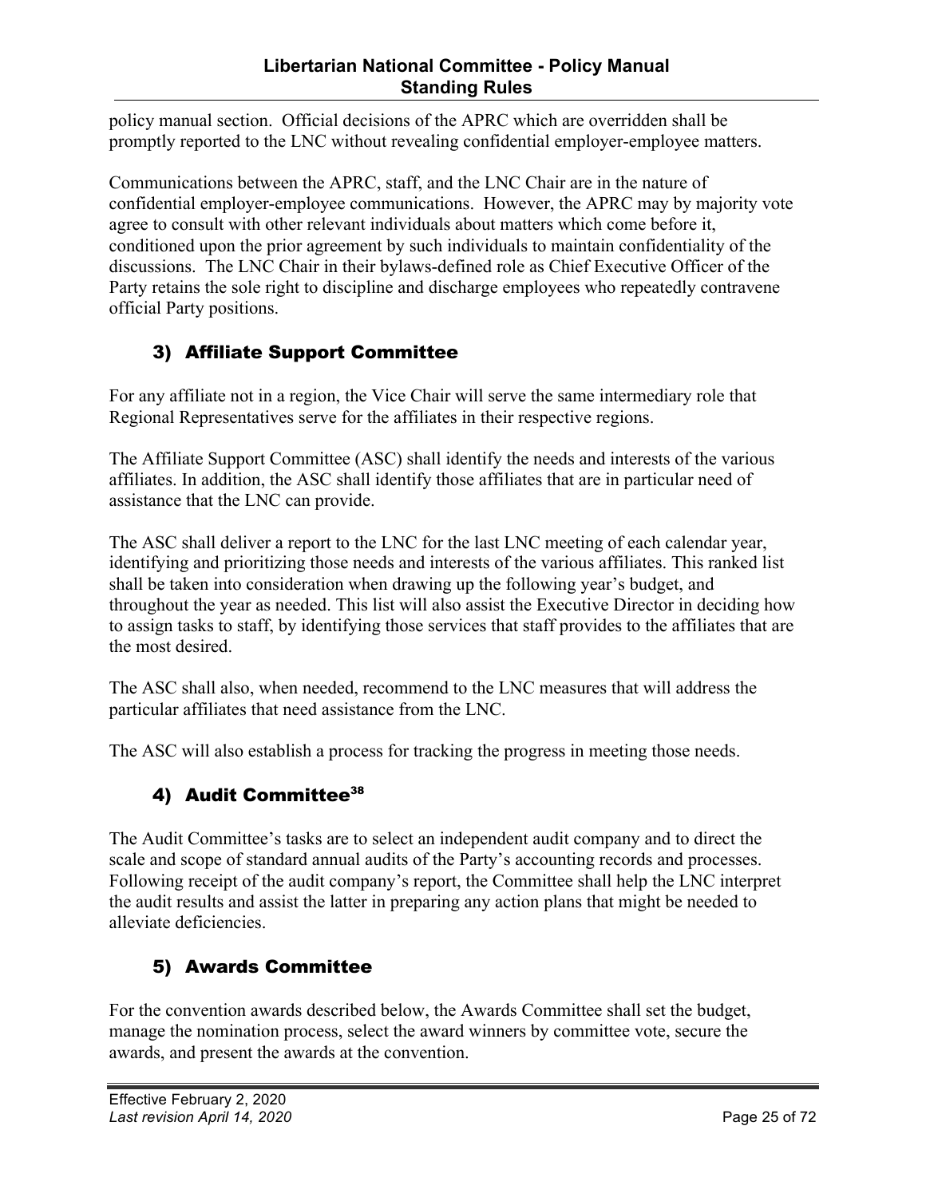policy manual section. Official decisions of the APRC which are overridden shall be promptly reported to the LNC without revealing confidential employer-employee matters.

Communications between the APRC, staff, and the LNC Chair are in the nature of confidential employer-employee communications. However, the APRC may by majority vote agree to consult with other relevant individuals about matters which come before it, conditioned upon the prior agreement by such individuals to maintain confidentiality of the discussions. The LNC Chair in their bylaws-defined role as Chief Executive Officer of the Party retains the sole right to discipline and discharge employees who repeatedly contravene official Party positions.

### 3) Affiliate Support Committee

For any affiliate not in a region, the Vice Chair will serve the same intermediary role that Regional Representatives serve for the affiliates in their respective regions.

The Affiliate Support Committee (ASC) shall identify the needs and interests of the various affiliates. In addition, the ASC shall identify those affiliates that are in particular need of assistance that the LNC can provide.

The ASC shall deliver a report to the LNC for the last LNC meeting of each calendar year, identifying and prioritizing those needs and interests of the various affiliates. This ranked list shall be taken into consideration when drawing up the following year's budget, and throughout the year as needed. This list will also assist the Executive Director in deciding how to assign tasks to staff, by identifying those services that staff provides to the affiliates that are the most desired.

The ASC shall also, when needed, recommend to the LNC measures that will address the particular affiliates that need assistance from the LNC.

The ASC will also establish a process for tracking the progress in meeting those needs.

### 4) Audit Committee[38]

The Audit Committee's tasks are to select an independent audit company and to direct the scale and scope of standard annual audits of the Party's accounting records and processes. Following receipt of the audit company's report, the Committee shall help the LNC interpret the audit results and assist the latter in preparing any action plans that might be needed to alleviate deficiencies.

### 5) Awards Committee

For the convention awards described below, the Awards Committee shall set the budget, manage the nomination process, select the award winners by committee vote, secure the awards, and present the awards at the convention.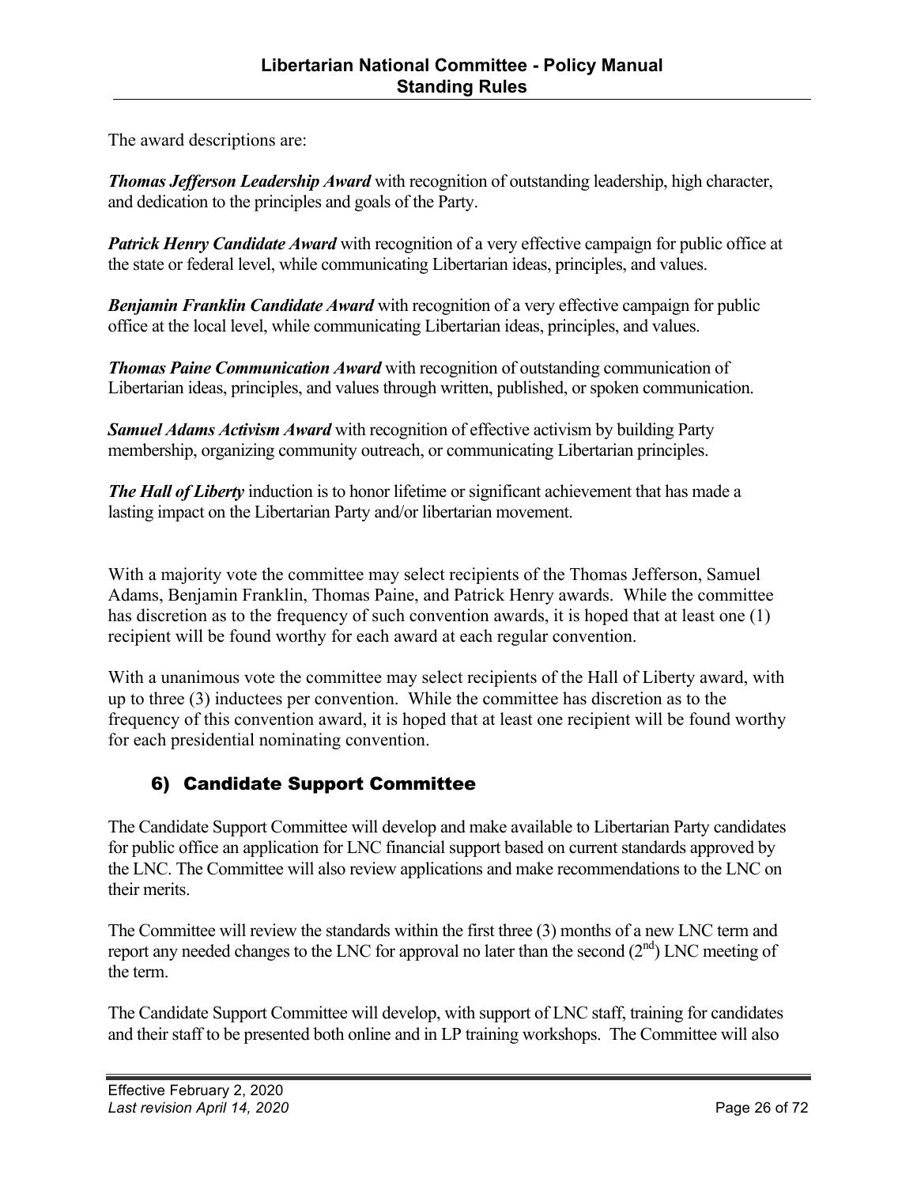The award descriptions are:

***Thomas Jefferson Leadership Award*** with recognition of outstanding leadership, high character, and dedication to the principles and goals of the Party.

***Patrick Henry Candidate Award*** with recognition of a very effective campaign for public office at the state or federal level, while communicating Libertarian ideas, principles, and values.

***Benjamin Franklin Candidate Award*** with recognition of a very effective campaign for public office at the local level, while communicating Libertarian ideas, principles, and values.

***Thomas Paine Communication Award*** with recognition of outstanding communication of Libertarian ideas, principles, and values through written, published, or spoken communication.

***Samuel Adams Activism Award*** with recognition of effective activism by building Party membership, organizing community outreach, or communicating Libertarian principles.

***The Hall of Liberty*** induction is to honor lifetime or significant achievement that has made a lasting impact on the Libertarian Party and/or libertarian movement.

With a majority vote the committee may select recipients of the Thomas Jefferson, Samuel Adams, Benjamin Franklin, Thomas Paine, and Patrick Henry awards. While the committee has discretion as to the frequency of such convention awards, it is hoped that at least one (1) recipient will be found worthy for each award at each regular convention.

With a unanimous vote the committee may select recipients of the Hall of Liberty award, with up to three (3) inductees per convention. While the committee has discretion as to the frequency of this convention award, it is hoped that at least one recipient will be found worthy for each presidential nominating convention.

### 6) Candidate Support Committee

The Candidate Support Committee will develop and make available to Libertarian Party candidates for public office an application for LNC financial support based on current standards approved by the LNC. The Committee will also review applications and make recommendations to the LNC on their merits.

The Committee will review the standards within the first three (3) months of a new LNC term and report any needed changes to the LNC for approval no later than the second (2nd) LNC meeting of the term.

The Candidate Support Committee will develop, with support of LNC staff, training for candidates and their staff to be presented both online and in LP training workshops. The Committee will also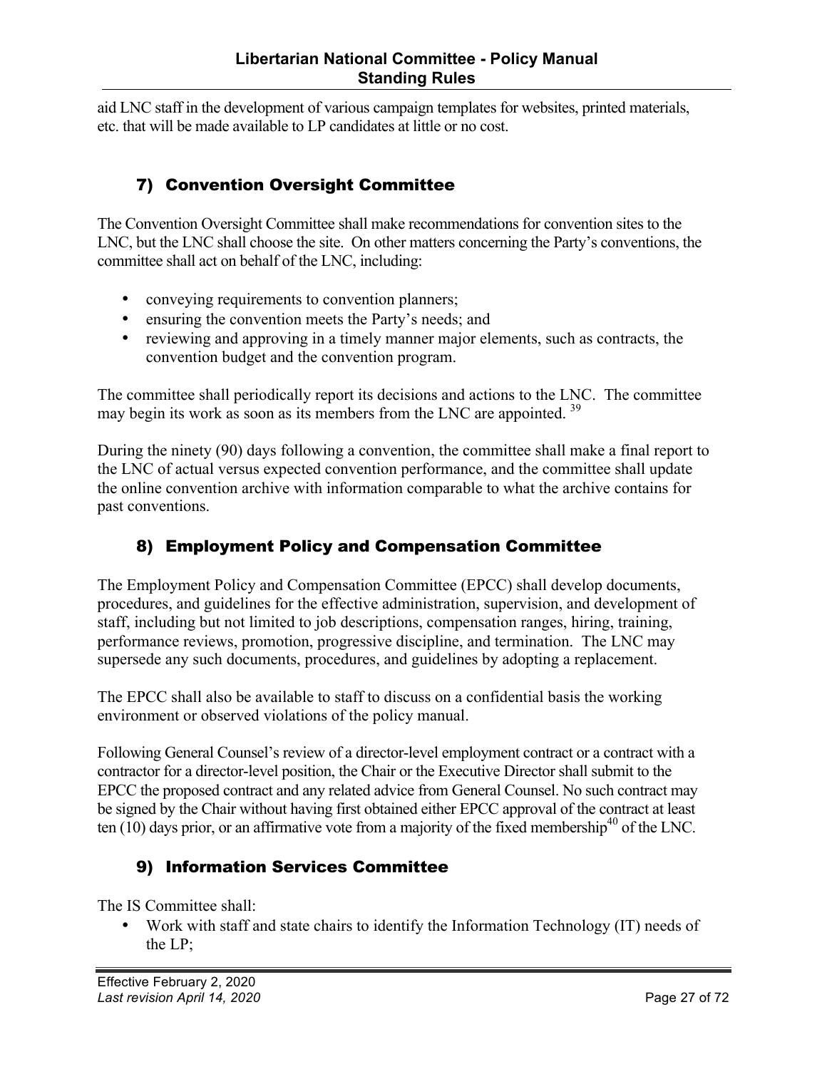aid LNC staff in the development of various campaign templates for websites, printed materials, etc. that will be made available to LP candidates at little or no cost.

### 7) Convention Oversight Committee

The Convention Oversight Committee shall make recommendations for convention sites to the LNC, but the LNC shall choose the site. On other matters concerning the Party's conventions, the committee shall act on behalf of the LNC, including:

- conveying requirements to convention planners;
- ensuring the convention meets the Party's needs; and
- reviewing and approving in a timely manner major elements, such as contracts, the convention budget and the convention program.

The committee shall periodically report its decisions and actions to the LNC. The committee may begin its work as soon as its members from the LNC are appointed. [39]

During the ninety (90) days following a convention, the committee shall make a final report to the LNC of actual versus expected convention performance, and the committee shall update the online convention archive with information comparable to what the archive contains for past conventions.

### 8) Employment Policy and Compensation Committee

The Employment Policy and Compensation Committee (EPCC) shall develop documents, procedures, and guidelines for the effective administration, supervision, and development of staff, including but not limited to job descriptions, compensation ranges, hiring, training, performance reviews, promotion, progressive discipline, and termination. The LNC may supersede any such documents, procedures, and guidelines by adopting a replacement.

The EPCC shall also be available to staff to discuss on a confidential basis the working environment or observed violations of the policy manual.

Following General Counsel's review of a director-level employment contract or a contract with a contractor for a director-level position, the Chair or the Executive Director shall submit to the EPCC the proposed contract and any related advice from General Counsel. No such contract may be signed by the Chair without having first obtained either EPCC approval of the contract at least ten (10) days prior, or an affirmative vote from a majority of the fixed membership[40] of the LNC.

### 9) Information Services Committee

The IS Committee shall:

- Work with staff and state chairs to identify the Information Technology (IT) needs of the LP;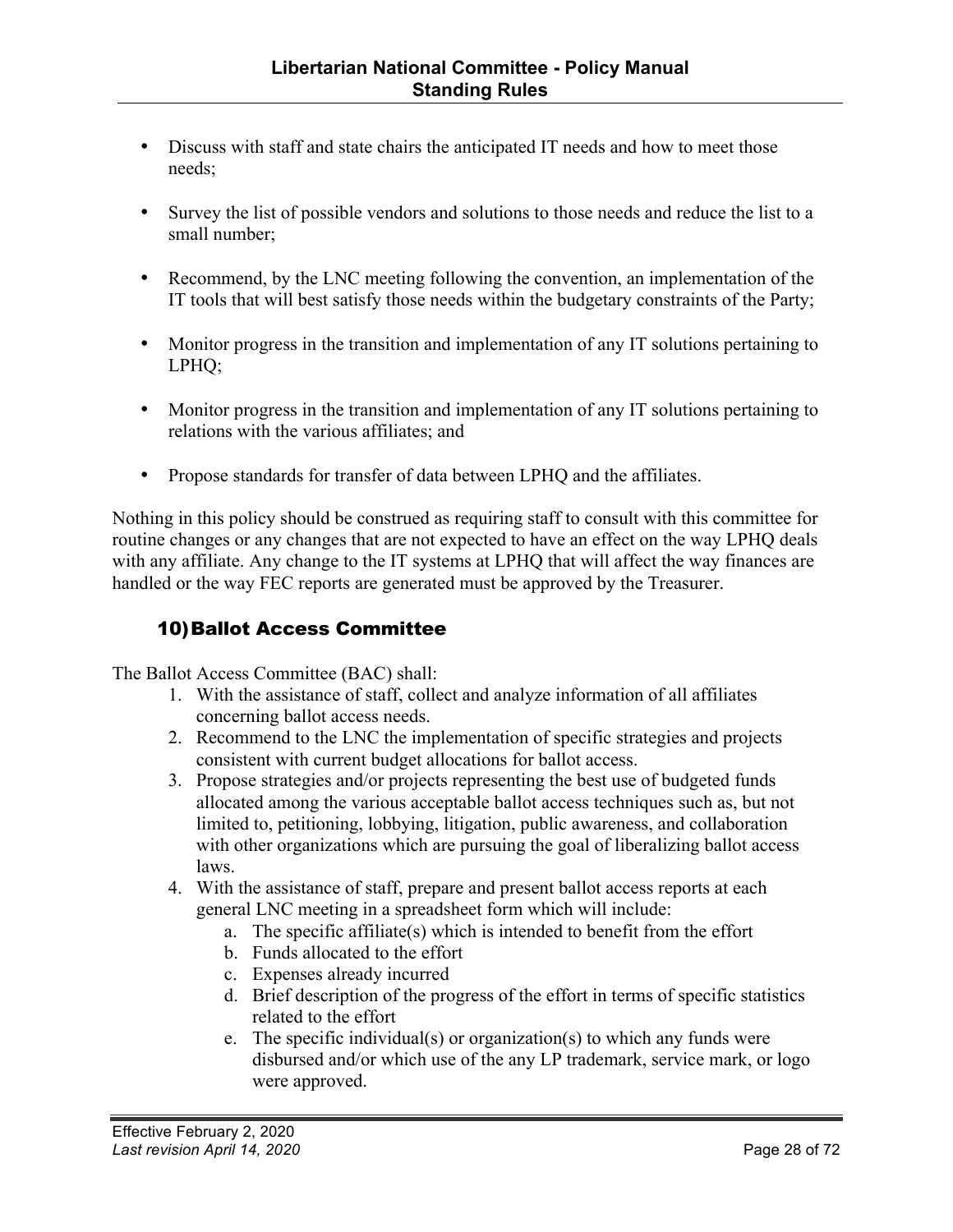- Discuss with staff and state chairs the anticipated IT needs and how to meet those needs;

- Survey the list of possible vendors and solutions to those needs and reduce the list to a small number;

- Recommend, by the LNC meeting following the convention, an implementation of the IT tools that will best satisfy those needs within the budgetary constraints of the Party;

- Monitor progress in the transition and implementation of any IT solutions pertaining to LPHQ;

- Monitor progress in the transition and implementation of any IT solutions pertaining to relations with the various affiliates; and

- Propose standards for transfer of data between LPHQ and the affiliates.

Nothing in this policy should be construed as requiring staff to consult with this committee for routine changes or any changes that are not expected to have an effect on the way LPHQ deals with any affiliate. Any change to the IT systems at LPHQ that will affect the way finances are handled or the way FEC reports are generated must be approved by the Treasurer.

### 10) Ballot Access Committee

The Ballot Access Committee (BAC) shall:

1. With the assistance of staff, collect and analyze information of all affiliates concerning ballot access needs.
2. Recommend to the LNC the implementation of specific strategies and projects consistent with current budget allocations for ballot access.
3. Propose strategies and/or projects representing the best use of budgeted funds allocated among the various acceptable ballot access techniques such as, but not limited to, petitioning, lobbying, litigation, public awareness, and collaboration with other organizations which are pursuing the goal of liberalizing ballot access laws.
4. With the assistance of staff, prepare and present ballot access reports at each general LNC meeting in a spreadsheet form which will include:
    a. The specific affiliate(s) which is intended to benefit from the effort
    b. Funds allocated to the effort
    c. Expenses already incurred
    d. Brief description of the progress of the effort in terms of specific statistics related to the effort
    e. The specific individual(s) or organization(s) to which any funds were disbursed and/or which use of the any LP trademark, service mark, or logo were approved.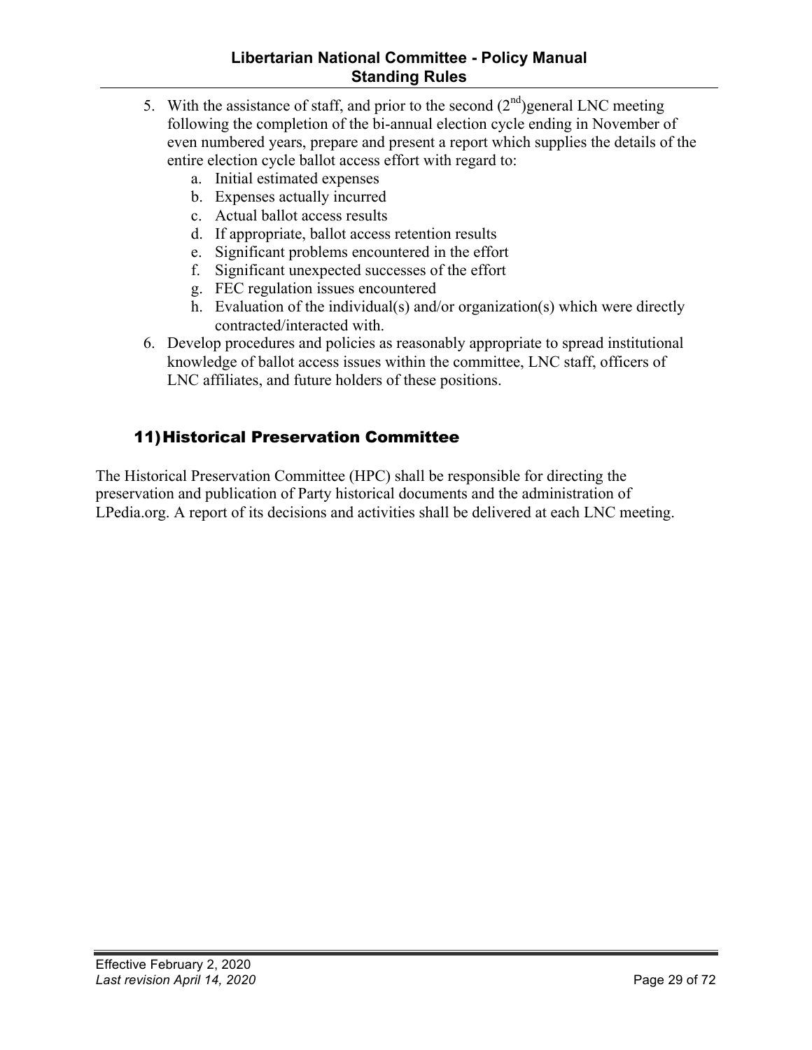5. With the assistance of staff, and prior to the second (2nd)general LNC meeting following the completion of the bi-annual election cycle ending in November of even numbered years, prepare and present a report which supplies the details of the entire election cycle ballot access effort with regard to:
   a. Initial estimated expenses
   b. Expenses actually incurred
   c. Actual ballot access results
   d. If appropriate, ballot access retention results
   e. Significant problems encountered in the effort
   f. Significant unexpected successes of the effort
   g. FEC regulation issues encountered
   h. Evaluation of the individual(s) and/or organization(s) which were directly contracted/interacted with.
6. Develop procedures and policies as reasonably appropriate to spread institutional knowledge of ballot access issues within the committee, LNC staff, officers of LNC affiliates, and future holders of these positions.

## 11) Historical Preservation Committee

The Historical Preservation Committee (HPC) shall be responsible for directing the preservation and publication of Party historical documents and the administration of LPedia.org. A report of its decisions and activities shall be delivered at each LNC meeting.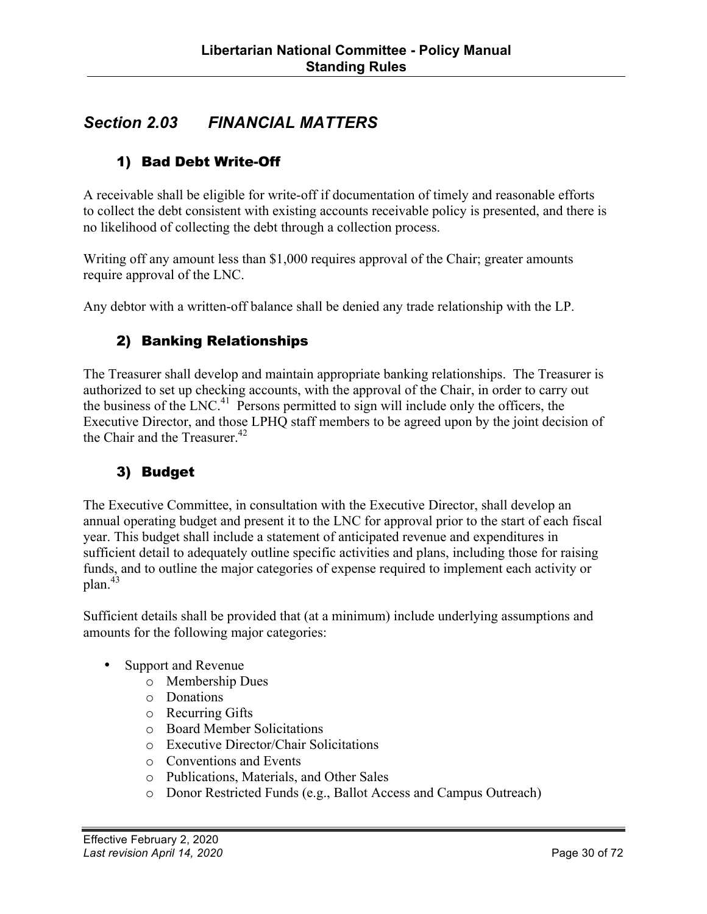## *Section 2.03 FINANCIAL MATTERS*

### 1) Bad Debt Write-Off

A receivable shall be eligible for write-off if documentation of timely and reasonable efforts to collect the debt consistent with existing accounts receivable policy is presented, and there is no likelihood of collecting the debt through a collection process.

Writing off any amount less than $1,000 requires approval of the Chair; greater amounts require approval of the LNC.

Any debtor with a written-off balance shall be denied any trade relationship with the LP.

### 2) Banking Relationships

The Treasurer shall develop and maintain appropriate banking relationships. The Treasurer is authorized to set up checking accounts, with the approval of the Chair, in order to carry out the business of the LNC.[41] Persons permitted to sign will include only the officers, the Executive Director, and those LPHQ staff members to be agreed upon by the joint decision of the Chair and the Treasurer.[42]

### 3) Budget

The Executive Committee, in consultation with the Executive Director, shall develop an annual operating budget and present it to the LNC for approval prior to the start of each fiscal year. This budget shall include a statement of anticipated revenue and expenditures in sufficient detail to adequately outline specific activities and plans, including those for raising funds, and to outline the major categories of expense required to implement each activity or plan.[43]

Sufficient details shall be provided that (at a minimum) include underlying assumptions and amounts for the following major categories:

- Support and Revenue
  - Membership Dues
  - Donations
  - Recurring Gifts
  - Board Member Solicitations
  - Executive Director/Chair Solicitations
  - Conventions and Events
  - Publications, Materials, and Other Sales
  - Donor Restricted Funds (e.g., Ballot Access and Campus Outreach)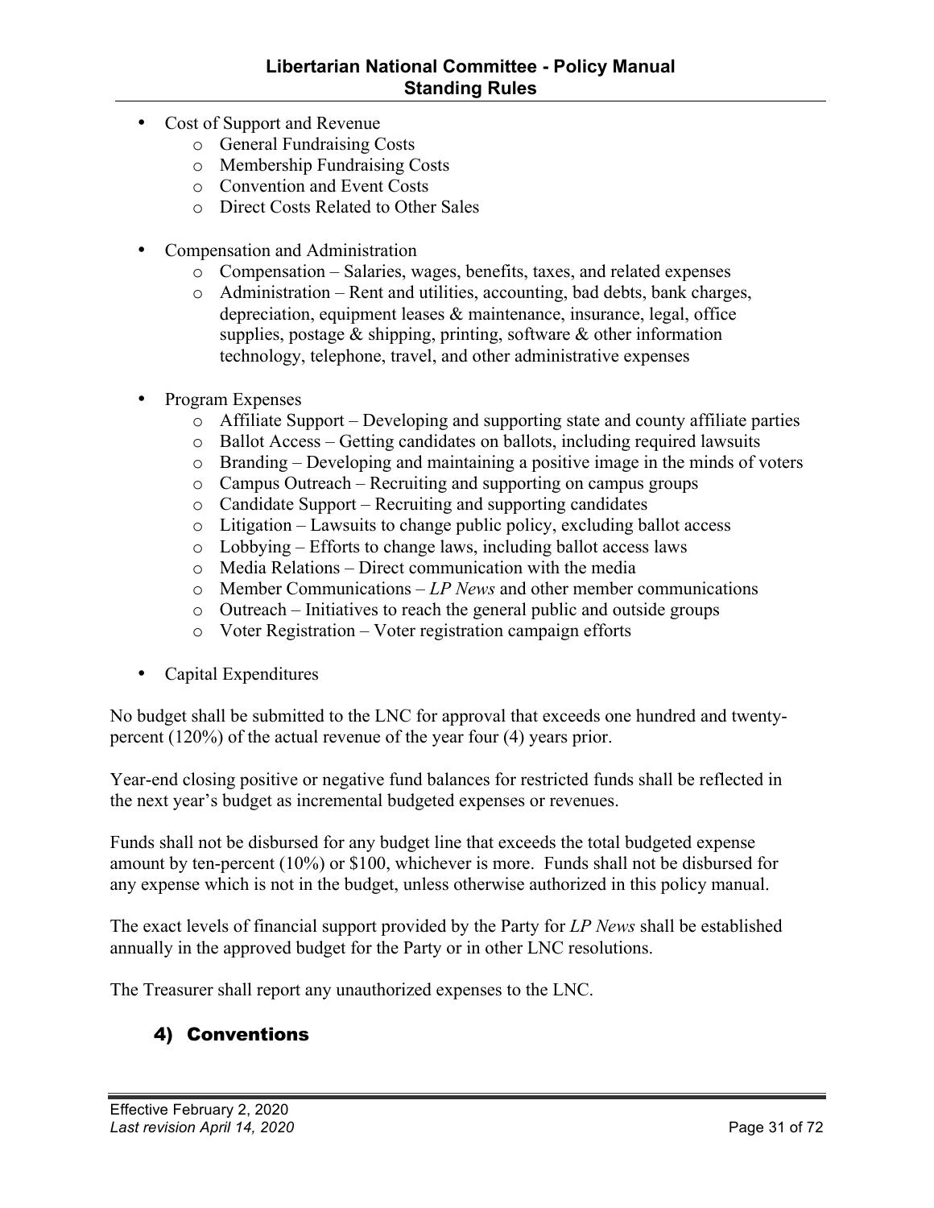- Cost of Support and Revenue
    - General Fundraising Costs
    - Membership Fundraising Costs
    - Convention and Event Costs
    - Direct Costs Related to Other Sales

- Compensation and Administration
    - Compensation – Salaries, wages, benefits, taxes, and related expenses
    - Administration – Rent and utilities, accounting, bad debts, bank charges, depreciation, equipment leases & maintenance, insurance, legal, office supplies, postage & shipping, printing, software & other information technology, telephone, travel, and other administrative expenses

- Program Expenses
    - Affiliate Support – Developing and supporting state and county affiliate parties
    - Ballot Access – Getting candidates on ballots, including required lawsuits
    - Branding – Developing and maintaining a positive image in the minds of voters
    - Campus Outreach – Recruiting and supporting on campus groups
    - Candidate Support – Recruiting and supporting candidates
    - Litigation – Lawsuits to change public policy, excluding ballot access
    - Lobbying – Efforts to change laws, including ballot access laws
    - Media Relations – Direct communication with the media
    - Member Communications – *LP News* and other member communications
    - Outreach – Initiatives to reach the general public and outside groups
    - Voter Registration – Voter registration campaign efforts

- Capital Expenditures

No budget shall be submitted to the LNC for approval that exceeds one hundred and twenty-percent (120%) of the actual revenue of the year four (4) years prior.

Year-end closing positive or negative fund balances for restricted funds shall be reflected in the next year's budget as incremental budgeted expenses or revenues.

Funds shall not be disbursed for any budget line that exceeds the total budgeted expense amount by ten-percent (10%) or $100, whichever is more. Funds shall not be disbursed for any expense which is not in the budget, unless otherwise authorized in this policy manual.

The exact levels of financial support provided by the Party for *LP News* shall be established annually in the approved budget for the Party or in other LNC resolutions.

The Treasurer shall report any unauthorized expenses to the LNC.

## 4) Conventions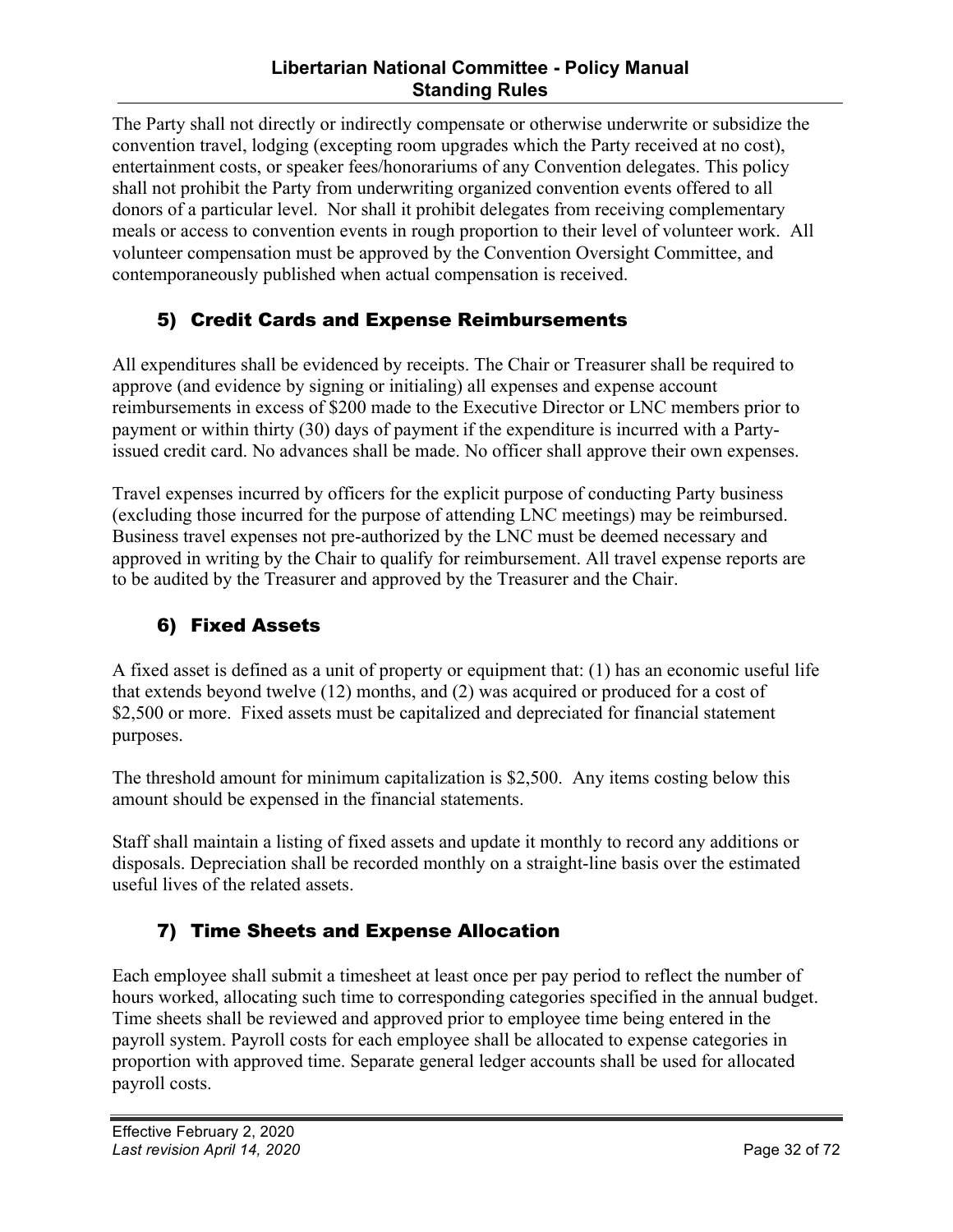The Party shall not directly or indirectly compensate or otherwise underwrite or subsidize the convention travel, lodging (excepting room upgrades which the Party received at no cost), entertainment costs, or speaker fees/honorariums of any Convention delegates. This policy shall not prohibit the Party from underwriting organized convention events offered to all donors of a particular level. Nor shall it prohibit delegates from receiving complementary meals or access to convention events in rough proportion to their level of volunteer work. All volunteer compensation must be approved by the Convention Oversight Committee, and contemporaneously published when actual compensation is received.

### 5) Credit Cards and Expense Reimbursements

All expenditures shall be evidenced by receipts. The Chair or Treasurer shall be required to approve (and evidence by signing or initialing) all expenses and expense account reimbursements in excess of $200 made to the Executive Director or LNC members prior to payment or within thirty (30) days of payment if the expenditure is incurred with a Party-issued credit card. No advances shall be made. No officer shall approve their own expenses.

Travel expenses incurred by officers for the explicit purpose of conducting Party business (excluding those incurred for the purpose of attending LNC meetings) may be reimbursed. Business travel expenses not pre-authorized by the LNC must be deemed necessary and approved in writing by the Chair to qualify for reimbursement. All travel expense reports are to be audited by the Treasurer and approved by the Treasurer and the Chair.

### 6) Fixed Assets

A fixed asset is defined as a unit of property or equipment that: (1) has an economic useful life that extends beyond twelve (12) months, and (2) was acquired or produced for a cost of $2,500 or more. Fixed assets must be capitalized and depreciated for financial statement purposes.

The threshold amount for minimum capitalization is $2,500. Any items costing below this amount should be expensed in the financial statements.

Staff shall maintain a listing of fixed assets and update it monthly to record any additions or disposals. Depreciation shall be recorded monthly on a straight-line basis over the estimated useful lives of the related assets.

### 7) Time Sheets and Expense Allocation

Each employee shall submit a timesheet at least once per pay period to reflect the number of hours worked, allocating such time to corresponding categories specified in the annual budget. Time sheets shall be reviewed and approved prior to employee time being entered in the payroll system. Payroll costs for each employee shall be allocated to expense categories in proportion with approved time. Separate general ledger accounts shall be used for allocated payroll costs.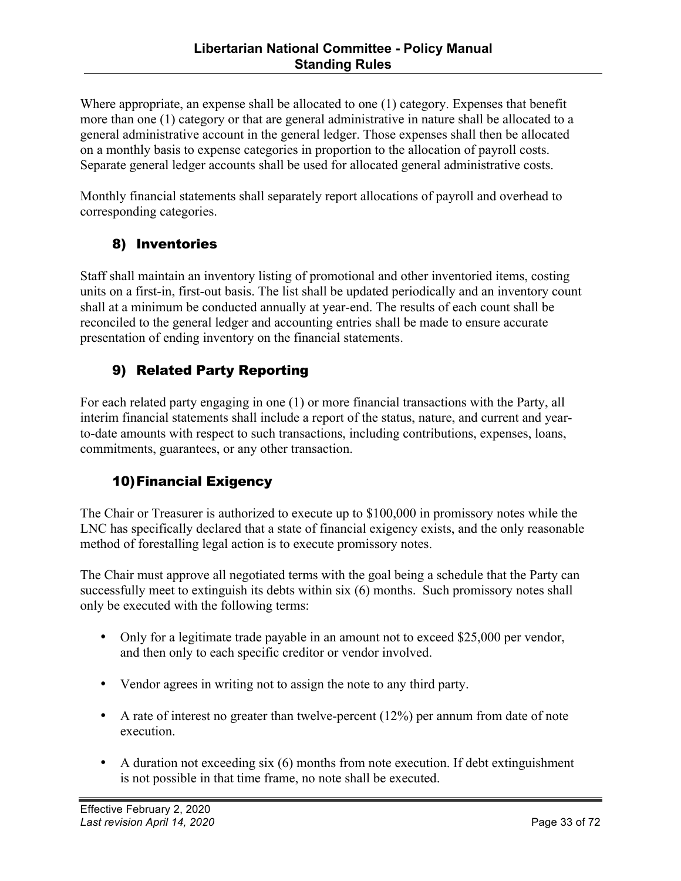Where appropriate, an expense shall be allocated to one (1) category. Expenses that benefit more than one (1) category or that are general administrative in nature shall be allocated to a general administrative account in the general ledger. Those expenses shall then be allocated on a monthly basis to expense categories in proportion to the allocation of payroll costs. Separate general ledger accounts shall be used for allocated general administrative costs.

Monthly financial statements shall separately report allocations of payroll and overhead to corresponding categories.

### 8) Inventories

Staff shall maintain an inventory listing of promotional and other inventoried items, costing units on a first-in, first-out basis. The list shall be updated periodically and an inventory count shall at a minimum be conducted annually at year-end. The results of each count shall be reconciled to the general ledger and accounting entries shall be made to ensure accurate presentation of ending inventory on the financial statements.

### 9) Related Party Reporting

For each related party engaging in one (1) or more financial transactions with the Party, all interim financial statements shall include a report of the status, nature, and current and year-to-date amounts with respect to such transactions, including contributions, expenses, loans, commitments, guarantees, or any other transaction.

### 10) Financial Exigency

The Chair or Treasurer is authorized to execute up to $100,000 in promissory notes while the LNC has specifically declared that a state of financial exigency exists, and the only reasonable method of forestalling legal action is to execute promissory notes.

The Chair must approve all negotiated terms with the goal being a schedule that the Party can successfully meet to extinguish its debts within six (6) months. Such promissory notes shall only be executed with the following terms:

- Only for a legitimate trade payable in an amount not to exceed $25,000 per vendor, and then only to each specific creditor or vendor involved.
- Vendor agrees in writing not to assign the note to any third party.
- A rate of interest no greater than twelve-percent (12%) per annum from date of note execution.
- A duration not exceeding six (6) months from note execution. If debt extinguishment is not possible in that time frame, no note shall be executed.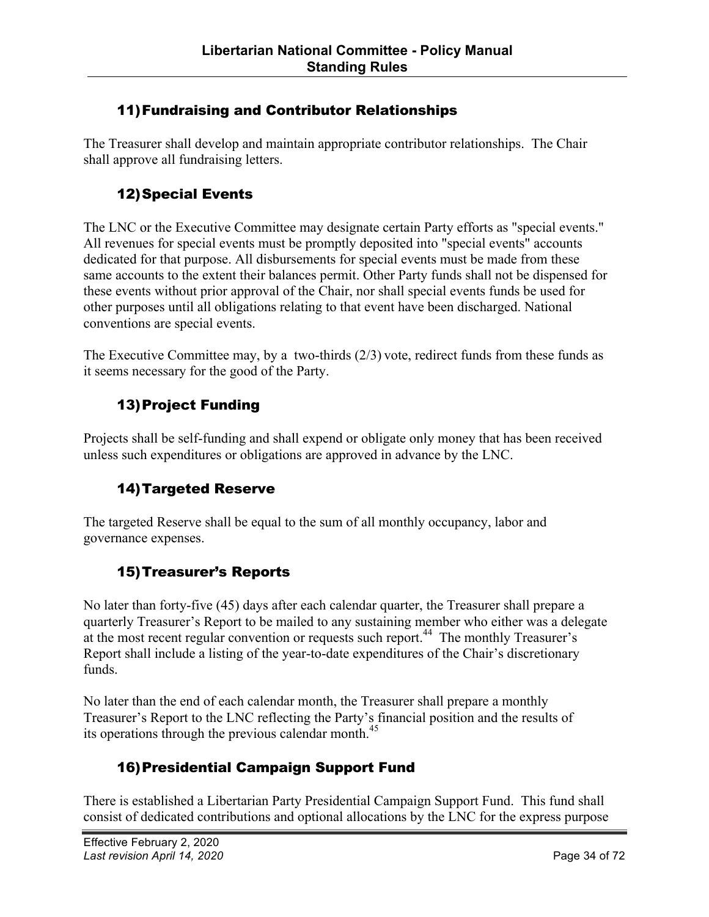## 11) Fundraising and Contributor Relationships

The Treasurer shall develop and maintain appropriate contributor relationships. The Chair shall approve all fundraising letters.

## 12) Special Events

The LNC or the Executive Committee may designate certain Party efforts as "special events." All revenues for special events must be promptly deposited into "special events" accounts dedicated for that purpose. All disbursements for special events must be made from these same accounts to the extent their balances permit. Other Party funds shall not be dispensed for these events without prior approval of the Chair, nor shall special events funds be used for other purposes until all obligations relating to that event have been discharged. National conventions are special events.

The Executive Committee may, by a two-thirds (2/3) vote, redirect funds from these funds as it seems necessary for the good of the Party.

## 13) Project Funding

Projects shall be self-funding and shall expend or obligate only money that has been received unless such expenditures or obligations are approved in advance by the LNC.

## 14) Targeted Reserve

The targeted Reserve shall be equal to the sum of all monthly occupancy, labor and governance expenses.

## 15) Treasurer's Reports

No later than forty-five (45) days after each calendar quarter, the Treasurer shall prepare a quarterly Treasurer's Report to be mailed to any sustaining member who either was a delegate at the most recent regular convention or requests such report.[44] The monthly Treasurer's Report shall include a listing of the year-to-date expenditures of the Chair's discretionary funds.

No later than the end of each calendar month, the Treasurer shall prepare a monthly Treasurer's Report to the LNC reflecting the Party's financial position and the results of its operations through the previous calendar month.[45]

## 16) Presidential Campaign Support Fund

There is established a Libertarian Party Presidential Campaign Support Fund. This fund shall consist of dedicated contributions and optional allocations by the LNC for the express purpose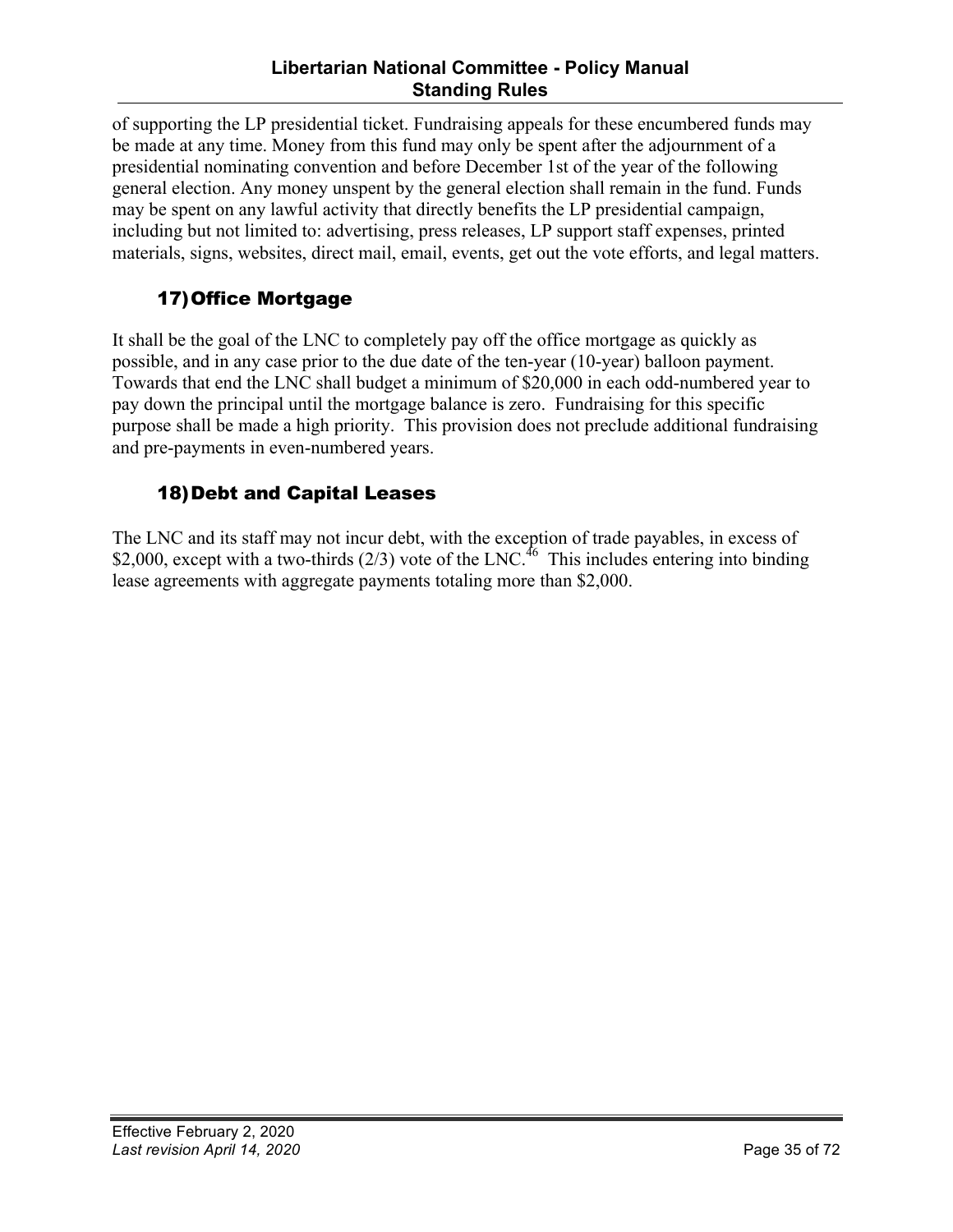of supporting the LP presidential ticket. Fundraising appeals for these encumbered funds may be made at any time. Money from this fund may only be spent after the adjournment of a presidential nominating convention and before December 1st of the year of the following general election. Any money unspent by the general election shall remain in the fund. Funds may be spent on any lawful activity that directly benefits the LP presidential campaign, including but not limited to: advertising, press releases, LP support staff expenses, printed materials, signs, websites, direct mail, email, events, get out the vote efforts, and legal matters.

## 17) Office Mortgage

It shall be the goal of the LNC to completely pay off the office mortgage as quickly as possible, and in any case prior to the due date of the ten-year (10-year) balloon payment. Towards that end the LNC shall budget a minimum of $20,000 in each odd-numbered year to pay down the principal until the mortgage balance is zero. Fundraising for this specific purpose shall be made a high priority. This provision does not preclude additional fundraising and pre-payments in even-numbered years.

## 18) Debt and Capital Leases

The LNC and its staff may not incur debt, with the exception of trade payables, in excess of $2,000, except with a two-thirds (2/3) vote of the LNC.[46] This includes entering into binding lease agreements with aggregate payments totaling more than $2,000.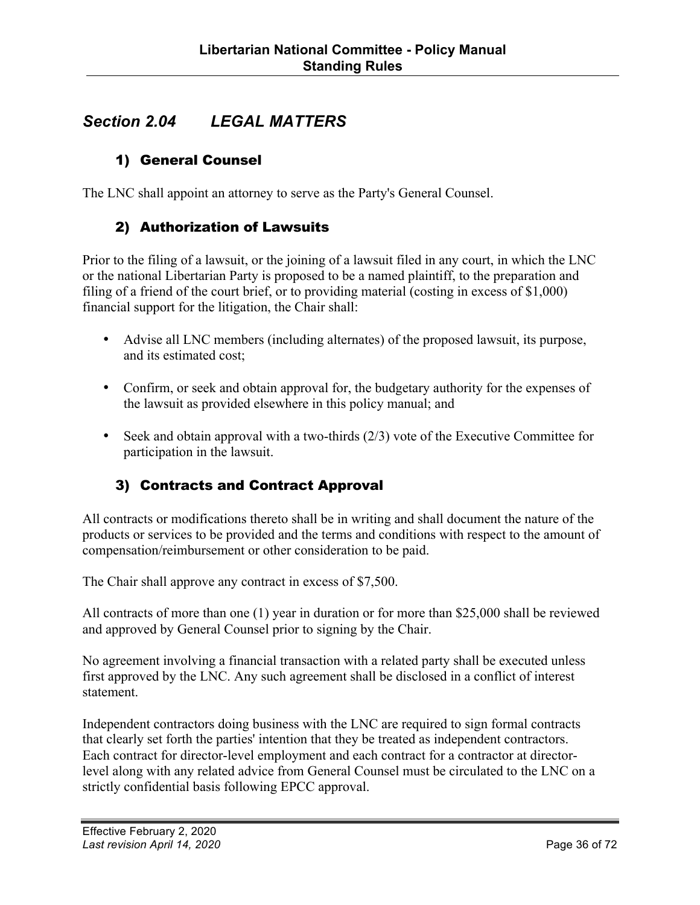## Section 2.04 LEGAL MATTERS

### 1) General Counsel

The LNC shall appoint an attorney to serve as the Party's General Counsel.

### 2) Authorization of Lawsuits

Prior to the filing of a lawsuit, or the joining of a lawsuit filed in any court, in which the LNC or the national Libertarian Party is proposed to be a named plaintiff, to the preparation and filing of a friend of the court brief, or to providing material (costing in excess of $1,000) financial support for the litigation, the Chair shall:

- Advise all LNC members (including alternates) of the proposed lawsuit, its purpose, and its estimated cost;
- Confirm, or seek and obtain approval for, the budgetary authority for the expenses of the lawsuit as provided elsewhere in this policy manual; and
- Seek and obtain approval with a two-thirds (2/3) vote of the Executive Committee for participation in the lawsuit.

### 3) Contracts and Contract Approval

All contracts or modifications thereto shall be in writing and shall document the nature of the products or services to be provided and the terms and conditions with respect to the amount of compensation/reimbursement or other consideration to be paid.

The Chair shall approve any contract in excess of $7,500.

All contracts of more than one (1) year in duration or for more than $25,000 shall be reviewed and approved by General Counsel prior to signing by the Chair.

No agreement involving a financial transaction with a related party shall be executed unless first approved by the LNC. Any such agreement shall be disclosed in a conflict of interest statement.

Independent contractors doing business with the LNC are required to sign formal contracts that clearly set forth the parties' intention that they be treated as independent contractors. Each contract for director-level employment and each contract for a contractor at director-level along with any related advice from General Counsel must be circulated to the LNC on a strictly confidential basis following EPCC approval.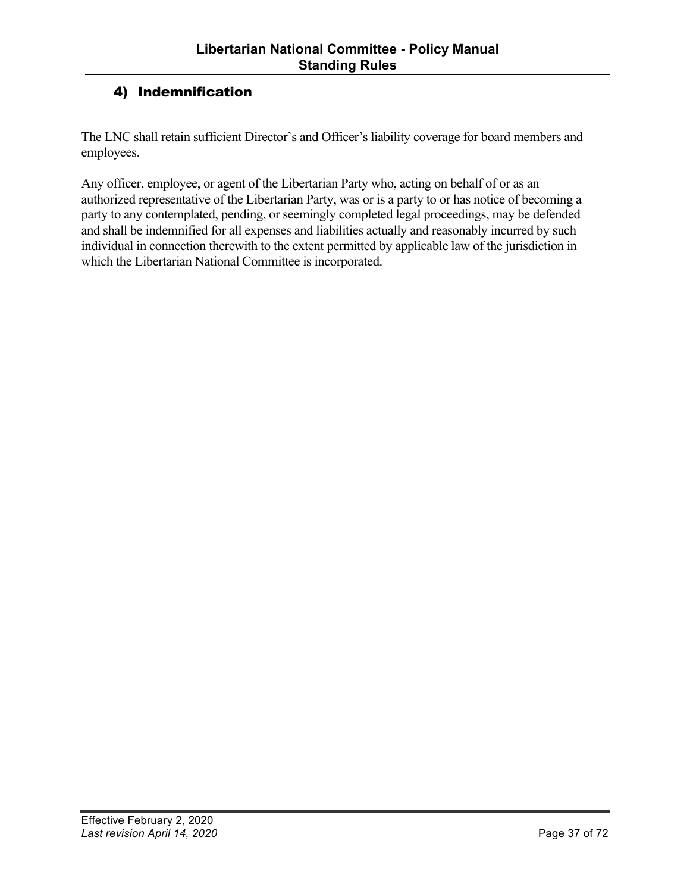## 4) Indemnification

The LNC shall retain sufficient Director's and Officer's liability coverage for board members and employees.

Any officer, employee, or agent of the Libertarian Party who, acting on behalf of or as an authorized representative of the Libertarian Party, was or is a party to or has notice of becoming a party to any contemplated, pending, or seemingly completed legal proceedings, may be defended and shall be indemnified for all expenses and liabilities actually and reasonably incurred by such individual in connection therewith to the extent permitted by applicable law of the jurisdiction in which the Libertarian National Committee is incorporated.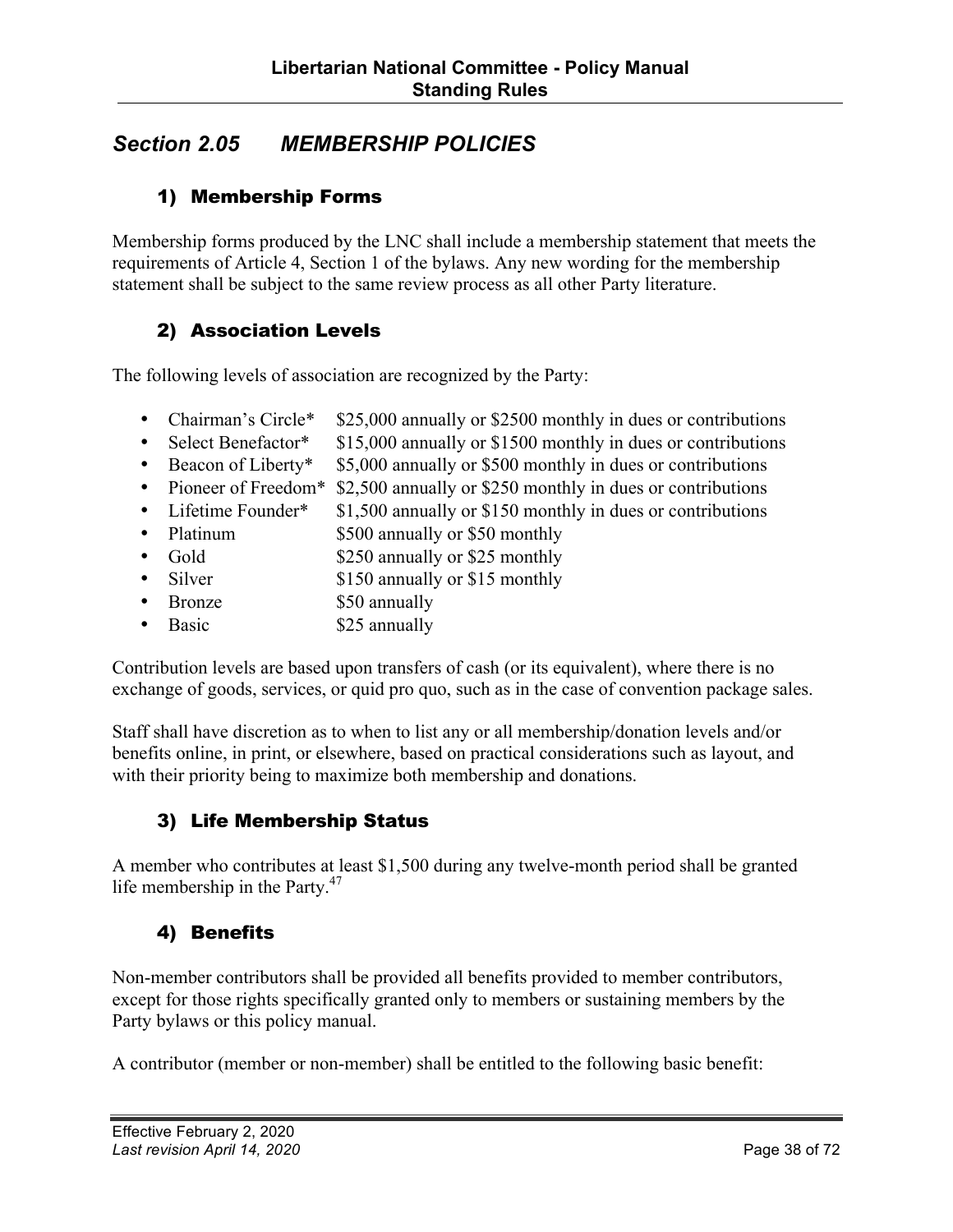## Section 2.05 MEMBERSHIP POLICIES

### 1) Membership Forms

Membership forms produced by the LNC shall include a membership statement that meets the requirements of Article 4, Section 1 of the bylaws. Any new wording for the membership statement shall be subject to the same review process as all other Party literature.

### 2) Association Levels

The following levels of association are recognized by the Party:

- Chairman's Circle* $25,000 annually or $2500 monthly in dues or contributions
- Select Benefactor* $15,000 annually or $1500 monthly in dues or contributions
- Beacon of Liberty* $5,000 annually or $500 monthly in dues or contributions
- Pioneer of Freedom* $2,500 annually or $250 monthly in dues or contributions
- Lifetime Founder* $1,500 annually or $150 monthly in dues or contributions
- Platinum $500 annually or $50 monthly
- Gold $250 annually or $25 monthly
- Silver $150 annually or $15 monthly
- Bronze $50 annually
- Basic $25 annually

Contribution levels are based upon transfers of cash (or its equivalent), where there is no exchange of goods, services, or quid pro quo, such as in the case of convention package sales.

Staff shall have discretion as to when to list any or all membership/donation levels and/or benefits online, in print, or elsewhere, based on practical considerations such as layout, and with their priority being to maximize both membership and donations.

### 3) Life Membership Status

A member who contributes at least $1,500 during any twelve-month period shall be granted life membership in the Party.[47]

### 4) Benefits

Non-member contributors shall be provided all benefits provided to member contributors, except for those rights specifically granted only to members or sustaining members by the Party bylaws or this policy manual.

A contributor (member or non-member) shall be entitled to the following basic benefit: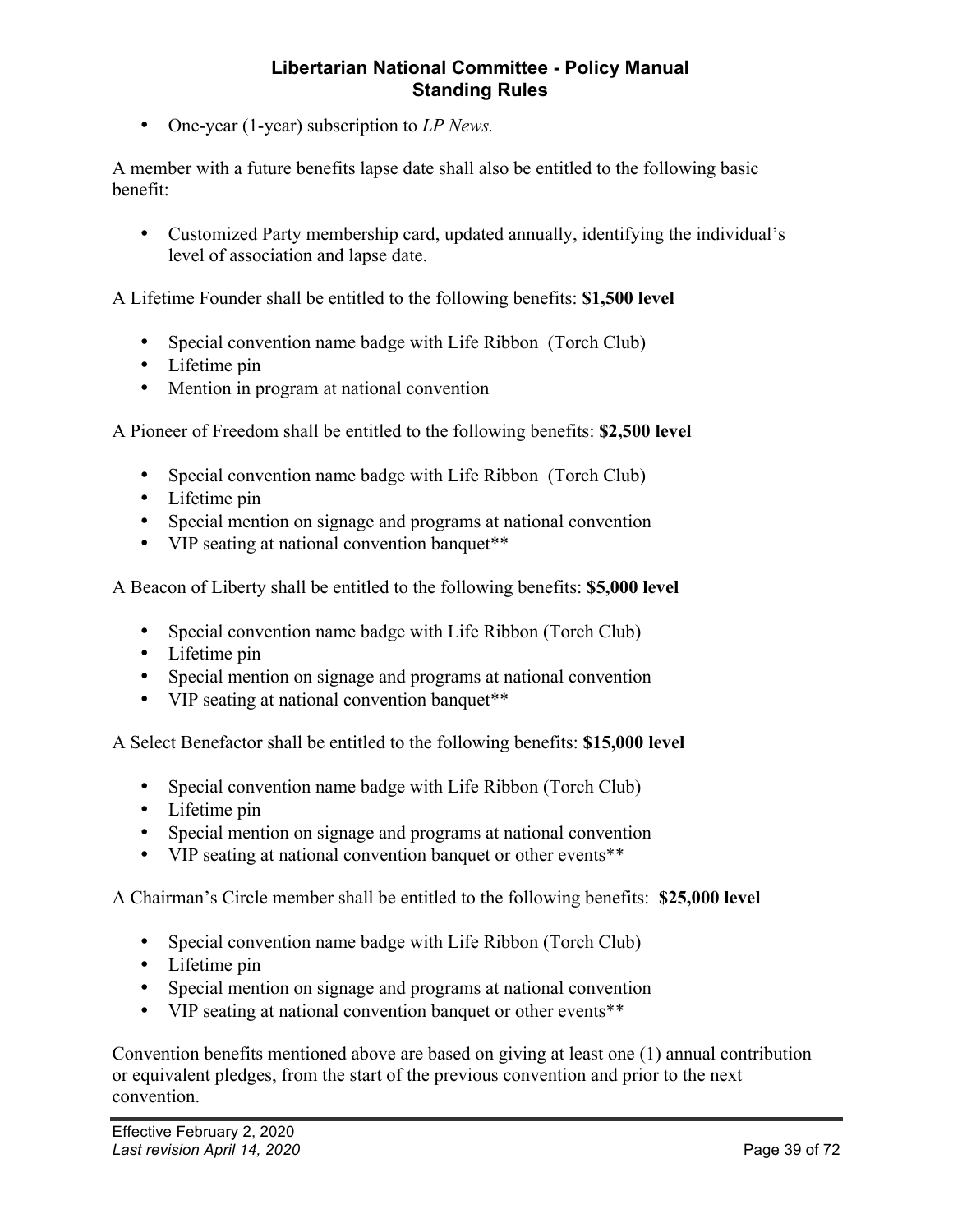- One-year (1-year) subscription to *LP News.*

A member with a future benefits lapse date shall also be entitled to the following basic benefit:

- Customized Party membership card, updated annually, identifying the individual's level of association and lapse date.

A Lifetime Founder shall be entitled to the following benefits: **$1,500 level**

- Special convention name badge with Life Ribbon (Torch Club)
- Lifetime pin
- Mention in program at national convention

A Pioneer of Freedom shall be entitled to the following benefits: **$2,500 level**

- Special convention name badge with Life Ribbon (Torch Club)
- Lifetime pin
- Special mention on signage and programs at national convention
- VIP seating at national convention banquet**

A Beacon of Liberty shall be entitled to the following benefits: **$5,000 level**

- Special convention name badge with Life Ribbon (Torch Club)
- Lifetime pin
- Special mention on signage and programs at national convention
- VIP seating at national convention banquet**

A Select Benefactor shall be entitled to the following benefits: **$15,000 level**

- Special convention name badge with Life Ribbon (Torch Club)
- Lifetime pin
- Special mention on signage and programs at national convention
- VIP seating at national convention banquet or other events**

A Chairman's Circle member shall be entitled to the following benefits: **$25,000 level**

- Special convention name badge with Life Ribbon (Torch Club)
- Lifetime pin
- Special mention on signage and programs at national convention
- VIP seating at national convention banquet or other events**

Convention benefits mentioned above are based on giving at least one (1) annual contribution or equivalent pledges, from the start of the previous convention and prior to the next convention.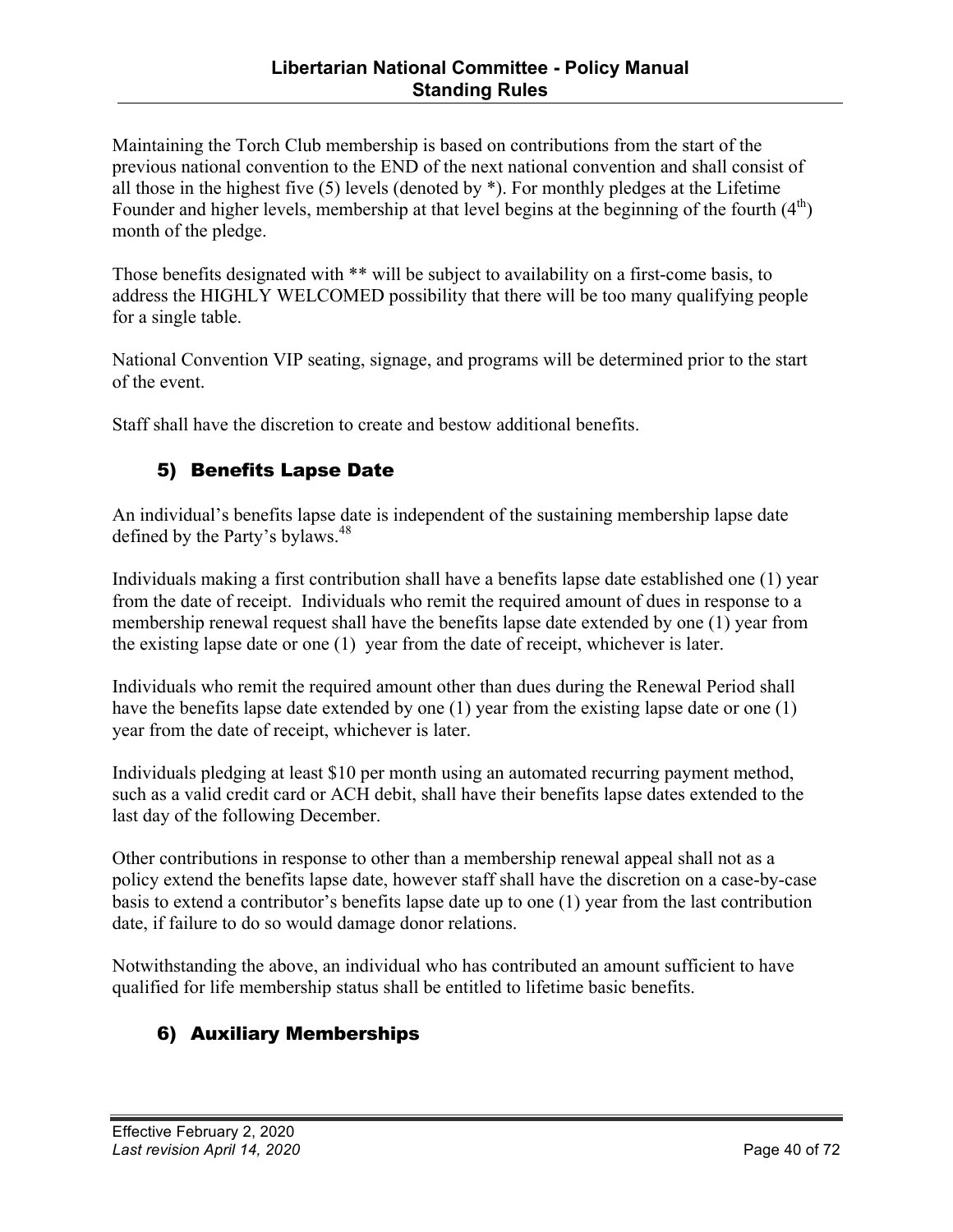Maintaining the Torch Club membership is based on contributions from the start of the previous national convention to the END of the next national convention and shall consist of all those in the highest five (5) levels (denoted by *). For monthly pledges at the Lifetime Founder and higher levels, membership at that level begins at the beginning of the fourth (4th) month of the pledge.

Those benefits designated with ** will be subject to availability on a first-come basis, to address the HIGHLY WELCOMED possibility that there will be too many qualifying people for a single table.

National Convention VIP seating, signage, and programs will be determined prior to the start of the event.

Staff shall have the discretion to create and bestow additional benefits.

## 5) Benefits Lapse Date

An individual's benefits lapse date is independent of the sustaining membership lapse date defined by the Party's bylaws.[48]

Individuals making a first contribution shall have a benefits lapse date established one (1) year from the date of receipt. Individuals who remit the required amount of dues in response to a membership renewal request shall have the benefits lapse date extended by one (1) year from the existing lapse date or one (1) year from the date of receipt, whichever is later.

Individuals who remit the required amount other than dues during the Renewal Period shall have the benefits lapse date extended by one (1) year from the existing lapse date or one (1) year from the date of receipt, whichever is later.

Individuals pledging at least $10 per month using an automated recurring payment method, such as a valid credit card or ACH debit, shall have their benefits lapse dates extended to the last day of the following December.

Other contributions in response to other than a membership renewal appeal shall not as a policy extend the benefits lapse date, however staff shall have the discretion on a case-by-case basis to extend a contributor's benefits lapse date up to one (1) year from the last contribution date, if failure to do so would damage donor relations.

Notwithstanding the above, an individual who has contributed an amount sufficient to have qualified for life membership status shall be entitled to lifetime basic benefits.

## 6) Auxiliary Memberships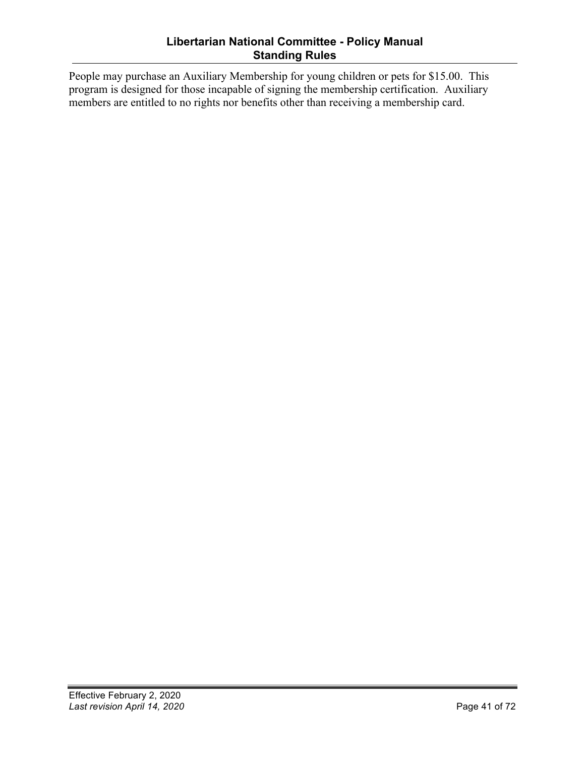People may purchase an Auxiliary Membership for young children or pets for $15.00. This program is designed for those incapable of signing the membership certification. Auxiliary members are entitled to no rights nor benefits other than receiving a membership card.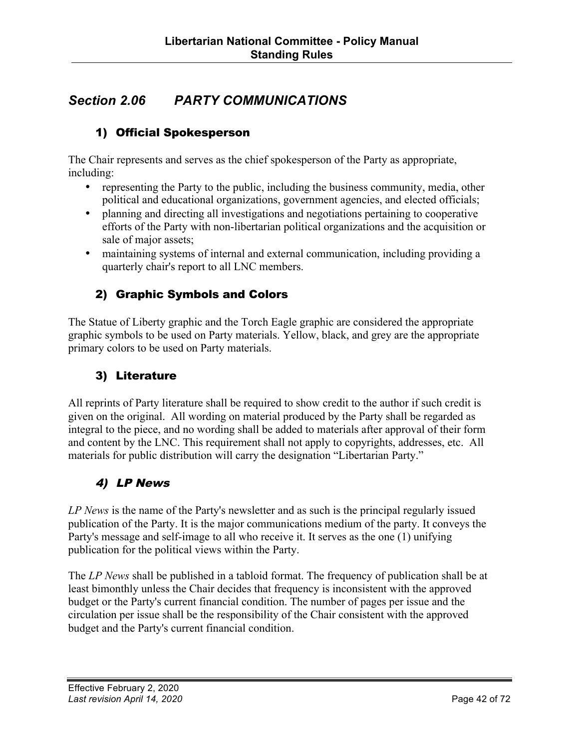## *Section 2.06 PARTY COMMUNICATIONS*

### 1) Official Spokesperson

The Chair represents and serves as the chief spokesperson of the Party as appropriate, including:

- representing the Party to the public, including the business community, media, other political and educational organizations, government agencies, and elected officials;
- planning and directing all investigations and negotiations pertaining to cooperative efforts of the Party with non-libertarian political organizations and the acquisition or sale of major assets;
- maintaining systems of internal and external communication, including providing a quarterly chair's report to all LNC members.

### 2) Graphic Symbols and Colors

The Statue of Liberty graphic and the Torch Eagle graphic are considered the appropriate graphic symbols to be used on Party materials. Yellow, black, and grey are the appropriate primary colors to be used on Party materials.

### 3) Literature

All reprints of Party literature shall be required to show credit to the author if such credit is given on the original. All wording on material produced by the Party shall be regarded as integral to the piece, and no wording shall be added to materials after approval of their form and content by the LNC. This requirement shall not apply to copyrights, addresses, etc. All materials for public distribution will carry the designation "Libertarian Party."

### *4) LP News*

*LP News* is the name of the Party's newsletter and as such is the principal regularly issued publication of the Party. It is the major communications medium of the party. It conveys the Party's message and self-image to all who receive it. It serves as the one (1) unifying publication for the political views within the Party.

The *LP News* shall be published in a tabloid format. The frequency of publication shall be at least bimonthly unless the Chair decides that frequency is inconsistent with the approved budget or the Party's current financial condition. The number of pages per issue and the circulation per issue shall be the responsibility of the Chair consistent with the approved budget and the Party's current financial condition.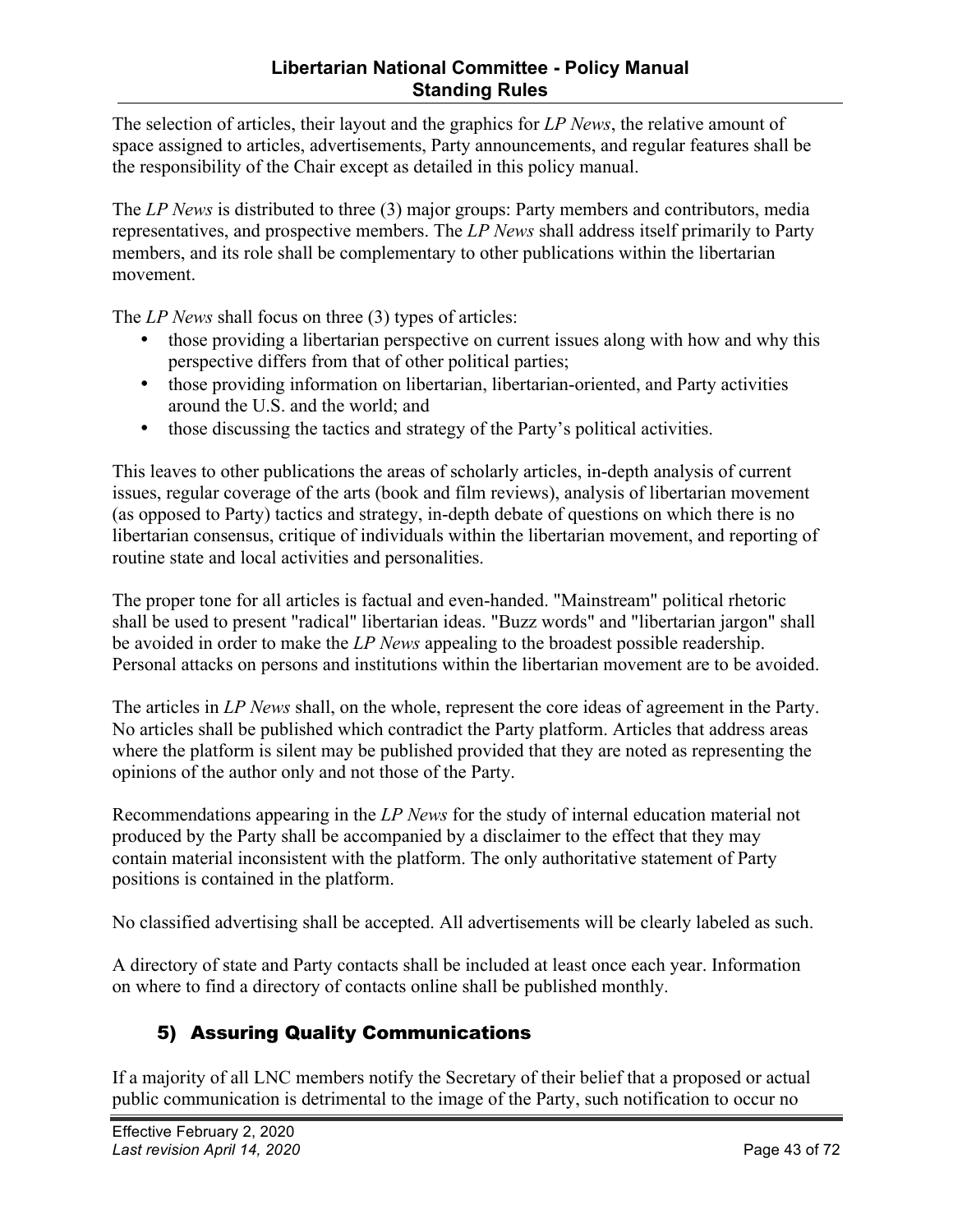The selection of articles, their layout and the graphics for *LP News*, the relative amount of space assigned to articles, advertisements, Party announcements, and regular features shall be the responsibility of the Chair except as detailed in this policy manual.

The *LP News* is distributed to three (3) major groups: Party members and contributors, media representatives, and prospective members. The *LP News* shall address itself primarily to Party members, and its role shall be complementary to other publications within the libertarian movement.

The *LP News* shall focus on three (3) types of articles:

- those providing a libertarian perspective on current issues along with how and why this perspective differs from that of other political parties;
- those providing information on libertarian, libertarian-oriented, and Party activities around the U.S. and the world; and
- those discussing the tactics and strategy of the Party's political activities.

This leaves to other publications the areas of scholarly articles, in-depth analysis of current issues, regular coverage of the arts (book and film reviews), analysis of libertarian movement (as opposed to Party) tactics and strategy, in-depth debate of questions on which there is no libertarian consensus, critique of individuals within the libertarian movement, and reporting of routine state and local activities and personalities.

The proper tone for all articles is factual and even-handed. "Mainstream" political rhetoric shall be used to present "radical" libertarian ideas. "Buzz words" and "libertarian jargon" shall be avoided in order to make the *LP News* appealing to the broadest possible readership. Personal attacks on persons and institutions within the libertarian movement are to be avoided.

The articles in *LP News* shall, on the whole, represent the core ideas of agreement in the Party. No articles shall be published which contradict the Party platform. Articles that address areas where the platform is silent may be published provided that they are noted as representing the opinions of the author only and not those of the Party.

Recommendations appearing in the *LP News* for the study of internal education material not produced by the Party shall be accompanied by a disclaimer to the effect that they may contain material inconsistent with the platform. The only authoritative statement of Party positions is contained in the platform.

No classified advertising shall be accepted. All advertisements will be clearly labeled as such.

A directory of state and Party contacts shall be included at least once each year. Information on where to find a directory of contacts online shall be published monthly.

## 5) Assuring Quality Communications

If a majority of all LNC members notify the Secretary of their belief that a proposed or actual public communication is detrimental to the image of the Party, such notification to occur no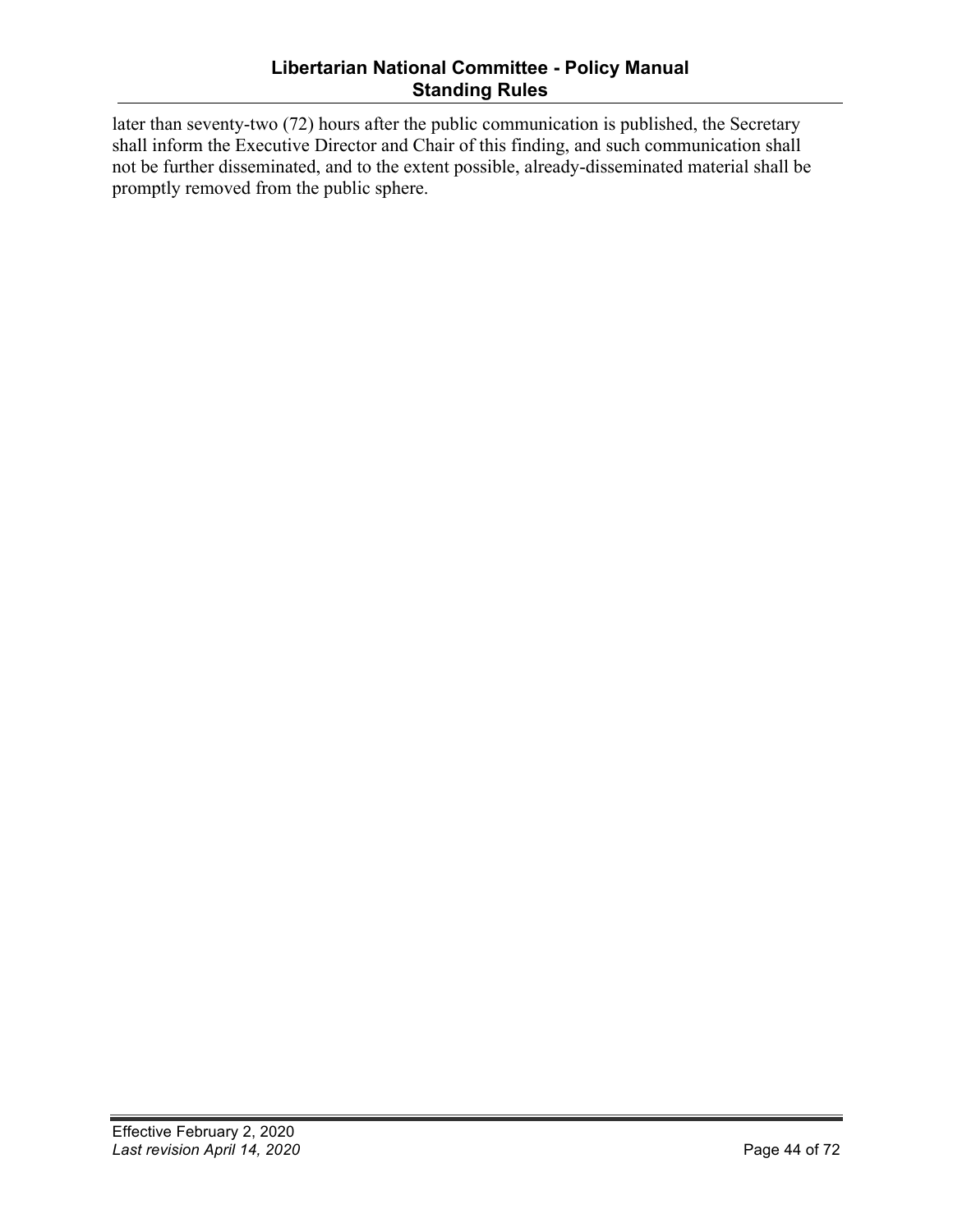later than seventy-two (72) hours after the public communication is published, the Secretary shall inform the Executive Director and Chair of this finding, and such communication shall not be further disseminated, and to the extent possible, already-disseminated material shall be promptly removed from the public sphere.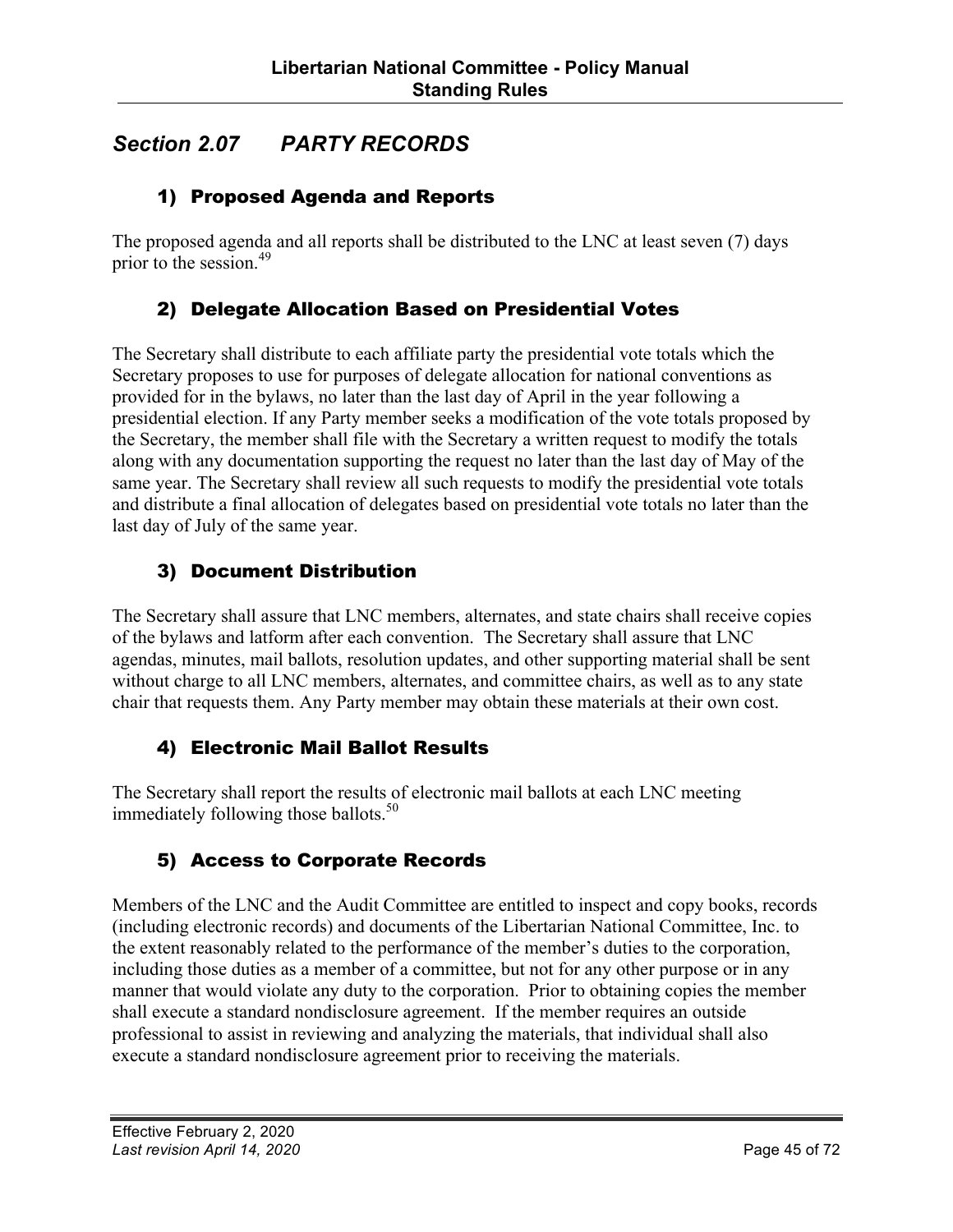## *Section 2.07 PARTY RECORDS*

### 1) Proposed Agenda and Reports

The proposed agenda and all reports shall be distributed to the LNC at least seven (7) days prior to the session.[49]

### 2) Delegate Allocation Based on Presidential Votes

The Secretary shall distribute to each affiliate party the presidential vote totals which the Secretary proposes to use for purposes of delegate allocation for national conventions as provided for in the bylaws, no later than the last day of April in the year following a presidential election. If any Party member seeks a modification of the vote totals proposed by the Secretary, the member shall file with the Secretary a written request to modify the totals along with any documentation supporting the request no later than the last day of May of the same year. The Secretary shall review all such requests to modify the presidential vote totals and distribute a final allocation of delegates based on presidential vote totals no later than the last day of July of the same year.

### 3) Document Distribution

The Secretary shall assure that LNC members, alternates, and state chairs shall receive copies of the bylaws and latform after each convention. The Secretary shall assure that LNC agendas, minutes, mail ballots, resolution updates, and other supporting material shall be sent without charge to all LNC members, alternates, and committee chairs, as well as to any state chair that requests them. Any Party member may obtain these materials at their own cost.

### 4) Electronic Mail Ballot Results

The Secretary shall report the results of electronic mail ballots at each LNC meeting immediately following those ballots.[50]

### 5) Access to Corporate Records

Members of the LNC and the Audit Committee are entitled to inspect and copy books, records (including electronic records) and documents of the Libertarian National Committee, Inc. to the extent reasonably related to the performance of the member's duties to the corporation, including those duties as a member of a committee, but not for any other purpose or in any manner that would violate any duty to the corporation. Prior to obtaining copies the member shall execute a standard nondisclosure agreement. If the member requires an outside professional to assist in reviewing and analyzing the materials, that individual shall also execute a standard nondisclosure agreement prior to receiving the materials.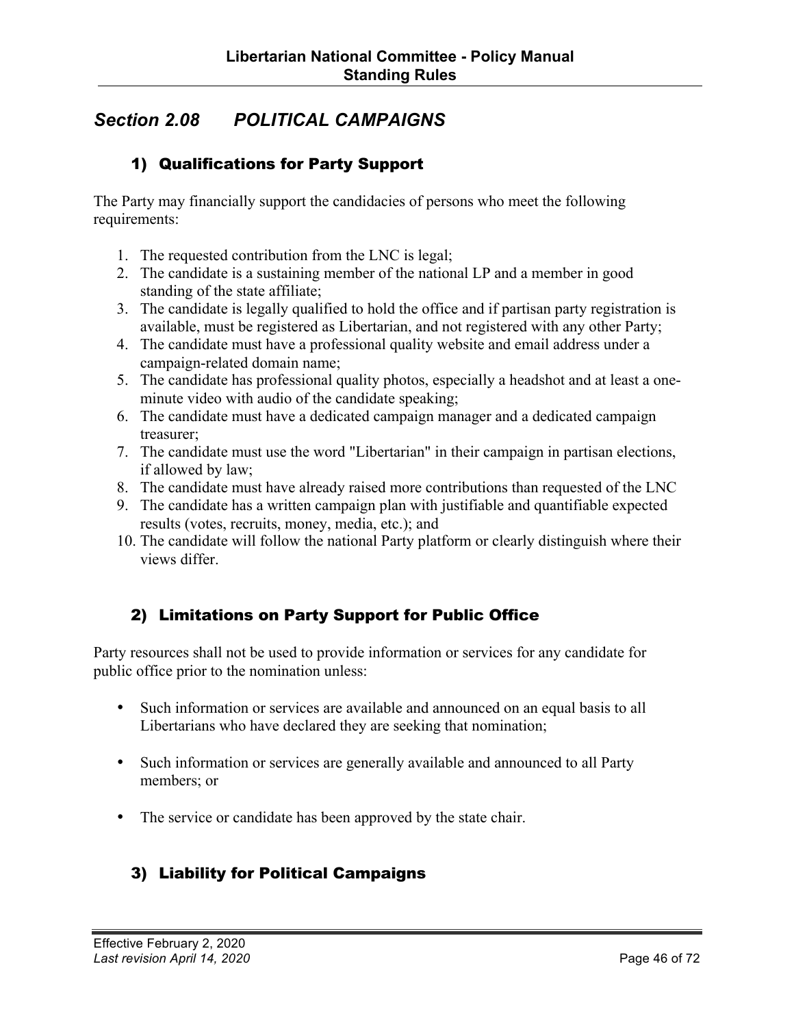## *Section 2.08 POLITICAL CAMPAIGNS*

### 1) Qualifications for Party Support

The Party may financially support the candidacies of persons who meet the following requirements:

1. The requested contribution from the LNC is legal;
2. The candidate is a sustaining member of the national LP and a member in good standing of the state affiliate;
3. The candidate is legally qualified to hold the office and if partisan party registration is available, must be registered as Libertarian, and not registered with any other Party;
4. The candidate must have a professional quality website and email address under a campaign-related domain name;
5. The candidate has professional quality photos, especially a headshot and at least a one-minute video with audio of the candidate speaking;
6. The candidate must have a dedicated campaign manager and a dedicated campaign treasurer;
7. The candidate must use the word "Libertarian" in their campaign in partisan elections, if allowed by law;
8. The candidate must have already raised more contributions than requested of the LNC
9. The candidate has a written campaign plan with justifiable and quantifiable expected results (votes, recruits, money, media, etc.); and
10. The candidate will follow the national Party platform or clearly distinguish where their views differ.

### 2) Limitations on Party Support for Public Office

Party resources shall not be used to provide information or services for any candidate for public office prior to the nomination unless:

- Such information or services are available and announced on an equal basis to all Libertarians who have declared they are seeking that nomination;
- Such information or services are generally available and announced to all Party members; or
- The service or candidate has been approved by the state chair.

### 3) Liability for Political Campaigns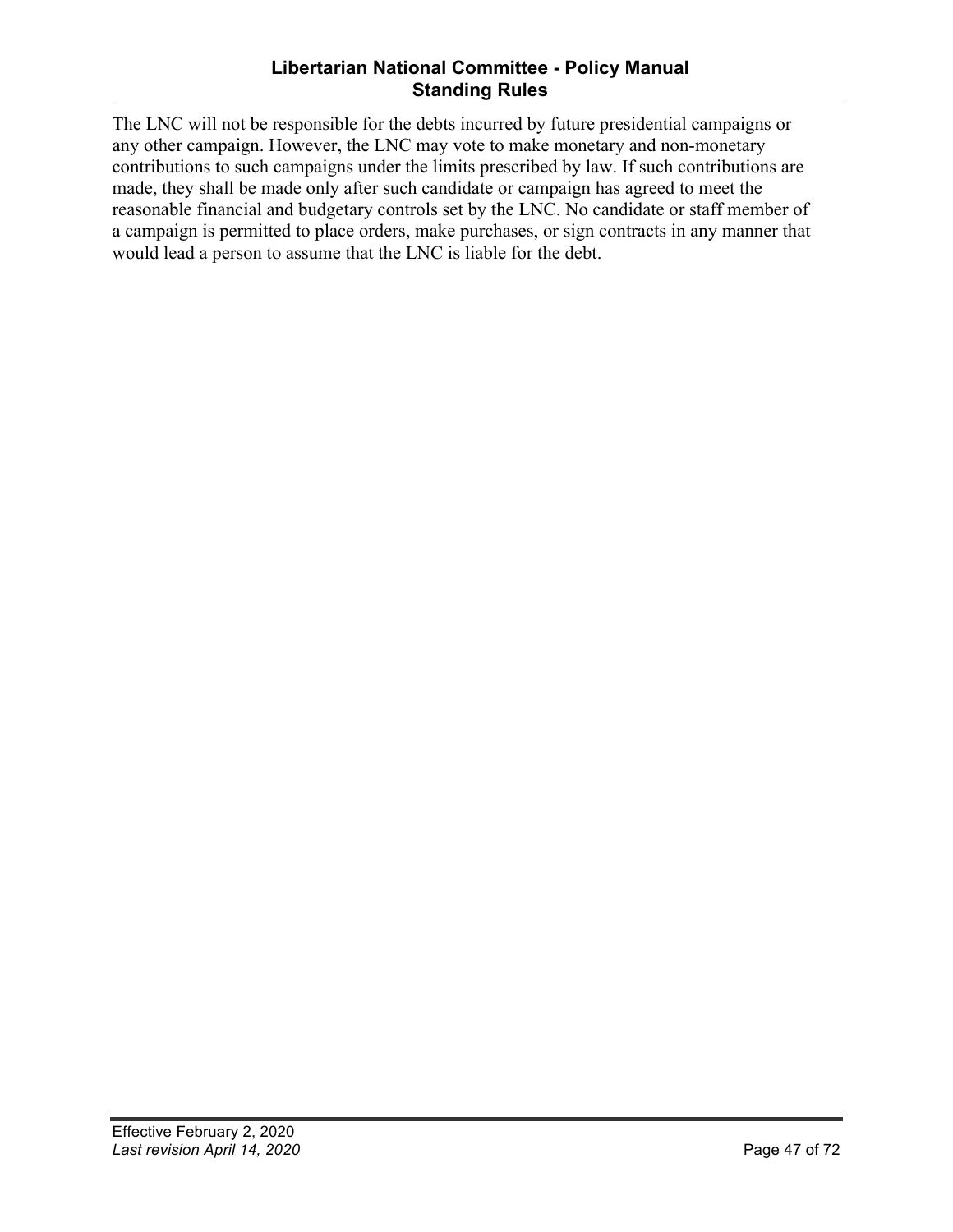The LNC will not be responsible for the debts incurred by future presidential campaigns or any other campaign. However, the LNC may vote to make monetary and non-monetary contributions to such campaigns under the limits prescribed by law. If such contributions are made, they shall be made only after such candidate or campaign has agreed to meet the reasonable financial and budgetary controls set by the LNC. No candidate or staff member of a campaign is permitted to place orders, make purchases, or sign contracts in any manner that would lead a person to assume that the LNC is liable for the debt.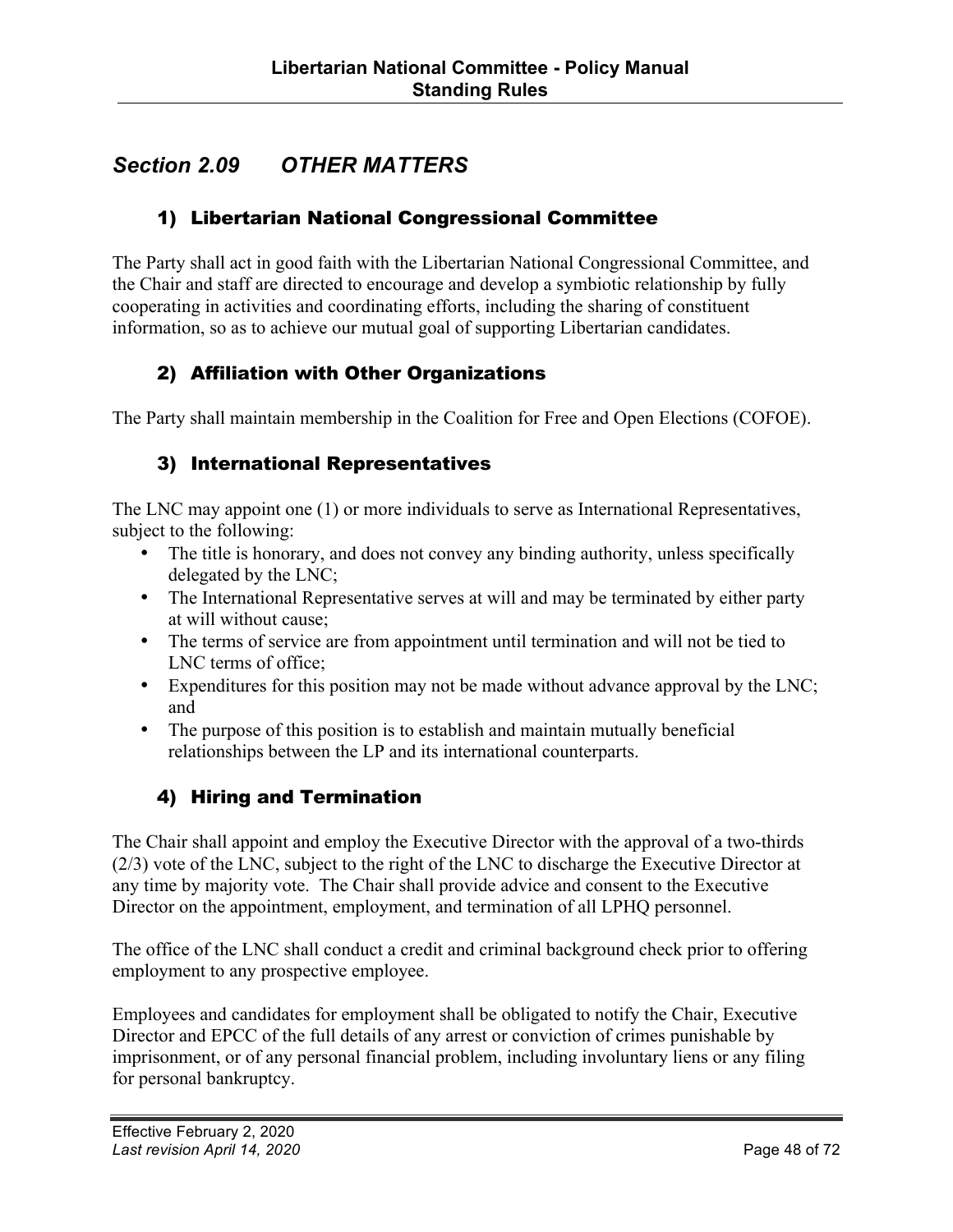## *Section 2.09 OTHER MATTERS*

### 1) Libertarian National Congressional Committee

The Party shall act in good faith with the Libertarian National Congressional Committee, and the Chair and staff are directed to encourage and develop a symbiotic relationship by fully cooperating in activities and coordinating efforts, including the sharing of constituent information, so as to achieve our mutual goal of supporting Libertarian candidates.

### 2) Affiliation with Other Organizations

The Party shall maintain membership in the Coalition for Free and Open Elections (COFOE).

### 3) International Representatives

The LNC may appoint one (1) or more individuals to serve as International Representatives, subject to the following:

- The title is honorary, and does not convey any binding authority, unless specifically delegated by the LNC;
- The International Representative serves at will and may be terminated by either party at will without cause;
- The terms of service are from appointment until termination and will not be tied to LNC terms of office;
- Expenditures for this position may not be made without advance approval by the LNC; and
- The purpose of this position is to establish and maintain mutually beneficial relationships between the LP and its international counterparts.

### 4) Hiring and Termination

The Chair shall appoint and employ the Executive Director with the approval of a two-thirds (2/3) vote of the LNC, subject to the right of the LNC to discharge the Executive Director at any time by majority vote. The Chair shall provide advice and consent to the Executive Director on the appointment, employment, and termination of all LPHQ personnel.

The office of the LNC shall conduct a credit and criminal background check prior to offering employment to any prospective employee.

Employees and candidates for employment shall be obligated to notify the Chair, Executive Director and EPCC of the full details of any arrest or conviction of crimes punishable by imprisonment, or of any personal financial problem, including involuntary liens or any filing for personal bankruptcy.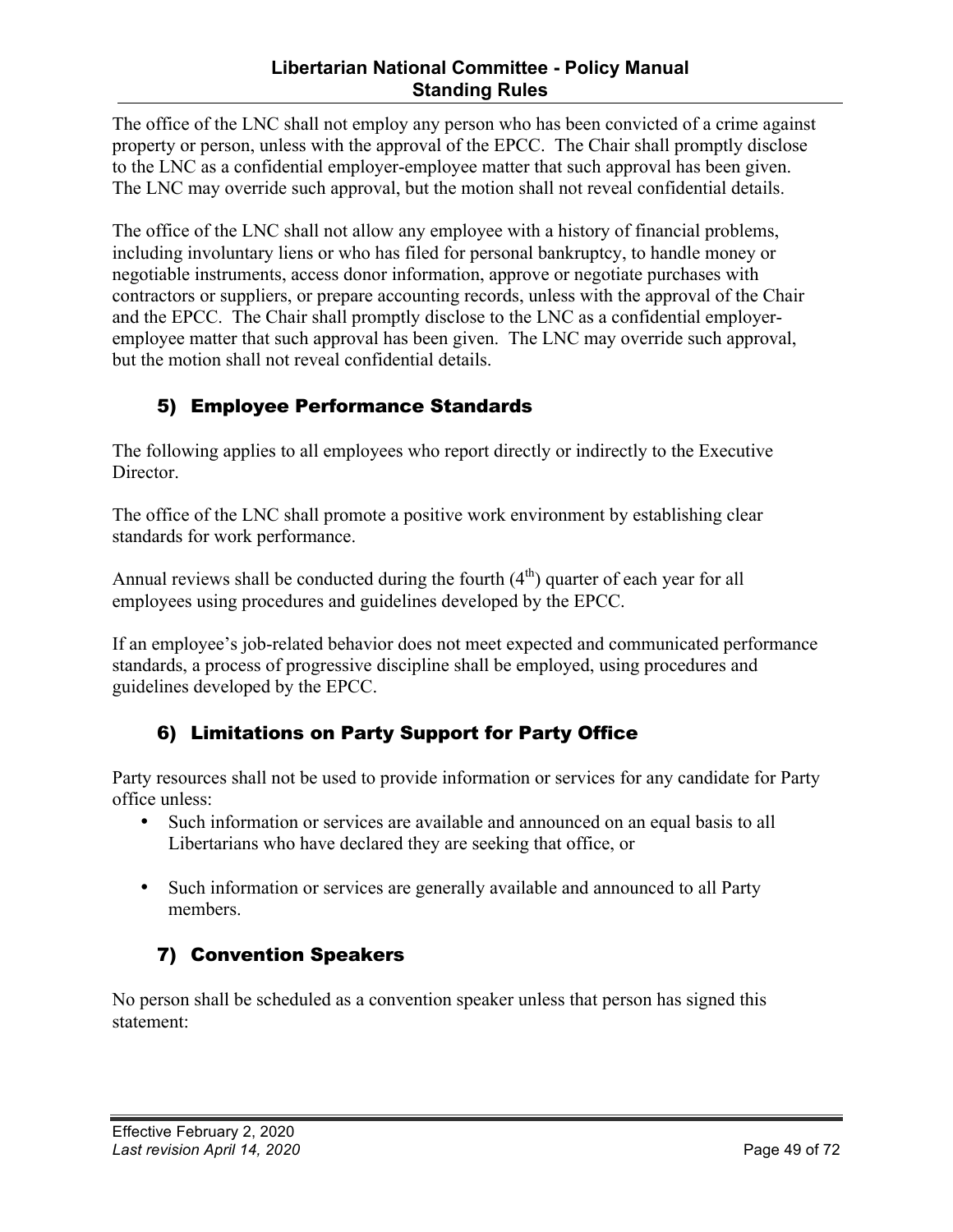The office of the LNC shall not employ any person who has been convicted of a crime against property or person, unless with the approval of the EPCC. The Chair shall promptly disclose to the LNC as a confidential employer-employee matter that such approval has been given. The LNC may override such approval, but the motion shall not reveal confidential details.

The office of the LNC shall not allow any employee with a history of financial problems, including involuntary liens or who has filed for personal bankruptcy, to handle money or negotiable instruments, access donor information, approve or negotiate purchases with contractors or suppliers, or prepare accounting records, unless with the approval of the Chair and the EPCC. The Chair shall promptly disclose to the LNC as a confidential employer-employee matter that such approval has been given. The LNC may override such approval, but the motion shall not reveal confidential details.

### 5) Employee Performance Standards

The following applies to all employees who report directly or indirectly to the Executive Director.

The office of the LNC shall promote a positive work environment by establishing clear standards for work performance.

Annual reviews shall be conducted during the fourth ($4^{th}$) quarter of each year for all employees using procedures and guidelines developed by the EPCC.

If an employee's job-related behavior does not meet expected and communicated performance standards, a process of progressive discipline shall be employed, using procedures and guidelines developed by the EPCC.

### 6) Limitations on Party Support for Party Office

Party resources shall not be used to provide information or services for any candidate for Party office unless:

- Such information or services are available and announced on an equal basis to all Libertarians who have declared they are seeking that office, or
- Such information or services are generally available and announced to all Party members.

### 7) Convention Speakers

No person shall be scheduled as a convention speaker unless that person has signed this statement: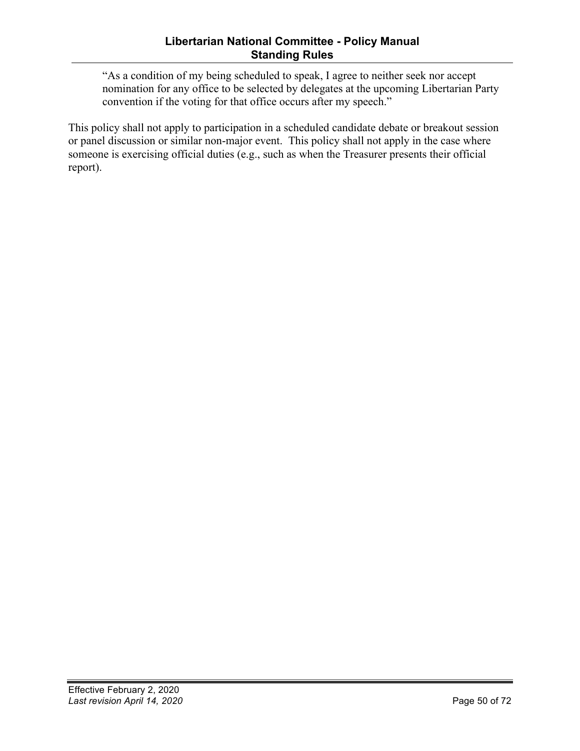> "As a condition of my being scheduled to speak, I agree to neither seek nor accept nomination for any office to be selected by delegates at the upcoming Libertarian Party convention if the voting for that office occurs after my speech."

This policy shall not apply to participation in a scheduled candidate debate or breakout session or panel discussion or similar non-major event. This policy shall not apply in the case where someone is exercising official duties (e.g., such as when the Treasurer presents their official report).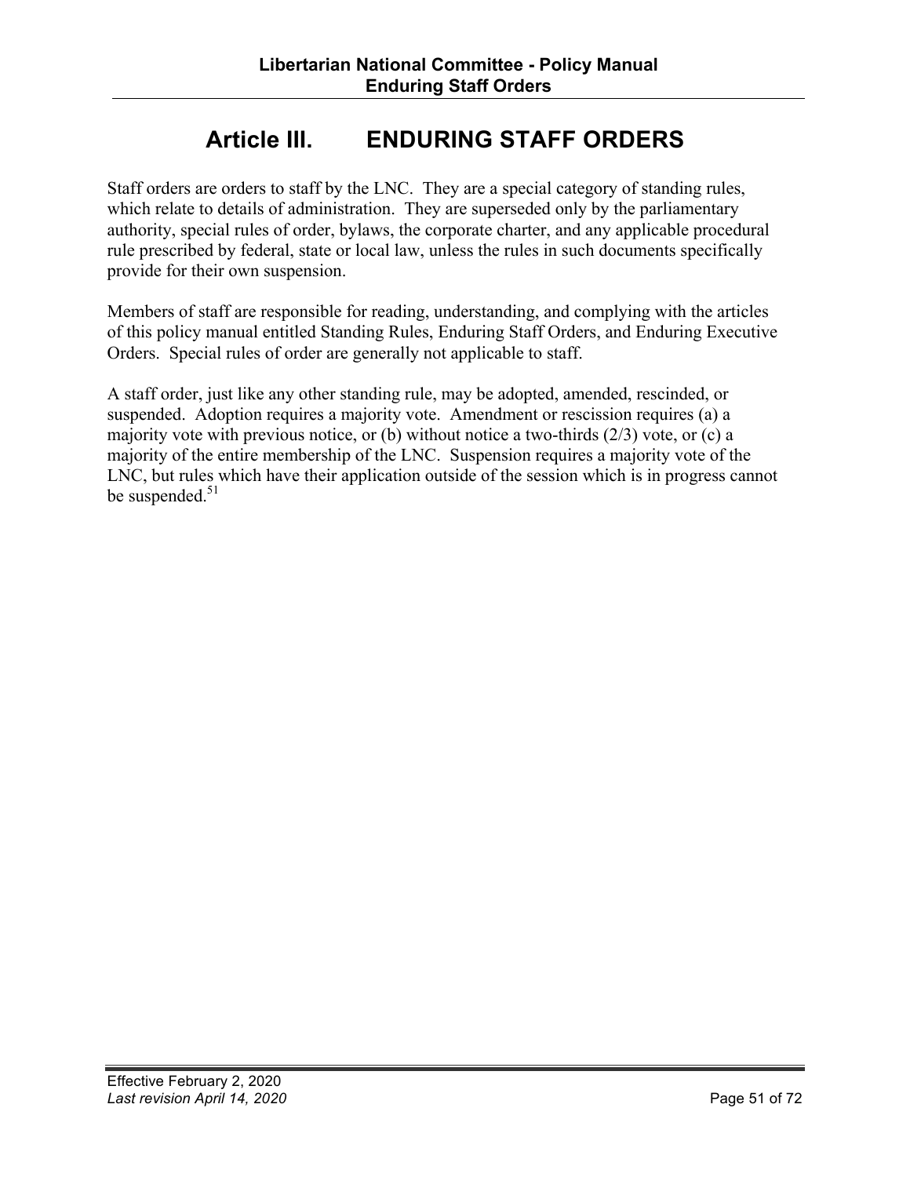# Article III. ENDURING STAFF ORDERS

Staff orders are orders to staff by the LNC. They are a special category of standing rules, which relate to details of administration. They are superseded only by the parliamentary authority, special rules of order, bylaws, the corporate charter, and any applicable procedural rule prescribed by federal, state or local law, unless the rules in such documents specifically provide for their own suspension.

Members of staff are responsible for reading, understanding, and complying with the articles of this policy manual entitled Standing Rules, Enduring Staff Orders, and Enduring Executive Orders. Special rules of order are generally not applicable to staff.

A staff order, just like any other standing rule, may be adopted, amended, rescinded, or suspended. Adoption requires a majority vote. Amendment or rescission requires (a) a majority vote with previous notice, or (b) without notice a two-thirds (2/3) vote, or (c) a majority of the entire membership of the LNC. Suspension requires a majority vote of the LNC, but rules which have their application outside of the session which is in progress cannot be suspended.[51]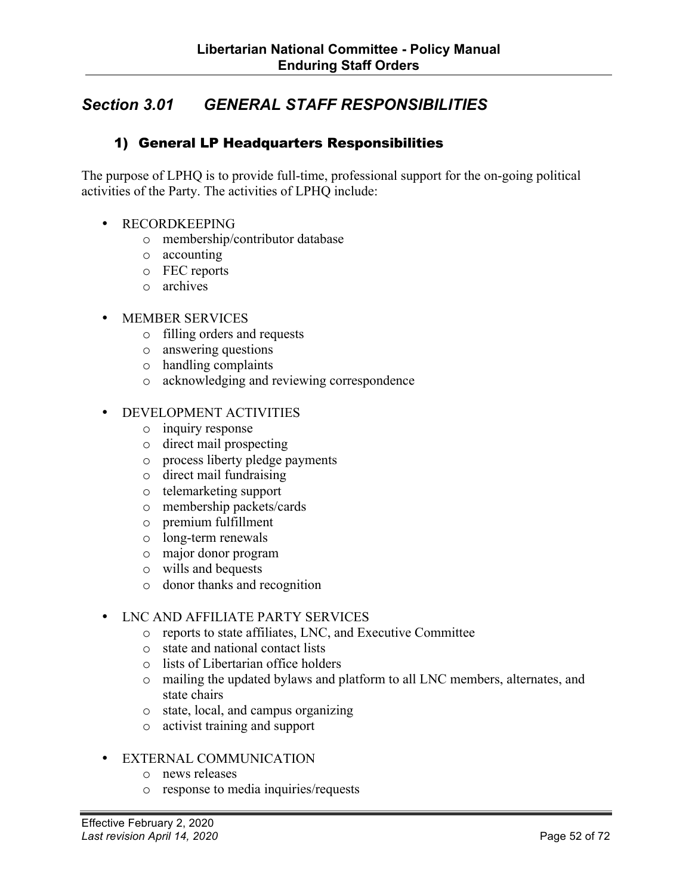## *Section 3.01 GENERAL STAFF RESPONSIBILITIES*

### 1) General LP Headquarters Responsibilities

The purpose of LPHQ is to provide full-time, professional support for the on-going political activities of the Party. The activities of LPHQ include:

- RECORDKEEPING
  - membership/contributor database
  - accounting
  - FEC reports
  - archives

- MEMBER SERVICES
  - filling orders and requests
  - answering questions
  - handling complaints
  - acknowledging and reviewing correspondence

- DEVELOPMENT ACTIVITIES
  - inquiry response
  - direct mail prospecting
  - process liberty pledge payments
  - direct mail fundraising
  - telemarketing support
  - membership packets/cards
  - premium fulfillment
  - long-term renewals
  - major donor program
  - wills and bequests
  - donor thanks and recognition

- LNC AND AFFILIATE PARTY SERVICES
  - reports to state affiliates, LNC, and Executive Committee
  - state and national contact lists
  - lists of Libertarian office holders
  - mailing the updated bylaws and platform to all LNC members, alternates, and state chairs
  - state, local, and campus organizing
  - activist training and support

- EXTERNAL COMMUNICATION
  - news releases
  - response to media inquiries/requests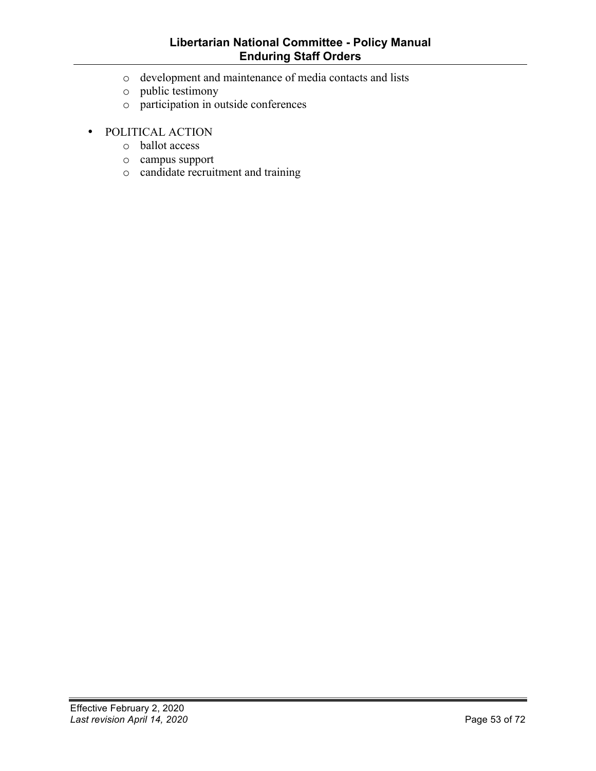- development and maintenance of media contacts and lists
    - public testimony
    - participation in outside conferences

- POLITICAL ACTION
    - ballot access
    - campus support
    - candidate recruitment and training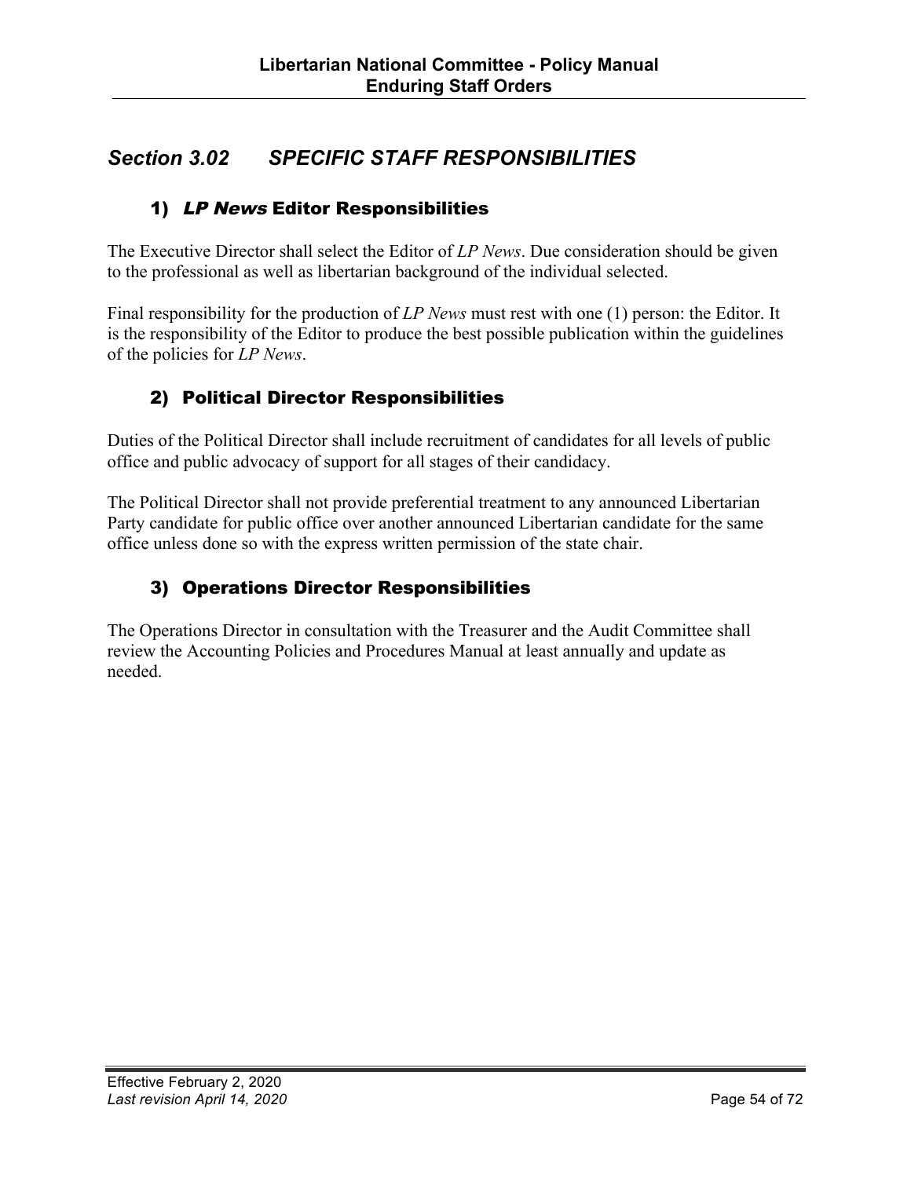## *Section 3.02 SPECIFIC STAFF RESPONSIBILITIES*

### 1) *LP News* Editor Responsibilities

The Executive Director shall select the Editor of *LP News*. Due consideration should be given to the professional as well as libertarian background of the individual selected.

Final responsibility for the production of *LP News* must rest with one (1) person: the Editor. It is the responsibility of the Editor to produce the best possible publication within the guidelines of the policies for *LP News*.

### 2) Political Director Responsibilities

Duties of the Political Director shall include recruitment of candidates for all levels of public office and public advocacy of support for all stages of their candidacy.

The Political Director shall not provide preferential treatment to any announced Libertarian Party candidate for public office over another announced Libertarian candidate for the same office unless done so with the express written permission of the state chair.

### 3) Operations Director Responsibilities

The Operations Director in consultation with the Treasurer and the Audit Committee shall review the Accounting Policies and Procedures Manual at least annually and update as needed.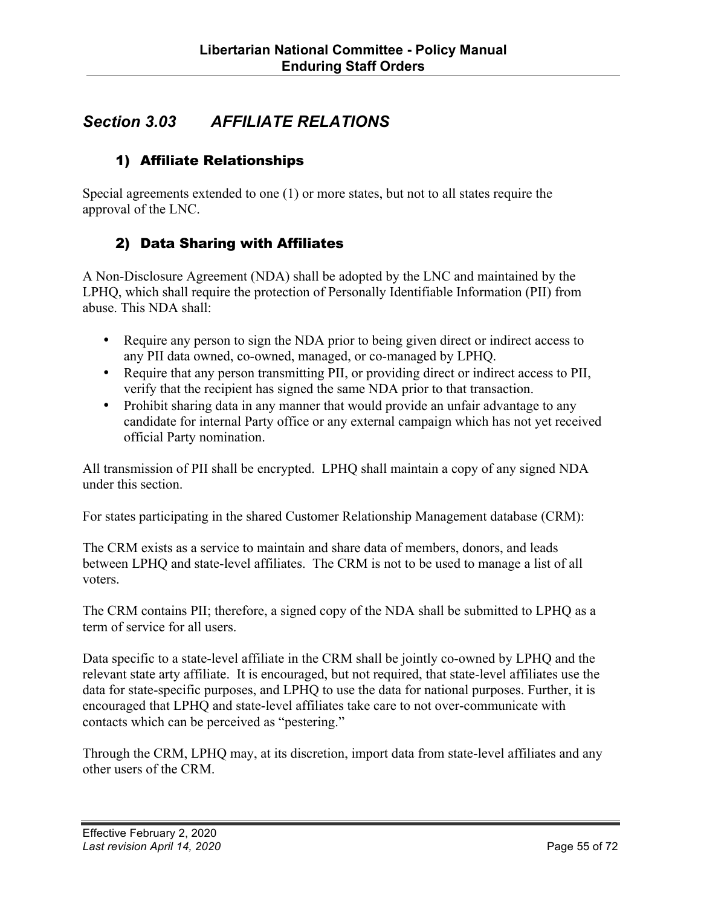## *Section 3.03 AFFILIATE RELATIONS*

### 1) Affiliate Relationships

Special agreements extended to one (1) or more states, but not to all states require the approval of the LNC.

### 2) Data Sharing with Affiliates

A Non-Disclosure Agreement (NDA) shall be adopted by the LNC and maintained by the LPHQ, which shall require the protection of Personally Identifiable Information (PII) from abuse. This NDA shall:

- Require any person to sign the NDA prior to being given direct or indirect access to any PII data owned, co-owned, managed, or co-managed by LPHQ.
- Require that any person transmitting PII, or providing direct or indirect access to PII, verify that the recipient has signed the same NDA prior to that transaction.
- Prohibit sharing data in any manner that would provide an unfair advantage to any candidate for internal Party office or any external campaign which has not yet received official Party nomination.

All transmission of PII shall be encrypted. LPHQ shall maintain a copy of any signed NDA under this section.

For states participating in the shared Customer Relationship Management database (CRM):

The CRM exists as a service to maintain and share data of members, donors, and leads between LPHQ and state-level affiliates. The CRM is not to be used to manage a list of all voters.

The CRM contains PII; therefore, a signed copy of the NDA shall be submitted to LPHQ as a term of service for all users.

Data specific to a state-level affiliate in the CRM shall be jointly co-owned by LPHQ and the relevant state arty affiliate. It is encouraged, but not required, that state-level affiliates use the data for state-specific purposes, and LPHQ to use the data for national purposes. Further, it is encouraged that LPHQ and state-level affiliates take care to not over-communicate with contacts which can be perceived as "pestering."

Through the CRM, LPHQ may, at its discretion, import data from state-level affiliates and any other users of the CRM.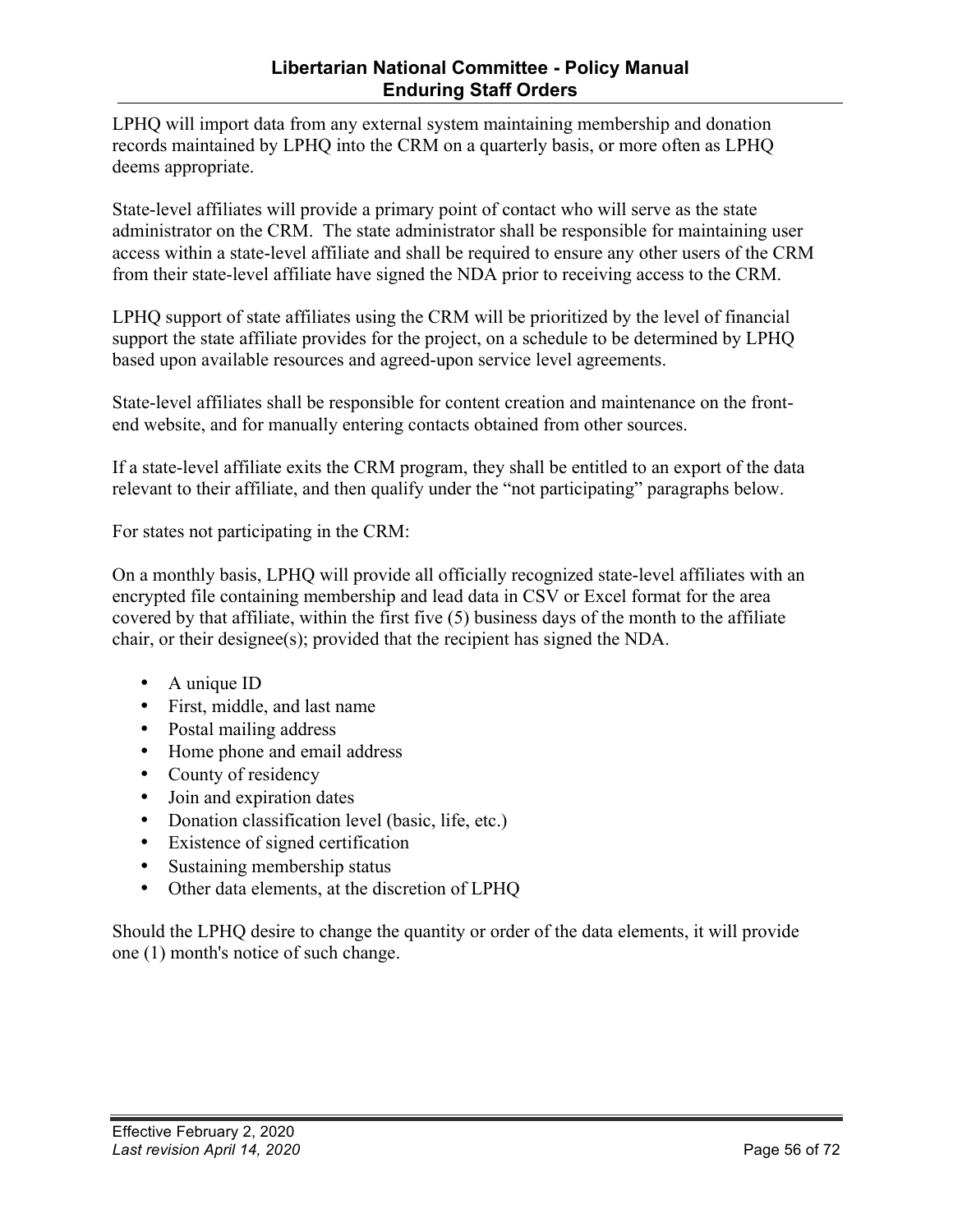LPHQ will import data from any external system maintaining membership and donation records maintained by LPHQ into the CRM on a quarterly basis, or more often as LPHQ deems appropriate.

State-level affiliates will provide a primary point of contact who will serve as the state administrator on the CRM. The state administrator shall be responsible for maintaining user access within a state-level affiliate and shall be required to ensure any other users of the CRM from their state-level affiliate have signed the NDA prior to receiving access to the CRM.

LPHQ support of state affiliates using the CRM will be prioritized by the level of financial support the state affiliate provides for the project, on a schedule to be determined by LPHQ based upon available resources and agreed-upon service level agreements.

State-level affiliates shall be responsible for content creation and maintenance on the front-end website, and for manually entering contacts obtained from other sources.

If a state-level affiliate exits the CRM program, they shall be entitled to an export of the data relevant to their affiliate, and then qualify under the "not participating" paragraphs below.

For states not participating in the CRM:

On a monthly basis, LPHQ will provide all officially recognized state-level affiliates with an encrypted file containing membership and lead data in CSV or Excel format for the area covered by that affiliate, within the first five (5) business days of the month to the affiliate chair, or their designee(s); provided that the recipient has signed the NDA.

- A unique ID
- First, middle, and last name
- Postal mailing address
- Home phone and email address
- County of residency
- Join and expiration dates
- Donation classification level (basic, life, etc.)
- Existence of signed certification
- Sustaining membership status
- Other data elements, at the discretion of LPHQ

Should the LPHQ desire to change the quantity or order of the data elements, it will provide one (1) month's notice of such change.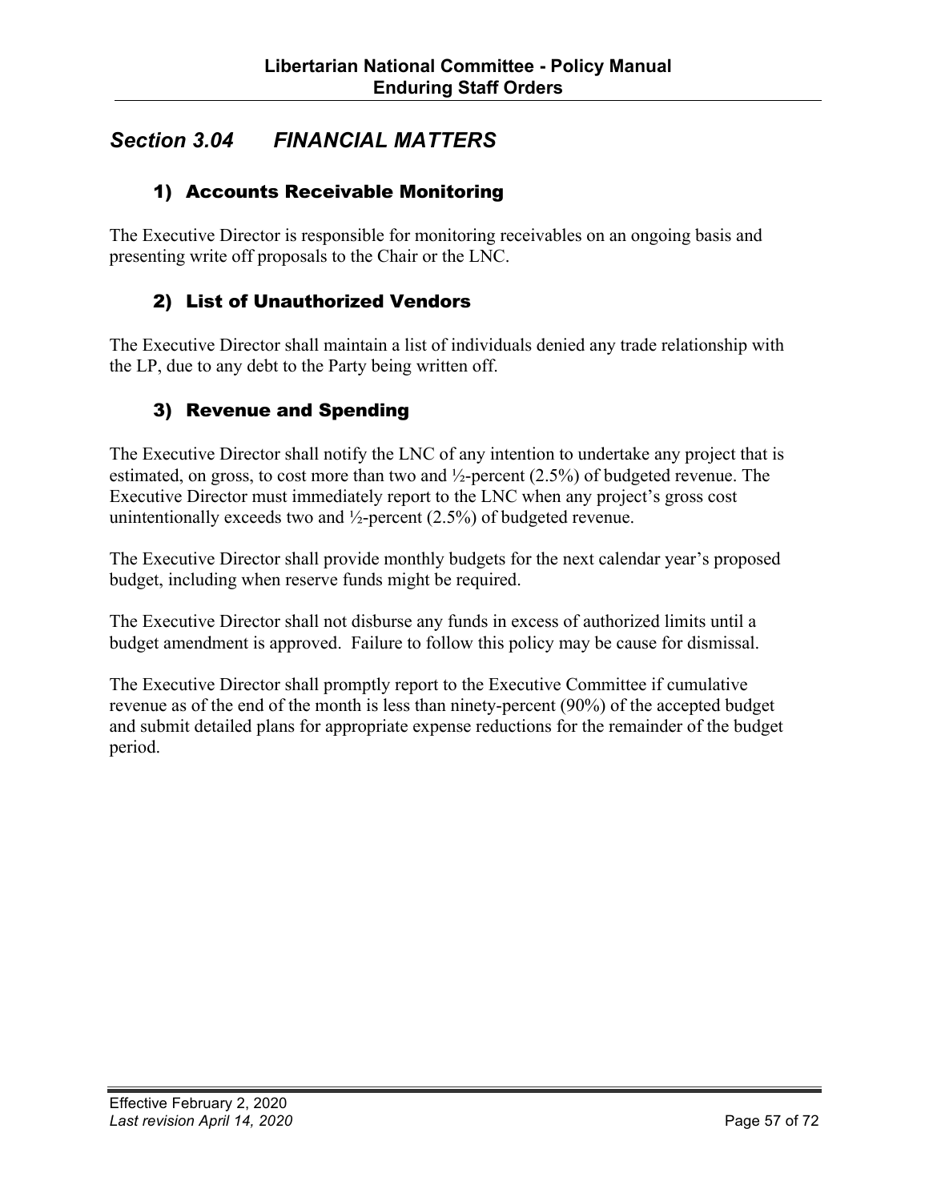## *Section 3.04 FINANCIAL MATTERS*

### 1) Accounts Receivable Monitoring

The Executive Director is responsible for monitoring receivables on an ongoing basis and presenting write off proposals to the Chair or the LNC.

### 2) List of Unauthorized Vendors

The Executive Director shall maintain a list of individuals denied any trade relationship with the LP, due to any debt to the Party being written off.

### 3) Revenue and Spending

The Executive Director shall notify the LNC of any intention to undertake any project that is estimated, on gross, to cost more than two and ½-percent (2.5%) of budgeted revenue. The Executive Director must immediately report to the LNC when any project's gross cost unintentionally exceeds two and ½-percent (2.5%) of budgeted revenue.

The Executive Director shall provide monthly budgets for the next calendar year's proposed budget, including when reserve funds might be required.

The Executive Director shall not disburse any funds in excess of authorized limits until a budget amendment is approved. Failure to follow this policy may be cause for dismissal.

The Executive Director shall promptly report to the Executive Committee if cumulative revenue as of the end of the month is less than ninety-percent (90%) of the accepted budget and submit detailed plans for appropriate expense reductions for the remainder of the budget period.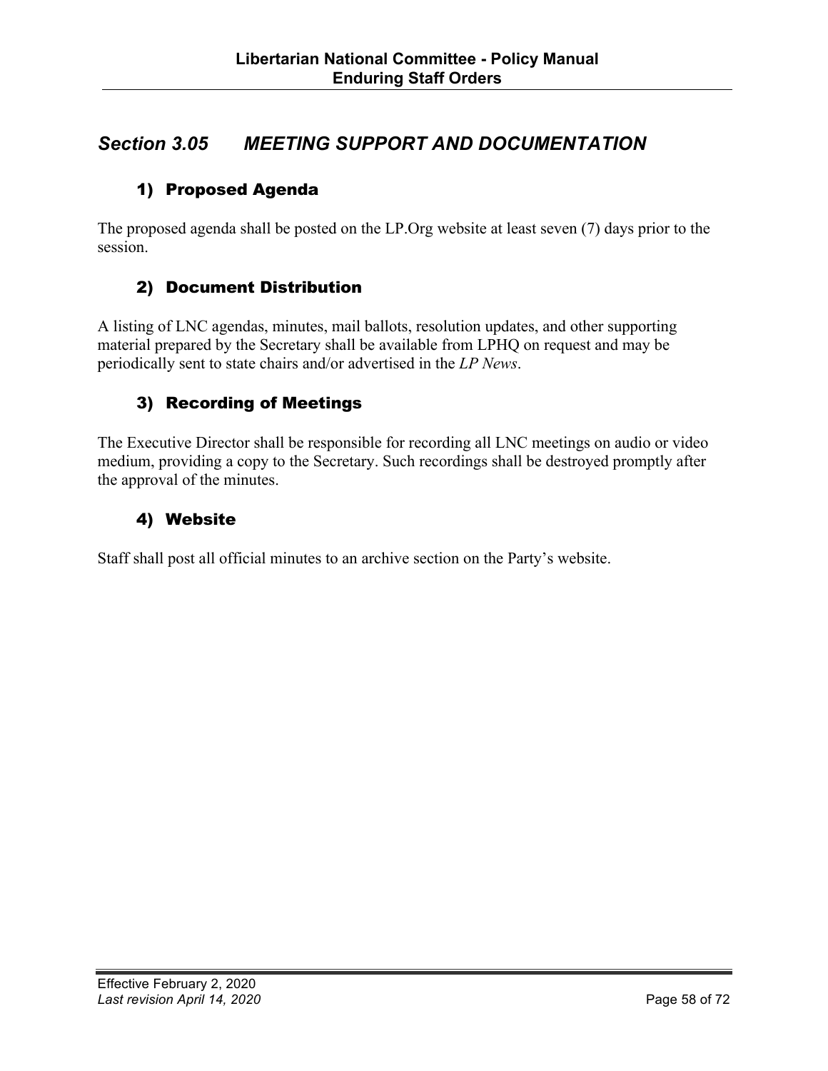## *Section 3.05 MEETING SUPPORT AND DOCUMENTATION*

### 1) Proposed Agenda

The proposed agenda shall be posted on the LP.Org website at least seven (7) days prior to the session.

### 2) Document Distribution

A listing of LNC agendas, minutes, mail ballots, resolution updates, and other supporting material prepared by the Secretary shall be available from LPHQ on request and may be periodically sent to state chairs and/or advertised in the *LP News*.

### 3) Recording of Meetings

The Executive Director shall be responsible for recording all LNC meetings on audio or video medium, providing a copy to the Secretary. Such recordings shall be destroyed promptly after the approval of the minutes.

### 4) Website

Staff shall post all official minutes to an archive section on the Party's website.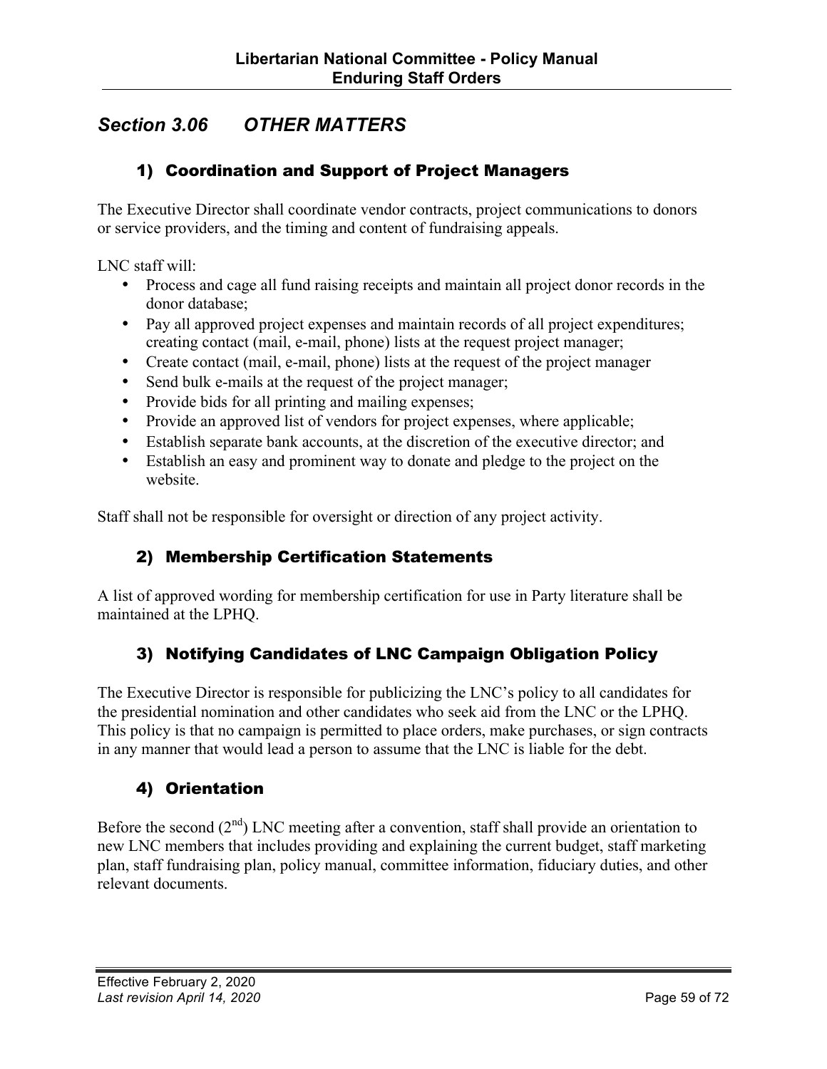## *Section 3.06 OTHER MATTERS*

### 1) Coordination and Support of Project Managers

The Executive Director shall coordinate vendor contracts, project communications to donors or service providers, and the timing and content of fundraising appeals.

LNC staff will:

- Process and cage all fund raising receipts and maintain all project donor records in the donor database;
- Pay all approved project expenses and maintain records of all project expenditures; creating contact (mail, e-mail, phone) lists at the request project manager;
- Create contact (mail, e-mail, phone) lists at the request of the project manager
- Send bulk e-mails at the request of the project manager;
- Provide bids for all printing and mailing expenses;
- Provide an approved list of vendors for project expenses, where applicable;
- Establish separate bank accounts, at the discretion of the executive director; and
- Establish an easy and prominent way to donate and pledge to the project on the website.

Staff shall not be responsible for oversight or direction of any project activity.

### 2) Membership Certification Statements

A list of approved wording for membership certification for use in Party literature shall be maintained at the LPHQ.

### 3) Notifying Candidates of LNC Campaign Obligation Policy

The Executive Director is responsible for publicizing the LNC's policy to all candidates for the presidential nomination and other candidates who seek aid from the LNC or the LPHQ. This policy is that no campaign is permitted to place orders, make purchases, or sign contracts in any manner that would lead a person to assume that the LNC is liable for the debt.

### 4) Orientation

Before the second (2nd) LNC meeting after a convention, staff shall provide an orientation to new LNC members that includes providing and explaining the current budget, staff marketing plan, staff fundraising plan, policy manual, committee information, fiduciary duties, and other relevant documents.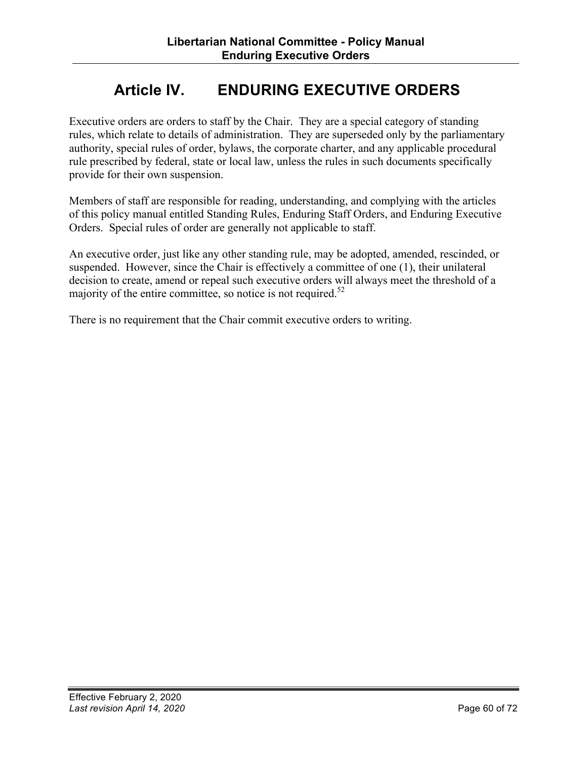# Article IV. ENDURING EXECUTIVE ORDERS

Executive orders are orders to staff by the Chair. They are a special category of standing rules, which relate to details of administration. They are superseded only by the parliamentary authority, special rules of order, bylaws, the corporate charter, and any applicable procedural rule prescribed by federal, state or local law, unless the rules in such documents specifically provide for their own suspension.

Members of staff are responsible for reading, understanding, and complying with the articles of this policy manual entitled Standing Rules, Enduring Staff Orders, and Enduring Executive Orders. Special rules of order are generally not applicable to staff.

An executive order, just like any other standing rule, may be adopted, amended, rescinded, or suspended. However, since the Chair is effectively a committee of one (1), their unilateral decision to create, amend or repeal such executive orders will always meet the threshold of a majority of the entire committee, so notice is not required.[52]

There is no requirement that the Chair commit executive orders to writing.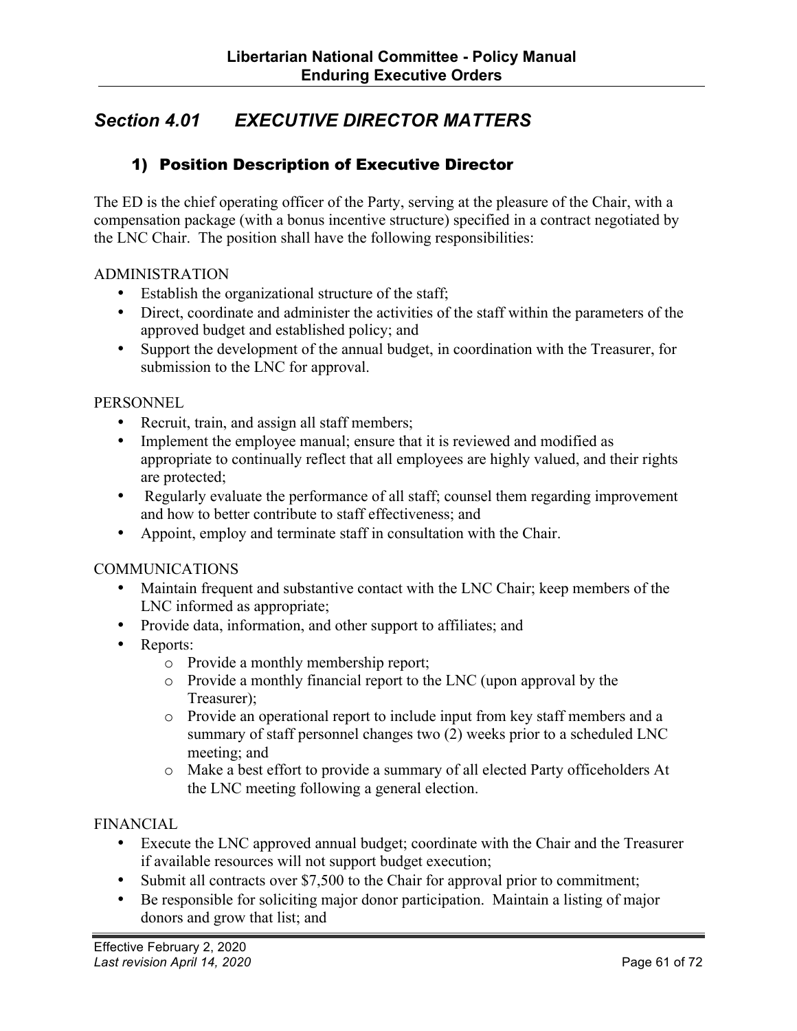## *Section 4.01 EXECUTIVE DIRECTOR MATTERS*

### 1) Position Description of Executive Director

The ED is the chief operating officer of the Party, serving at the pleasure of the Chair, with a compensation package (with a bonus incentive structure) specified in a contract negotiated by the LNC Chair. The position shall have the following responsibilities:

ADMINISTRATION

- Establish the organizational structure of the staff;
- Direct, coordinate and administer the activities of the staff within the parameters of the approved budget and established policy; and
- Support the development of the annual budget, in coordination with the Treasurer, for submission to the LNC for approval.

PERSONNEL

- Recruit, train, and assign all staff members;
- Implement the employee manual; ensure that it is reviewed and modified as appropriate to continually reflect that all employees are highly valued, and their rights are protected;
- Regularly evaluate the performance of all staff; counsel them regarding improvement and how to better contribute to staff effectiveness; and
- Appoint, employ and terminate staff in consultation with the Chair.

COMMUNICATIONS

- Maintain frequent and substantive contact with the LNC Chair; keep members of the LNC informed as appropriate;
- Provide data, information, and other support to affiliates; and
- Reports:
  - Provide a monthly membership report;
  - Provide a monthly financial report to the LNC (upon approval by the Treasurer);
  - Provide an operational report to include input from key staff members and a summary of staff personnel changes two (2) weeks prior to a scheduled LNC meeting; and
  - Make a best effort to provide a summary of all elected Party officeholders At the LNC meeting following a general election.

FINANCIAL

- Execute the LNC approved annual budget; coordinate with the Chair and the Treasurer if available resources will not support budget execution;
- Submit all contracts over $7,500 to the Chair for approval prior to commitment;
- Be responsible for soliciting major donor participation. Maintain a listing of major donors and grow that list; and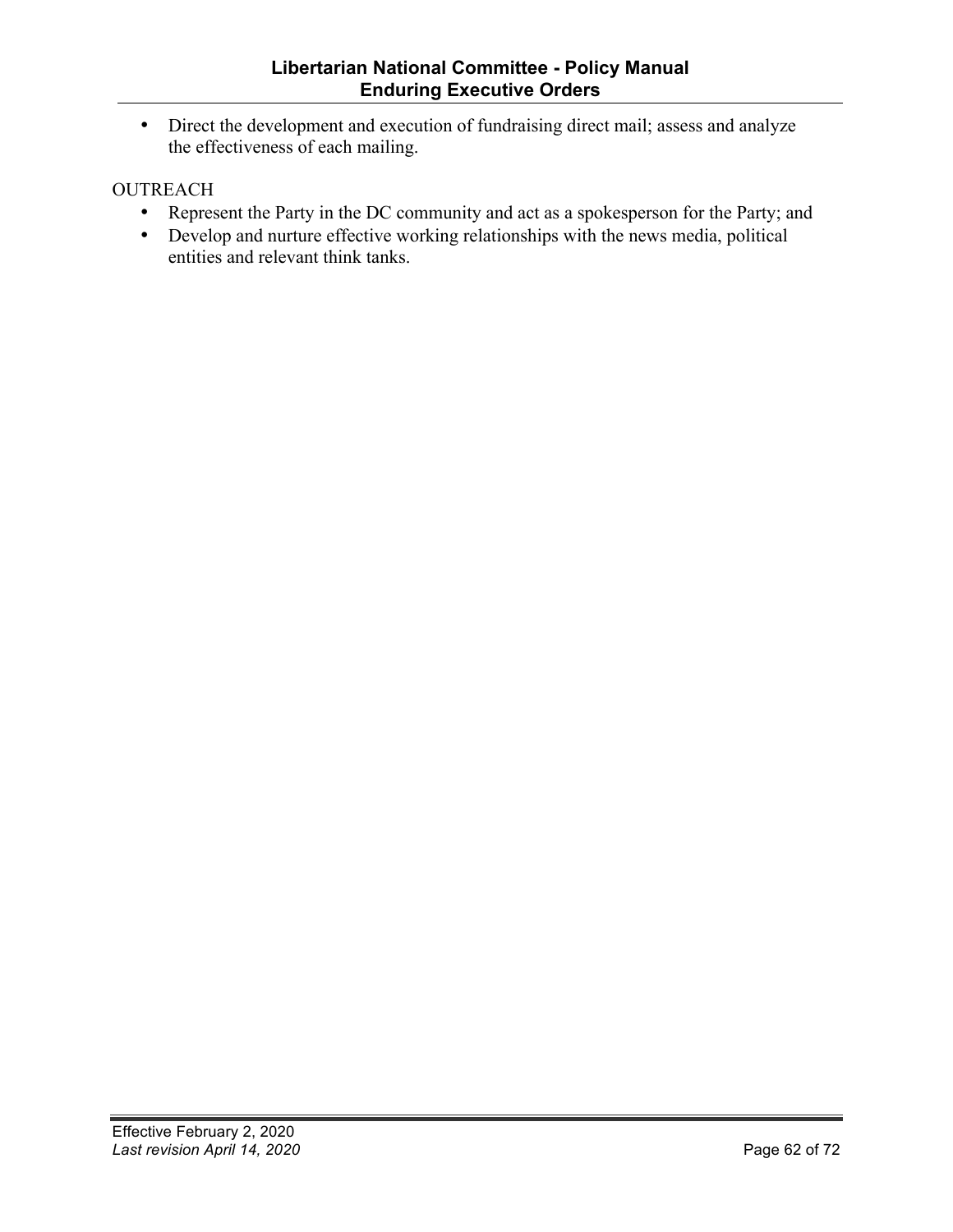- Direct the development and execution of fundraising direct mail; assess and analyze the effectiveness of each mailing.

OUTREACH

- Represent the Party in the DC community and act as a spokesperson for the Party; and
- Develop and nurture effective working relationships with the news media, political entities and relevant think tanks.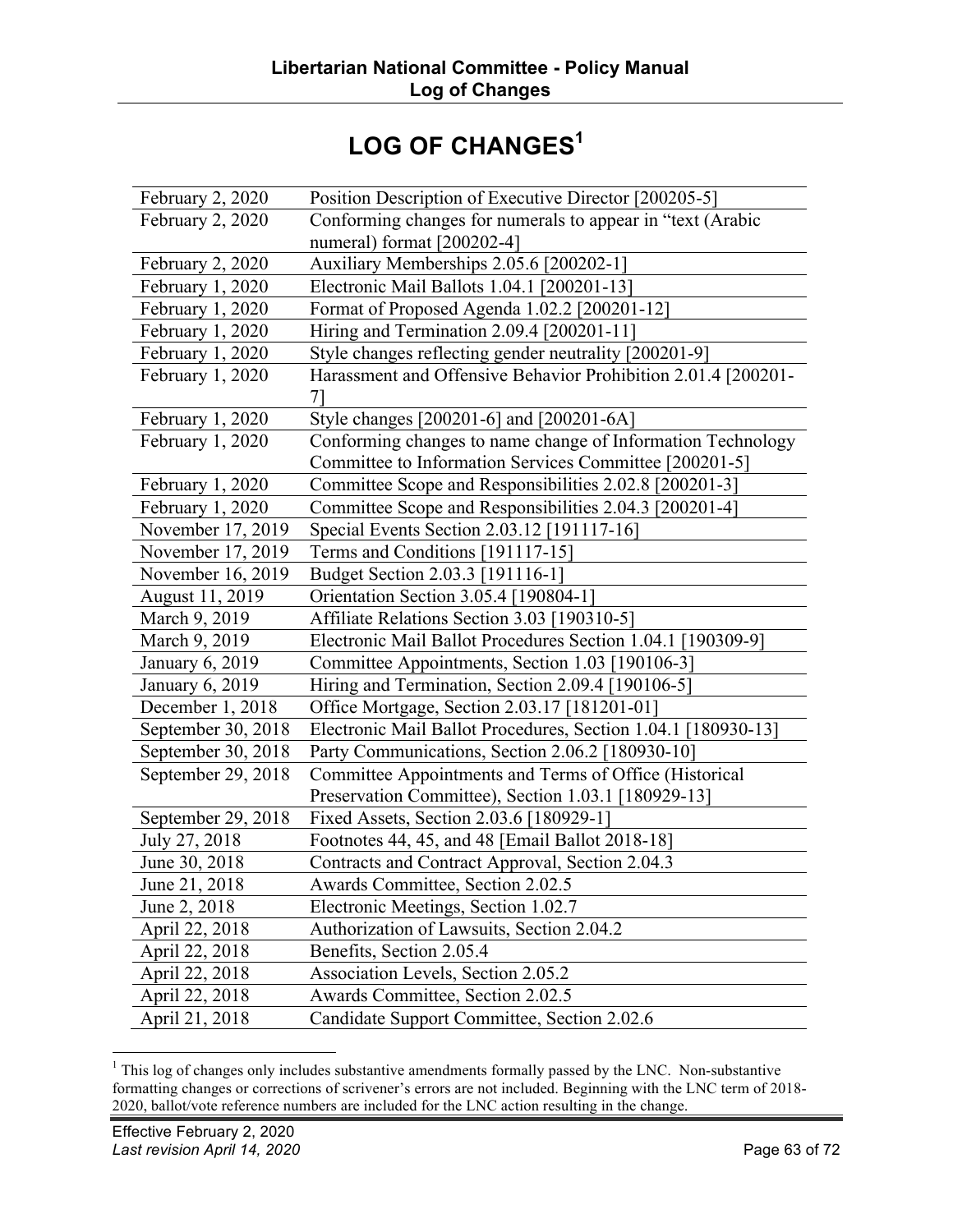# LOG OF CHANGES[1]

| | |
|---|---|
| February 2, 2020 | Position Description of Executive Director [200205-5] |
| February 2, 2020 | Conforming changes for numerals to appear in "text (Arabic numeral) format [200202-4] |
| February 2, 2020 | Auxiliary Memberships 2.05.6 [200202-1] |
| February 1, 2020 | Electronic Mail Ballots 1.04.1 [200201-13] |
| February 1, 2020 | Format of Proposed Agenda 1.02.2 [200201-12] |
| February 1, 2020 | Hiring and Termination 2.09.4 [200201-11] |
| February 1, 2020 | Style changes reflecting gender neutrality [200201-9] |
| February 1, 2020 | Harassment and Offensive Behavior Prohibition 2.01.4 [200201-7] |
| February 1, 2020 | Style changes [200201-6] and [200201-6A] |
| February 1, 2020 | Conforming changes to name change of Information Technology Committee to Information Services Committee [200201-5] |
| February 1, 2020 | Committee Scope and Responsibilities 2.02.8 [200201-3] |
| February 1, 2020 | Committee Scope and Responsibilities 2.04.3 [200201-4] |
| November 17, 2019 | Special Events Section 2.03.12 [191117-16] |
| November 17, 2019 | Terms and Conditions [191117-15] |
| November 16, 2019 | Budget Section 2.03.3 [191116-1] |
| August 11, 2019 | Orientation Section 3.05.4 [190804-1] |
| March 9, 2019 | Affiliate Relations Section 3.03 [190310-5] |
| March 9, 2019 | Electronic Mail Ballot Procedures Section 1.04.1 [190309-9] |
| January 6, 2019 | Committee Appointments, Section 1.03 [190106-3] |
| January 6, 2019 | Hiring and Termination, Section 2.09.4 [190106-5] |
| December 1, 2018 | Office Mortgage, Section 2.03.17 [181201-01] |
| September 30, 2018 | Electronic Mail Ballot Procedures, Section 1.04.1 [180930-13] |
| September 30, 2018 | Party Communications, Section 2.06.2 [180930-10] |
| September 29, 2018 | Committee Appointments and Terms of Office (Historical Preservation Committee), Section 1.03.1 [180929-13] |
| September 29, 2018 | Fixed Assets, Section 2.03.6 [180929-1] |
| July 27, 2018 | Footnotes 44, 45, and 48 [Email Ballot 2018-18] |
| June 30, 2018 | Contracts and Contract Approval, Section 2.04.3 |
| June 21, 2018 | Awards Committee, Section 2.02.5 |
| June 2, 2018 | Electronic Meetings, Section 1.02.7 |
| April 22, 2018 | Authorization of Lawsuits, Section 2.04.2 |
| April 22, 2018 | Benefits, Section 2.05.4 |
| April 22, 2018 | Association Levels, Section 2.05.2 |
| April 22, 2018 | Awards Committee, Section 2.02.5 |
| April 21, 2018 | Candidate Support Committee, Section 2.02.6 |

[1] This log of changes only includes substantive amendments formally passed by the LNC. Non-substantive formatting changes or corrections of scrivener's errors are not included. Beginning with the LNC term of 2018-2020, ballot/vote reference numbers are included for the LNC action resulting in the change.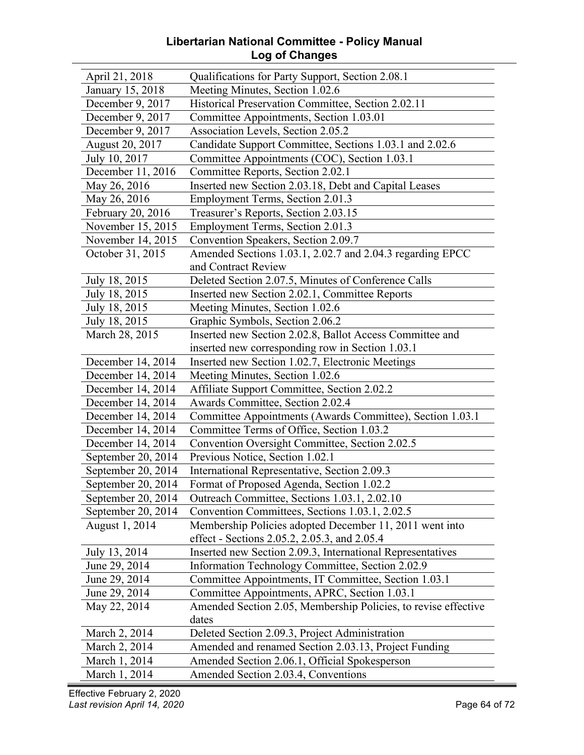| | |
|---|---|
| April 21, 2018 | Qualifications for Party Support, Section 2.08.1 |
| January 15, 2018 | Meeting Minutes, Section 1.02.6 |
| December 9, 2017 | Historical Preservation Committee, Section 2.02.11 |
| December 9, 2017 | Committee Appointments, Section 1.03.01 |
| December 9, 2017 | Association Levels, Section 2.05.2 |
| August 20, 2017 | Candidate Support Committee, Sections 1.03.1 and 2.02.6 |
| July 10, 2017 | Committee Appointments (COC), Section 1.03.1 |
| December 11, 2016 | Committee Reports, Section 2.02.1 |
| May 26, 2016 | Inserted new Section 2.03.18, Debt and Capital Leases |
| May 26, 2016 | Employment Terms, Section 2.01.3 |
| February 20, 2016 | Treasurer's Reports, Section 2.03.15 |
| November 15, 2015 | Employment Terms, Section 2.01.3 |
| November 14, 2015 | Convention Speakers, Section 2.09.7 |
| October 31, 2015 | Amended Sections 1.03.1, 2.02.7 and 2.04.3 regarding EPCC and Contract Review |
| July 18, 2015 | Deleted Section 2.07.5, Minutes of Conference Calls |
| July 18, 2015 | Inserted new Section 2.02.1, Committee Reports |
| July 18, 2015 | Meeting Minutes, Section 1.02.6 |
| July 18, 2015 | Graphic Symbols, Section 2.06.2 |
| March 28, 2015 | Inserted new Section 2.02.8, Ballot Access Committee and inserted new corresponding row in Section 1.03.1 |
| December 14, 2014 | Inserted new Section 1.02.7, Electronic Meetings |
| December 14, 2014 | Meeting Minutes, Section 1.02.6 |
| December 14, 2014 | Affiliate Support Committee, Section 2.02.2 |
| December 14, 2014 | Awards Committee, Section 2.02.4 |
| December 14, 2014 | Committee Appointments (Awards Committee), Section 1.03.1 |
| December 14, 2014 | Committee Terms of Office, Section 1.03.2 |
| December 14, 2014 | Convention Oversight Committee, Section 2.02.5 |
| September 20, 2014 | Previous Notice, Section 1.02.1 |
| September 20, 2014 | International Representative, Section 2.09.3 |
| September 20, 2014 | Format of Proposed Agenda, Section 1.02.2 |
| September 20, 2014 | Outreach Committee, Sections 1.03.1, 2.02.10 |
| September 20, 2014 | Convention Committees, Sections 1.03.1, 2.02.5 |
| August 1, 2014 | Membership Policies adopted December 11, 2011 went into effect - Sections 2.05.2, 2.05.3, and 2.05.4 |
| July 13, 2014 | Inserted new Section 2.09.3, International Representatives |
| June 29, 2014 | Information Technology Committee, Section 2.02.9 |
| June 29, 2014 | Committee Appointments, IT Committee, Section 1.03.1 |
| June 29, 2014 | Committee Appointments, APRC, Section 1.03.1 |
| May 22, 2014 | Amended Section 2.05, Membership Policies, to revise effective dates |
| March 2, 2014 | Deleted Section 2.09.3, Project Administration |
| March 2, 2014 | Amended and renamed Section 2.03.13, Project Funding |
| March 1, 2014 | Amended Section 2.06.1, Official Spokesperson |
| March 1, 2014 | Amended Section 2.03.4, Conventions |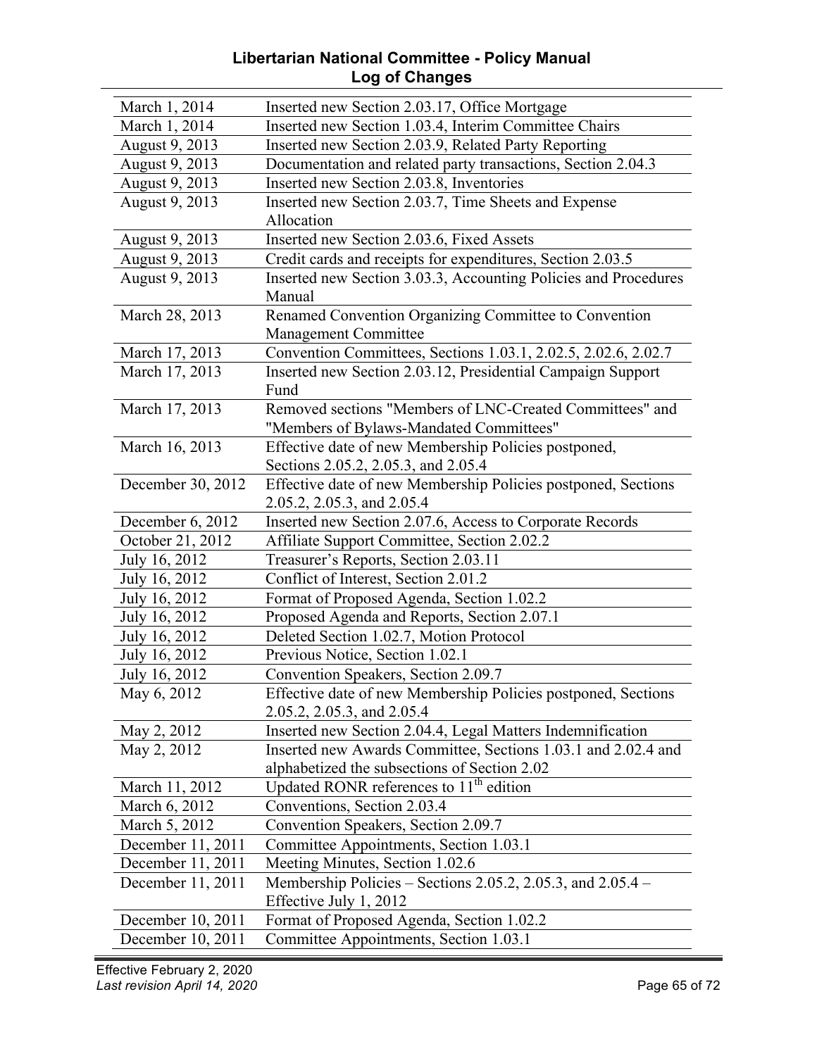| | |
|---|---|
| March 1, 2014 | Inserted new Section 2.03.17, Office Mortgage |
| March 1, 2014 | Inserted new Section 1.03.4, Interim Committee Chairs |
| August 9, 2013 | Inserted new Section 2.03.9, Related Party Reporting |
| August 9, 2013 | Documentation and related party transactions, Section 2.04.3 |
| August 9, 2013 | Inserted new Section 2.03.8, Inventories |
| August 9, 2013 | Inserted new Section 2.03.7, Time Sheets and Expense Allocation |
| August 9, 2013 | Inserted new Section 2.03.6, Fixed Assets |
| August 9, 2013 | Credit cards and receipts for expenditures, Section 2.03.5 |
| August 9, 2013 | Inserted new Section 3.03.3, Accounting Policies and Procedures Manual |
| March 28, 2013 | Renamed Convention Organizing Committee to Convention Management Committee |
| March 17, 2013 | Convention Committees, Sections 1.03.1, 2.02.5, 2.02.6, 2.02.7 |
| March 17, 2013 | Inserted new Section 2.03.12, Presidential Campaign Support Fund |
| March 17, 2013 | Removed sections "Members of LNC-Created Committees" and "Members of Bylaws-Mandated Committees" |
| March 16, 2013 | Effective date of new Membership Policies postponed, Sections 2.05.2, 2.05.3, and 2.05.4 |
| December 30, 2012 | Effective date of new Membership Policies postponed, Sections 2.05.2, 2.05.3, and 2.05.4 |
| December 6, 2012 | Inserted new Section 2.07.6, Access to Corporate Records |
| October 21, 2012 | Affiliate Support Committee, Section 2.02.2 |
| July 16, 2012 | Treasurer's Reports, Section 2.03.11 |
| July 16, 2012 | Conflict of Interest, Section 2.01.2 |
| July 16, 2012 | Format of Proposed Agenda, Section 1.02.2 |
| July 16, 2012 | Proposed Agenda and Reports, Section 2.07.1 |
| July 16, 2012 | Deleted Section 1.02.7, Motion Protocol |
| July 16, 2012 | Previous Notice, Section 1.02.1 |
| July 16, 2012 | Convention Speakers, Section 2.09.7 |
| May 6, 2012 | Effective date of new Membership Policies postponed, Sections 2.05.2, 2.05.3, and 2.05.4 |
| May 2, 2012 | Inserted new Section 2.04.4, Legal Matters Indemnification |
| May 2, 2012 | Inserted new Awards Committee, Sections 1.03.1 and 2.02.4 and alphabetized the subsections of Section 2.02 |
| March 11, 2012 | Updated RONR references to 11th edition |
| March 6, 2012 | Conventions, Section 2.03.4 |
| March 5, 2012 | Convention Speakers, Section 2.09.7 |
| December 11, 2011 | Committee Appointments, Section 1.03.1 |
| December 11, 2011 | Meeting Minutes, Section 1.02.6 |
| December 11, 2011 | Membership Policies – Sections 2.05.2, 2.05.3, and 2.05.4 – Effective July 1, 2012 |
| December 10, 2011 | Format of Proposed Agenda, Section 1.02.2 |
| December 10, 2011 | Committee Appointments, Section 1.03.1 |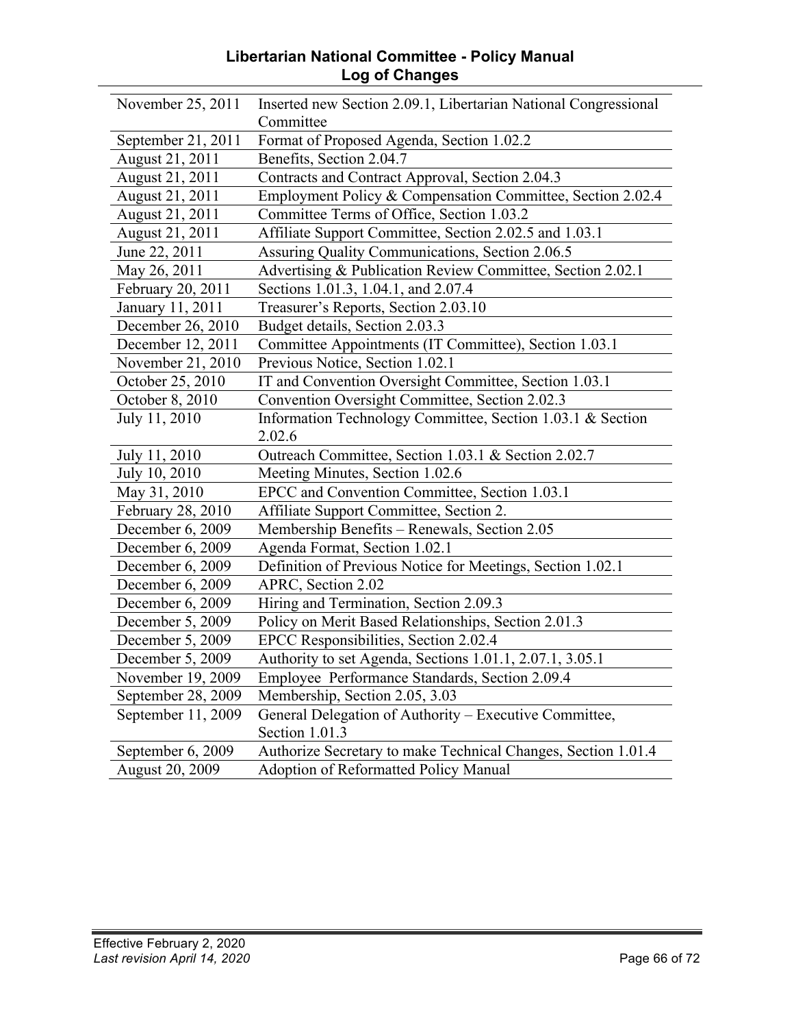| | |
|---|---|
| November 25, 2011 | Inserted new Section 2.09.1, Libertarian National Congressional Committee |
| September 21, 2011 | Format of Proposed Agenda, Section 1.02.2 |
| August 21, 2011 | Benefits, Section 2.04.7 |
| August 21, 2011 | Contracts and Contract Approval, Section 2.04.3 |
| August 21, 2011 | Employment Policy & Compensation Committee, Section 2.02.4 |
| August 21, 2011 | Committee Terms of Office, Section 1.03.2 |
| August 21, 2011 | Affiliate Support Committee, Section 2.02.5 and 1.03.1 |
| June 22, 2011 | Assuring Quality Communications, Section 2.06.5 |
| May 26, 2011 | Advertising & Publication Review Committee, Section 2.02.1 |
| February 20, 2011 | Sections 1.01.3, 1.04.1, and 2.07.4 |
| January 11, 2011 | Treasurer's Reports, Section 2.03.10 |
| December 26, 2010 | Budget details, Section 2.03.3 |
| December 12, 2011 | Committee Appointments (IT Committee), Section 1.03.1 |
| November 21, 2010 | Previous Notice, Section 1.02.1 |
| October 25, 2010 | IT and Convention Oversight Committee, Section 1.03.1 |
| October 8, 2010 | Convention Oversight Committee, Section 2.02.3 |
| July 11, 2010 | Information Technology Committee, Section 1.03.1 & Section 2.02.6 |
| July 11, 2010 | Outreach Committee, Section 1.03.1 & Section 2.02.7 |
| July 10, 2010 | Meeting Minutes, Section 1.02.6 |
| May 31, 2010 | EPCC and Convention Committee, Section 1.03.1 |
| February 28, 2010 | Affiliate Support Committee, Section 2. |
| December 6, 2009 | Membership Benefits – Renewals, Section 2.05 |
| December 6, 2009 | Agenda Format, Section 1.02.1 |
| December 6, 2009 | Definition of Previous Notice for Meetings, Section 1.02.1 |
| December 6, 2009 | APRC, Section 2.02 |
| December 6, 2009 | Hiring and Termination, Section 2.09.3 |
| December 5, 2009 | Policy on Merit Based Relationships, Section 2.01.3 |
| December 5, 2009 | EPCC Responsibilities, Section 2.02.4 |
| December 5, 2009 | Authority to set Agenda, Sections 1.01.1, 2.07.1, 3.05.1 |
| November 19, 2009 | Employee Performance Standards, Section 2.09.4 |
| September 28, 2009 | Membership, Section 2.05, 3.03 |
| September 11, 2009 | General Delegation of Authority – Executive Committee, Section 1.01.3 |
| September 6, 2009 | Authorize Secretary to make Technical Changes, Section 1.01.4 |
| August 20, 2009 | Adoption of Reformatted Policy Manual |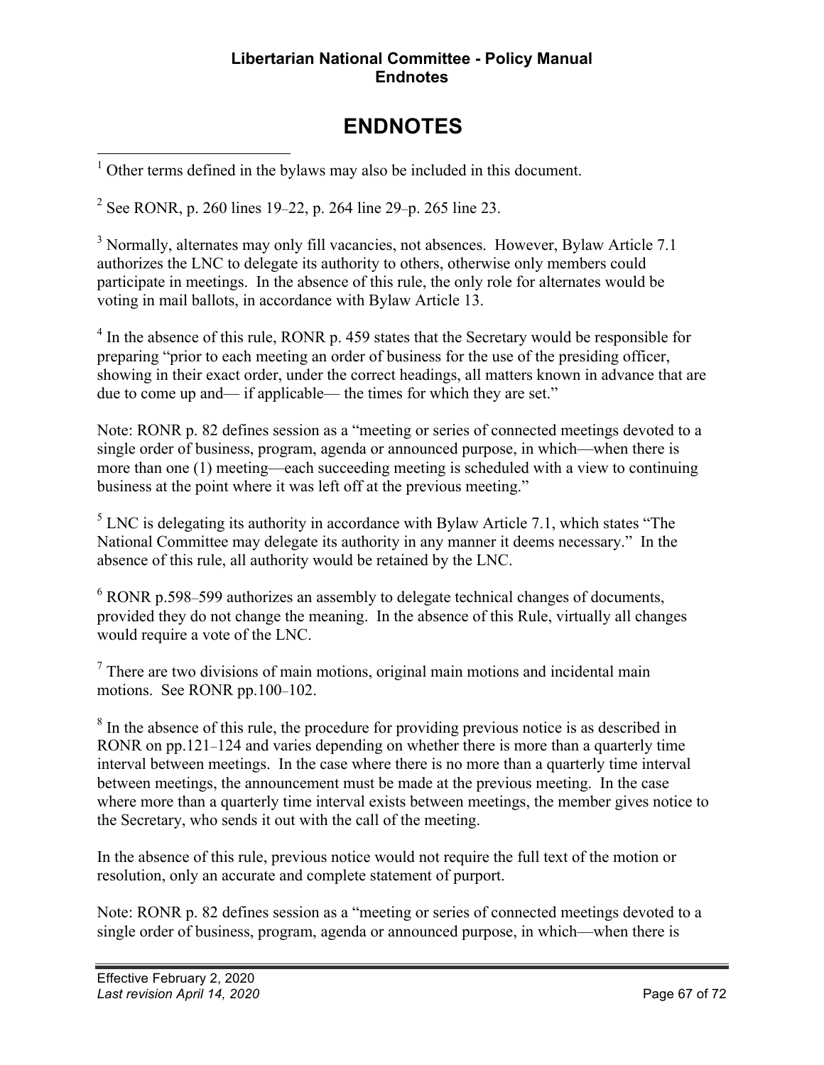# ENDNOTES

[1] Other terms defined in the bylaws may also be included in this document.

[2] See RONR, p. 260 lines 19–22, p. 264 line 29–p. 265 line 23.

[3] Normally, alternates may only fill vacancies, not absences. However, Bylaw Article 7.1 authorizes the LNC to delegate its authority to others, otherwise only members could participate in meetings. In the absence of this rule, the only role for alternates would be voting in mail ballots, in accordance with Bylaw Article 13.

[4] In the absence of this rule, RONR p. 459 states that the Secretary would be responsible for preparing "prior to each meeting an order of business for the use of the presiding officer, showing in their exact order, under the correct headings, all matters known in advance that are due to come up and— if applicable— the times for which they are set."

Note: RONR p. 82 defines session as a "meeting or series of connected meetings devoted to a single order of business, program, agenda or announced purpose, in which—when there is more than one (1) meeting—each succeeding meeting is scheduled with a view to continuing business at the point where it was left off at the previous meeting."

[5] LNC is delegating its authority in accordance with Bylaw Article 7.1, which states "The National Committee may delegate its authority in any manner it deems necessary." In the absence of this rule, all authority would be retained by the LNC.

[6] RONR p.598–599 authorizes an assembly to delegate technical changes of documents, provided they do not change the meaning. In the absence of this Rule, virtually all changes would require a vote of the LNC.

[7] There are two divisions of main motions, original main motions and incidental main motions. See RONR pp.100–102.

[8] In the absence of this rule, the procedure for providing previous notice is as described in RONR on pp.121–124 and varies depending on whether there is more than a quarterly time interval between meetings. In the case where there is no more than a quarterly time interval between meetings, the announcement must be made at the previous meeting. In the case where more than a quarterly time interval exists between meetings, the member gives notice to the Secretary, who sends it out with the call of the meeting.

In the absence of this rule, previous notice would not require the full text of the motion or resolution, only an accurate and complete statement of purport.

Note: RONR p. 82 defines session as a "meeting or series of connected meetings devoted to a single order of business, program, agenda or announced purpose, in which—when there is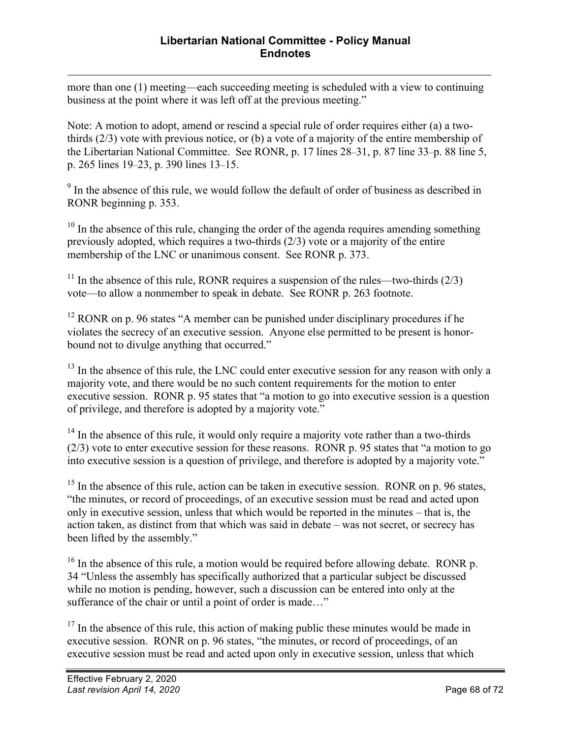more than one (1) meeting—each succeeding meeting is scheduled with a view to continuing business at the point where it was left off at the previous meeting."

Note: A motion to adopt, amend or rescind a special rule of order requires either (a) a two-thirds (2/3) vote with previous notice, or (b) a vote of a majority of the entire membership of the Libertarian National Committee. See RONR, p. 17 lines 28–31, p. 87 line 33–p. 88 line 5, p. 265 lines 19–23, p. 390 lines 13–15.

[9] In the absence of this rule, we would follow the default of order of business as described in RONR beginning p. 353.

[10] In the absence of this rule, changing the order of the agenda requires amending something previously adopted, which requires a two-thirds (2/3) vote or a majority of the entire membership of the LNC or unanimous consent. See RONR p. 373.

[11] In the absence of this rule, RONR requires a suspension of the rules—two-thirds (2/3) vote—to allow a nonmember to speak in debate. See RONR p. 263 footnote.

[12] RONR on p. 96 states "A member can be punished under disciplinary procedures if he violates the secrecy of an executive session. Anyone else permitted to be present is honor-bound not to divulge anything that occurred."

[13] In the absence of this rule, the LNC could enter executive session for any reason with only a majority vote, and there would be no such content requirements for the motion to enter executive session. RONR p. 95 states that "a motion to go into executive session is a question of privilege, and therefore is adopted by a majority vote."

[14] In the absence of this rule, it would only require a majority vote rather than a two-thirds (2/3) vote to enter executive session for these reasons. RONR p. 95 states that "a motion to go into executive session is a question of privilege, and therefore is adopted by a majority vote."

[15] In the absence of this rule, action can be taken in executive session. RONR on p. 96 states, "the minutes, or record of proceedings, of an executive session must be read and acted upon only in executive session, unless that which would be reported in the minutes – that is, the action taken, as distinct from that which was said in debate – was not secret, or secrecy has been lifted by the assembly."

[16] In the absence of this rule, a motion would be required before allowing debate. RONR p. 34 "Unless the assembly has specifically authorized that a particular subject be discussed while no motion is pending, however, such a discussion can be entered into only at the sufferance of the chair or until a point of order is made…"

[17] In the absence of this rule, this action of making public these minutes would be made in executive session. RONR on p. 96 states, "the minutes, or record of proceedings, of an executive session must be read and acted upon only in executive session, unless that which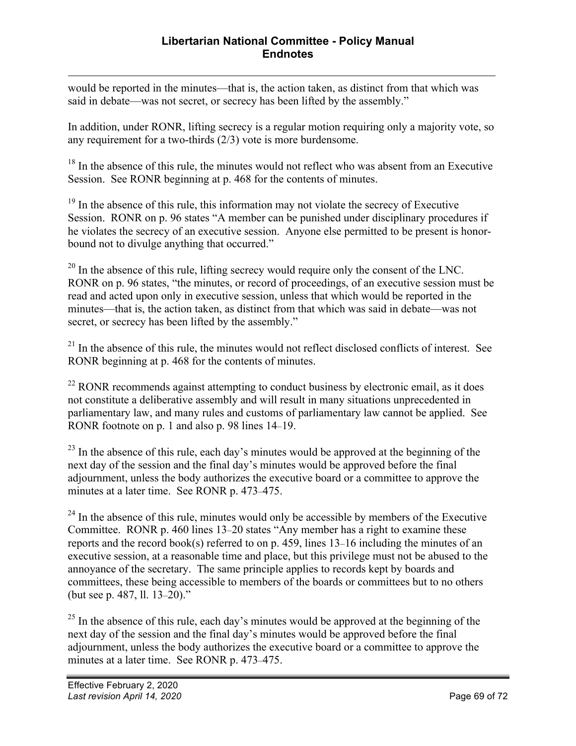would be reported in the minutes—that is, the action taken, as distinct from that which was said in debate—was not secret, or secrecy has been lifted by the assembly."

In addition, under RONR, lifting secrecy is a regular motion requiring only a majority vote, so any requirement for a two-thirds (2/3) vote is more burdensome.

[18] In the absence of this rule, the minutes would not reflect who was absent from an Executive Session. See RONR beginning at p. 468 for the contents of minutes.

[19] In the absence of this rule, this information may not violate the secrecy of Executive Session. RONR on p. 96 states "A member can be punished under disciplinary procedures if he violates the secrecy of an executive session. Anyone else permitted to be present is honor-bound not to divulge anything that occurred."

[20] In the absence of this rule, lifting secrecy would require only the consent of the LNC. RONR on p. 96 states, "the minutes, or record of proceedings, of an executive session must be read and acted upon only in executive session, unless that which would be reported in the minutes—that is, the action taken, as distinct from that which was said in debate—was not secret, or secrecy has been lifted by the assembly."

[21] In the absence of this rule, the minutes would not reflect disclosed conflicts of interest. See RONR beginning at p. 468 for the contents of minutes.

[22] RONR recommends against attempting to conduct business by electronic email, as it does not constitute a deliberative assembly and will result in many situations unprecedented in parliamentary law, and many rules and customs of parliamentary law cannot be applied. See RONR footnote on p. 1 and also p. 98 lines 14–19.

[23] In the absence of this rule, each day's minutes would be approved at the beginning of the next day of the session and the final day's minutes would be approved before the final adjournment, unless the body authorizes the executive board or a committee to approve the minutes at a later time. See RONR p. 473–475.

[24] In the absence of this rule, minutes would only be accessible by members of the Executive Committee. RONR p. 460 lines 13–20 states "Any member has a right to examine these reports and the record book(s) referred to on p. 459, lines 13–16 including the minutes of an executive session, at a reasonable time and place, but this privilege must not be abused to the annoyance of the secretary. The same principle applies to records kept by boards and committees, these being accessible to members of the boards or committees but to no others (but see p. 487, ll. 13–20)."

[25] In the absence of this rule, each day's minutes would be approved at the beginning of the next day of the session and the final day's minutes would be approved before the final adjournment, unless the body authorizes the executive board or a committee to approve the minutes at a later time. See RONR p. 473–475.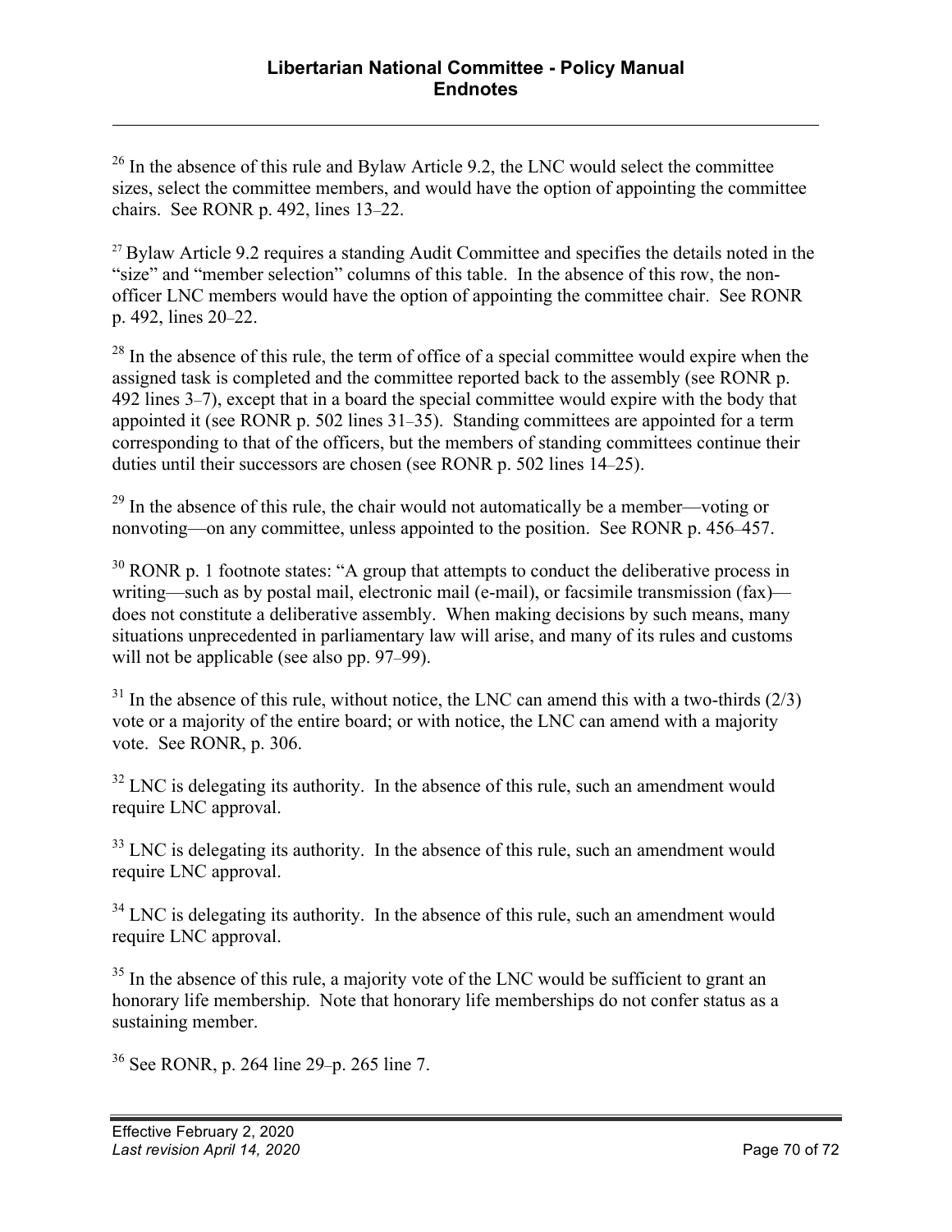[26] In the absence of this rule and Bylaw Article 9.2, the LNC would select the committee sizes, select the committee members, and would have the option of appointing the committee chairs. See RONR p. 492, lines 13–22.

[27] Bylaw Article 9.2 requires a standing Audit Committee and specifies the details noted in the "size" and "member selection" columns of this table. In the absence of this row, the non-officer LNC members would have the option of appointing the committee chair. See RONR p. 492, lines 20–22.

[28] In the absence of this rule, the term of office of a special committee would expire when the assigned task is completed and the committee reported back to the assembly (see RONR p. 492 lines 3–7), except that in a board the special committee would expire with the body that appointed it (see RONR p. 502 lines 31–35). Standing committees are appointed for a term corresponding to that of the officers, but the members of standing committees continue their duties until their successors are chosen (see RONR p. 502 lines 14–25).

[29] In the absence of this rule, the chair would not automatically be a member—voting or nonvoting—on any committee, unless appointed to the position. See RONR p. 456–457.

[30] RONR p. 1 footnote states: "A group that attempts to conduct the deliberative process in writing—such as by postal mail, electronic mail (e-mail), or facsimile transmission (fax)—does not constitute a deliberative assembly. When making decisions by such means, many situations unprecedented in parliamentary law will arise, and many of its rules and customs will not be applicable (see also pp. 97–99).

[31] In the absence of this rule, without notice, the LNC can amend this with a two-thirds (2/3) vote or a majority of the entire board; or with notice, the LNC can amend with a majority vote. See RONR, p. 306.

[32] LNC is delegating its authority. In the absence of this rule, such an amendment would require LNC approval.

[33] LNC is delegating its authority. In the absence of this rule, such an amendment would require LNC approval.

[34] LNC is delegating its authority. In the absence of this rule, such an amendment would require LNC approval.

[35] In the absence of this rule, a majority vote of the LNC would be sufficient to grant an honorary life membership. Note that honorary life memberships do not confer status as a sustaining member.

[36] See RONR, p. 264 line 29–p. 265 line 7.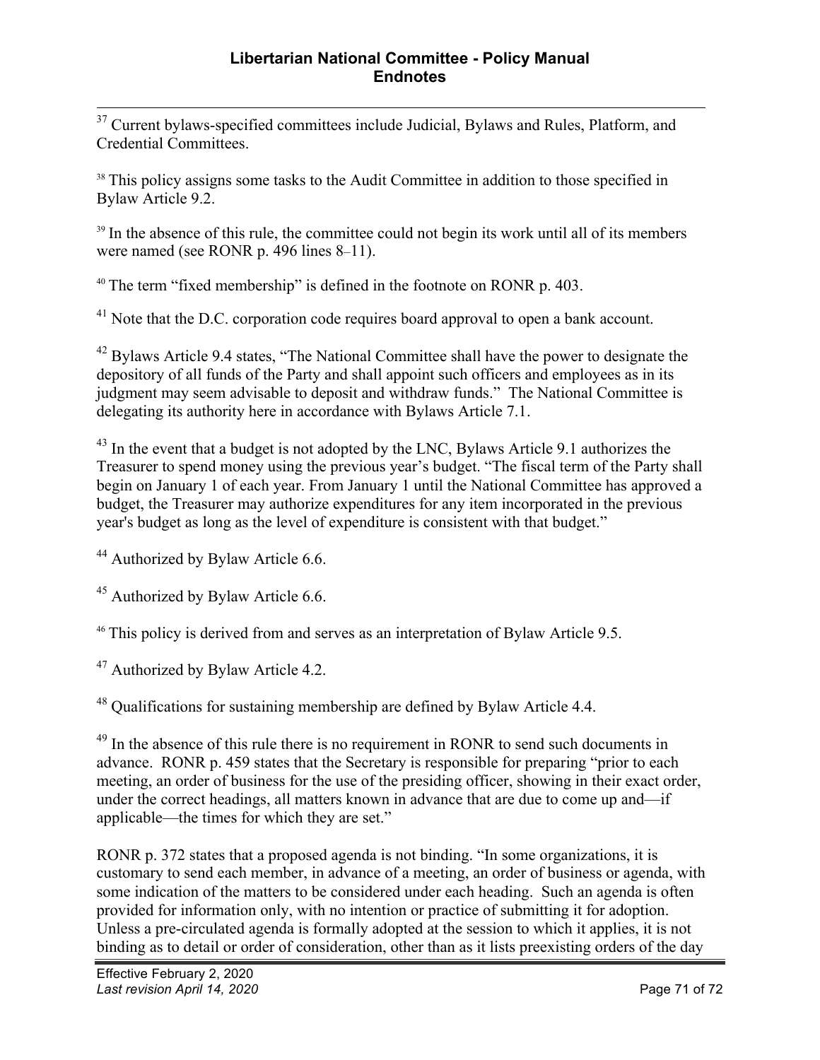[37] Current bylaws-specified committees include Judicial, Bylaws and Rules, Platform, and Credential Committees.

[38] This policy assigns some tasks to the Audit Committee in addition to those specified in Bylaw Article 9.2.

[39] In the absence of this rule, the committee could not begin its work until all of its members were named (see RONR p. 496 lines 8–11).

[40] The term "fixed membership" is defined in the footnote on RONR p. 403.

[41] Note that the D.C. corporation code requires board approval to open a bank account.

[42] Bylaws Article 9.4 states, "The National Committee shall have the power to designate the depository of all funds of the Party and shall appoint such officers and employees as in its judgment may seem advisable to deposit and withdraw funds." The National Committee is delegating its authority here in accordance with Bylaws Article 7.1.

[43] In the event that a budget is not adopted by the LNC, Bylaws Article 9.1 authorizes the Treasurer to spend money using the previous year's budget. "The fiscal term of the Party shall begin on January 1 of each year. From January 1 until the National Committee has approved a budget, the Treasurer may authorize expenditures for any item incorporated in the previous year's budget as long as the level of expenditure is consistent with that budget."

[44] Authorized by Bylaw Article 6.6.

[45] Authorized by Bylaw Article 6.6.

[46] This policy is derived from and serves as an interpretation of Bylaw Article 9.5.

[47] Authorized by Bylaw Article 4.2.

[48] Qualifications for sustaining membership are defined by Bylaw Article 4.4.

[49] In the absence of this rule there is no requirement in RONR to send such documents in advance. RONR p. 459 states that the Secretary is responsible for preparing "prior to each meeting, an order of business for the use of the presiding officer, showing in their exact order, under the correct headings, all matters known in advance that are due to come up and—if applicable—the times for which they are set."

RONR p. 372 states that a proposed agenda is not binding. "In some organizations, it is customary to send each member, in advance of a meeting, an order of business or agenda, with some indication of the matters to be considered under each heading. Such an agenda is often provided for information only, with no intention or practice of submitting it for adoption. Unless a pre-circulated agenda is formally adopted at the session to which it applies, it is not binding as to detail or order of consideration, other than as it lists preexisting orders of the day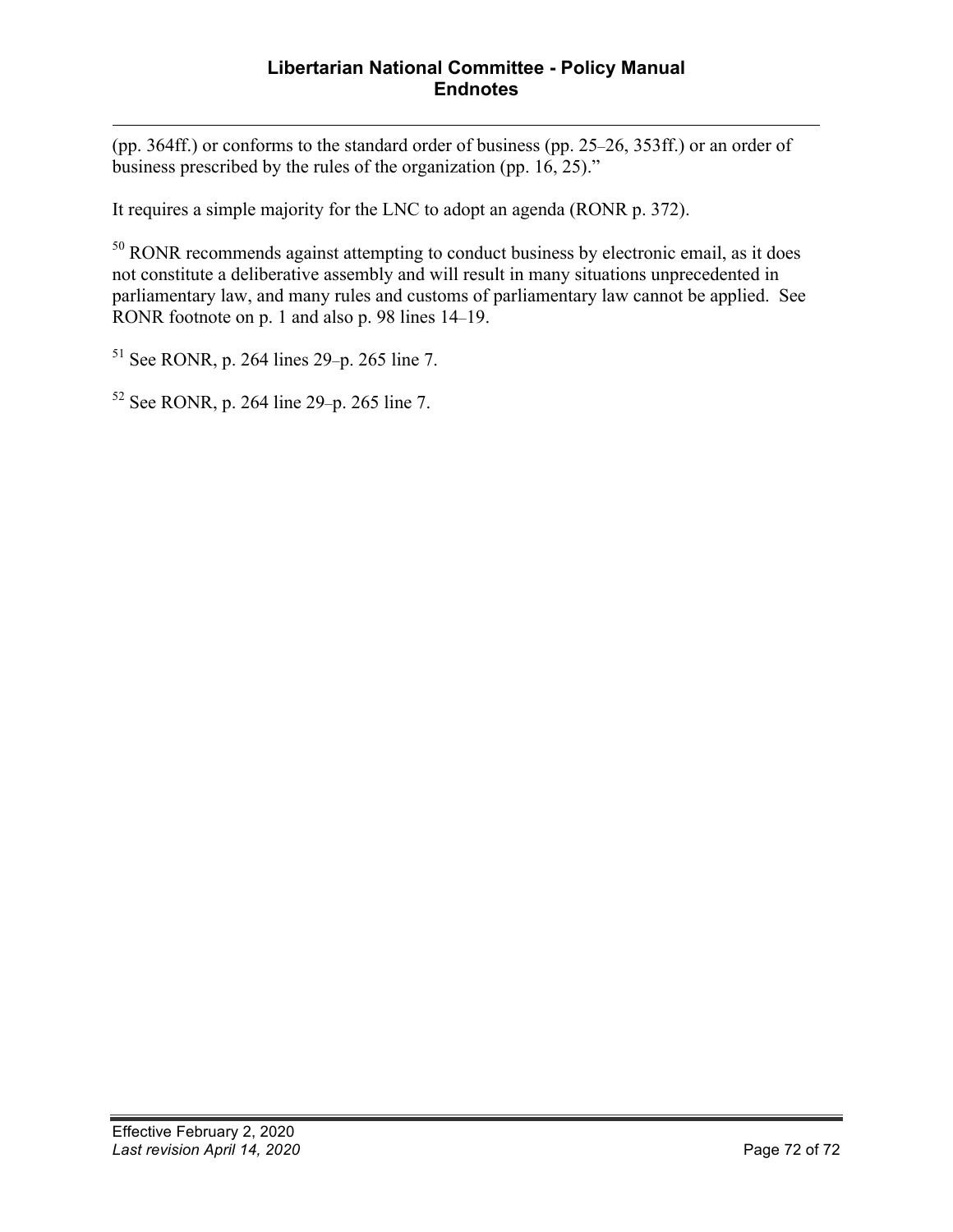(pp. 364ff.) or conforms to the standard order of business (pp. 25–26, 353ff.) or an order of business prescribed by the rules of the organization (pp. 16, 25)."

It requires a simple majority for the LNC to adopt an agenda (RONR p. 372).

[50] RONR recommends against attempting to conduct business by electronic email, as it does not constitute a deliberative assembly and will result in many situations unprecedented in parliamentary law, and many rules and customs of parliamentary law cannot be applied. See RONR footnote on p. 1 and also p. 98 lines 14–19.

[51] See RONR, p. 264 lines 29–p. 265 line 7.

[52] See RONR, p. 264 line 29–p. 265 line 7.